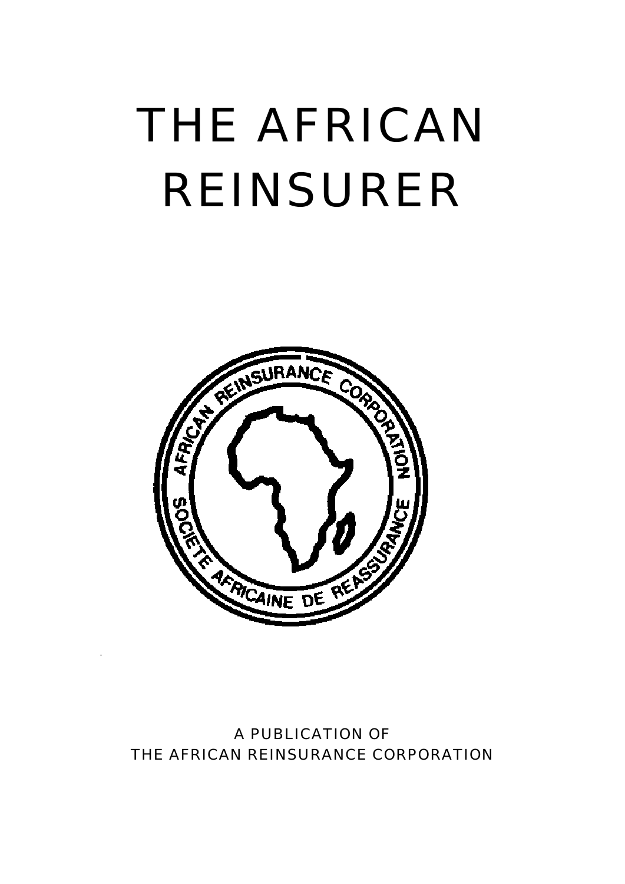# THE AFRICAN REINSURER

AFRICAN REINSURANCE CORPORATION

SOCIETE AFRICAINE DE REASSURANCE

A PUBLICATION OF
THE AFRICAN REINSURANCE CORPORATION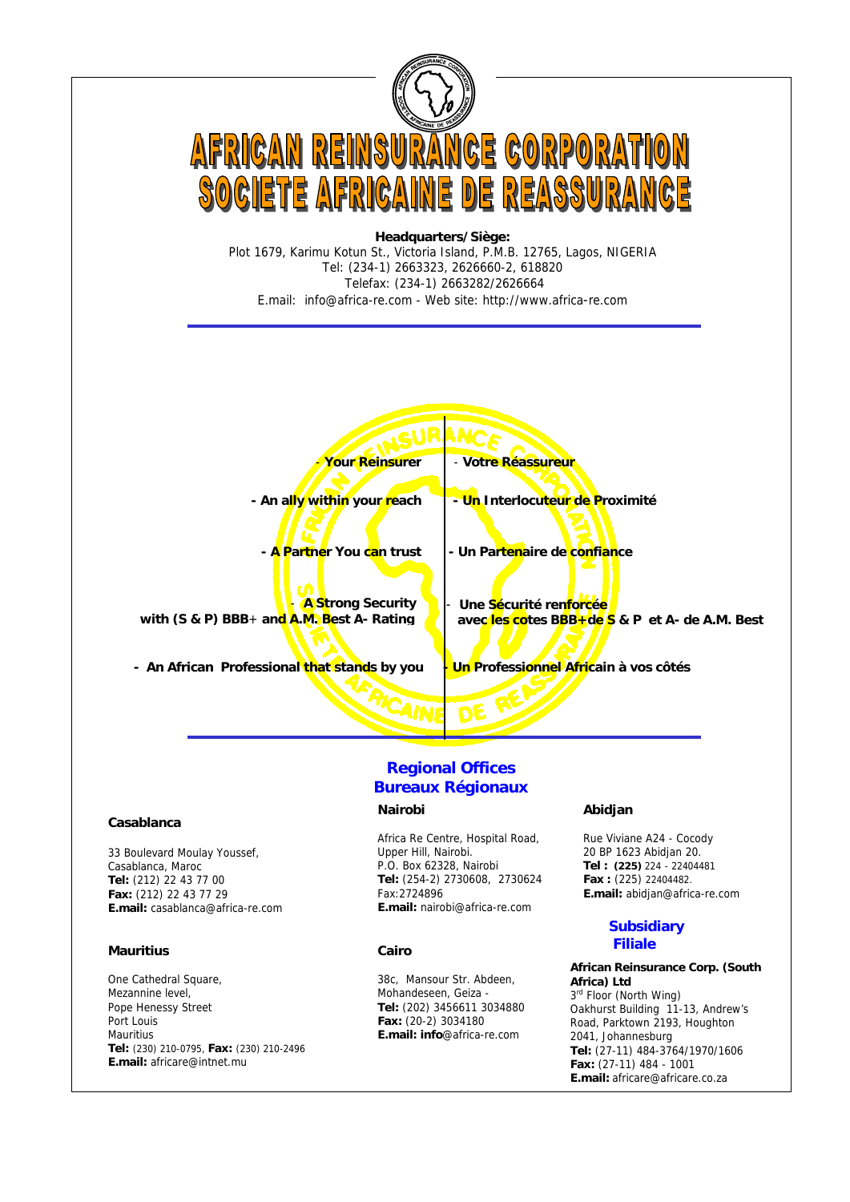# AFRICAN REINSURANCE CORPORATION
# SOCIETE AFRICAINE DE REASSURANCE

**Headquarters/Siège:**
Plot 1679, Karimu Kotun St., Victoria Island, P.M.B. 12765, Lagos, NIGERIA
Tel: (234-1) 2663323, 2626660-2, 618820
Telefax: (234-1) 2663282/2626664
E.mail: info@africa-re.com - Web site: http://www.africa-re.com

| | |
|---|---|
| **- Your Reinsurer** | **- Votre Réassureur** |
| **- An ally within your reach** | **- Un Interlocuteur de Proximité** |
| **- A Partner You can trust** | **- Un Partenaire de confiance** |
| **- A Strong Security with (S & P) BBB+ and A.M. Best A- Rating** | **- Une Sécurité renforcée avec les cotes BBB+de S & P et A- de A.M. Best** |
| **- An African Professional that stands by you** | **- Un Professionnel Africain à vos côtés** |

## Regional Offices
## Bureaux Régionaux

**Casablanca**

33 Boulevard Moulay Youssef,
Casablanca, Maroc
**Tel:** (212) 22 43 77 00
**Fax:** (212) 22 43 77 29
**E.mail:** casablanca@africa-re.com

**Mauritius**

One Cathedral Square,
Mezzannine level,
Pope Henessy Street
Port Louis
Mauritius
**Tel:** (230) 210-0795, **Fax:** (230) 210-2496
**E.mail:** africare@intnet.mu

**Nairobi**

Africa Re Centre, Hospital Road,
Upper Hill, Nairobi.
P.O. Box 62328, Nairobi
**Tel:** (254-2) 2730608, 2730624
Fax:2724896
**E.mail:** nairobi@africa-re.com

**Cairo**

38c, Mansour Str. Abdeen,
Mohandeseen, Geiza -
**Tel:** (202) 3456611 3034880
**Fax:** (20-2) 3034180
**E.mail: info**@africa-re.com

**Abidjan**

Rue Viviane A24 - Cocody
20 BP 1623 Abidjan 20.
**Tel : (225)** 224 - 22404481
**Fax :** (225) 22404482.
**E.mail:** abidjan@africa-re.com

## Subsidiary
## Filiale

**African Reinsurance Corp. (South Africa) Ltd**
3rd Floor (North Wing)
Oakhurst Building 11-13, Andrew's Road, Parktown 2193, Houghton 2041, Johannesburg
**Tel:** (27-11) 484-3764/1970/1606
**Fax:** (27-11) 484 - 1001
**E.mail:** africare@africare.co.za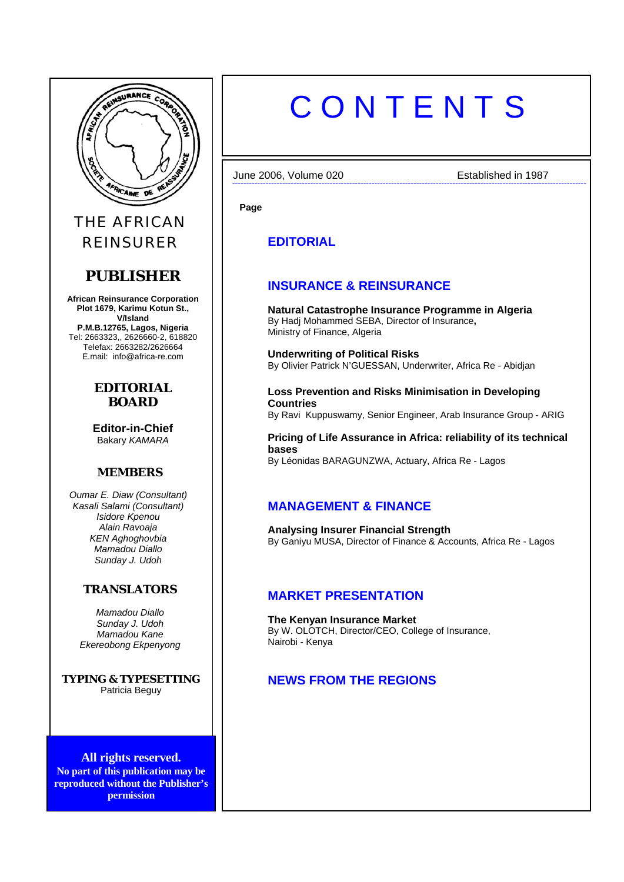THE AFRICAN REINSURER

## PUBLISHER

**African Reinsurance Corporation**
**Plot 1679, Karimu Kotun St., V/Island**
**P.M.B.12765, Lagos, Nigeria**
Tel: 2663323,, 2626660-2, 618820
Telefax: 2663282/2626664
E.mail: info@africa-re.com

## EDITORIAL BOARD

**Editor-in-Chief**
Bakary *KAMARA*

### MEMBERS

*Oumar E. Diaw (Consultant)*
*Kasali Salami (Consultant)*
*Isidore Kpenou*
*Alain Ravoaja*
*KEN Aghoghovbia*
*Mamadou Diallo*
*Sunday J. Udoh*

### TRANSLATORS

*Mamadou Diallo*
*Sunday J. Udoh*
*Mamadou Kane*
*Ekereobong Ekpenyong*

### TYPING & TYPESETTING

Patricia Beguy

**All rights reserved.**
**No part of this publication may be reproduced without the Publisher's permission**

# CONTENTS

June 2006, Volume 020 — Established in 1987

**Page**

## EDITORIAL

## INSURANCE & REINSURANCE

**Natural Catastrophe Insurance Programme in Algeria**
By Hadj Mohammed SEBA, Director of Insurance**,**
Ministry of Finance, Algeria

**Underwriting of Political Risks**
By Olivier Patrick N'GUESSAN, Underwriter, Africa Re - Abidjan

**Loss Prevention and Risks Minimisation in Developing Countries**
By Ravi Kuppuswamy, Senior Engineer, Arab Insurance Group - ARIG

**Pricing of Life Assurance in Africa: reliability of its technical bases**
By Léonidas BARAGUNZWA, Actuary, Africa Re - Lagos

## MANAGEMENT & FINANCE

**Analysing Insurer Financial Strength**
By Ganiyu MUSA, Director of Finance & Accounts, Africa Re - Lagos

## MARKET PRESENTATION

**The Kenyan Insurance Market**
By W. OLOTCH, Director/CEO, College of Insurance,
Nairobi - Kenya

## NEWS FROM THE REGIONS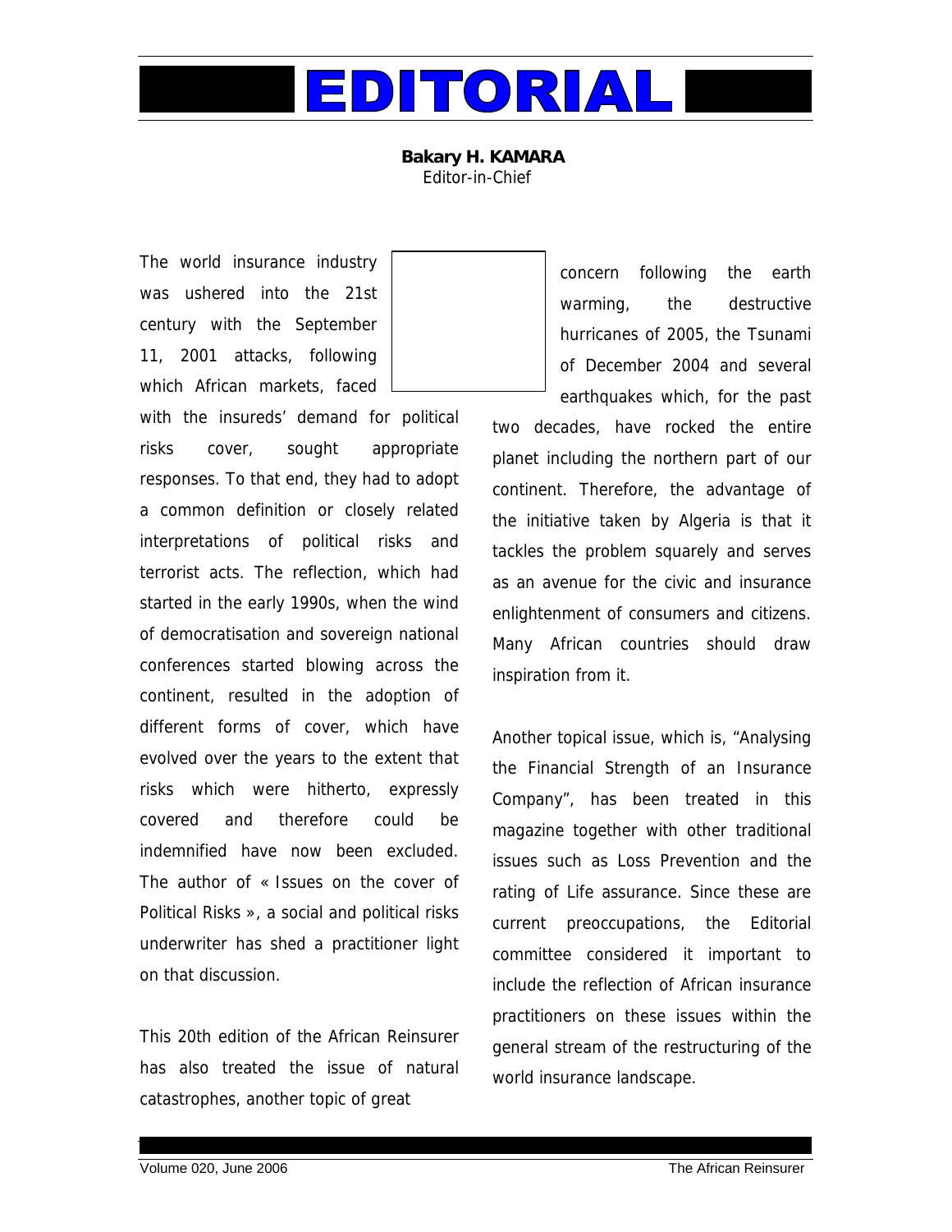# EDITORIAL

**Bakary H. KAMARA**
Editor-in-Chief

The world insurance industry was ushered into the 21st century with the September 11, 2001 attacks, following which African markets, faced with the insureds' demand for political risks cover, sought appropriate responses. To that end, they had to adopt a common definition or closely related interpretations of political risks and terrorist acts. The reflection, which had started in the early 1990s, when the wind of democratisation and sovereign national conferences started blowing across the continent, resulted in the adoption of different forms of cover, which have evolved over the years to the extent that risks which were hitherto, expressly covered and therefore could be indemnified have now been excluded. The author of « Issues on the cover of Political Risks », a social and political risks underwriter has shed a practitioner light on that discussion.

This 20th edition of the African Reinsurer has also treated the issue of natural catastrophes, another topic of great concern following the earth warming, the destructive hurricanes of 2005, the Tsunami of December 2004 and several earthquakes which, for the past two decades, have rocked the entire planet including the northern part of our continent. Therefore, the advantage of the initiative taken by Algeria is that it tackles the problem squarely and serves as an avenue for the civic and insurance enlightenment of consumers and citizens. Many African countries should draw inspiration from it.

Another topical issue, which is, "Analysing the Financial Strength of an Insurance Company", has been treated in this magazine together with other traditional issues such as Loss Prevention and the rating of Life assurance. Since these are current preoccupations, the Editorial committee considered it important to include the reflection of African insurance practitioners on these issues within the general stream of the restructuring of the world insurance landscape.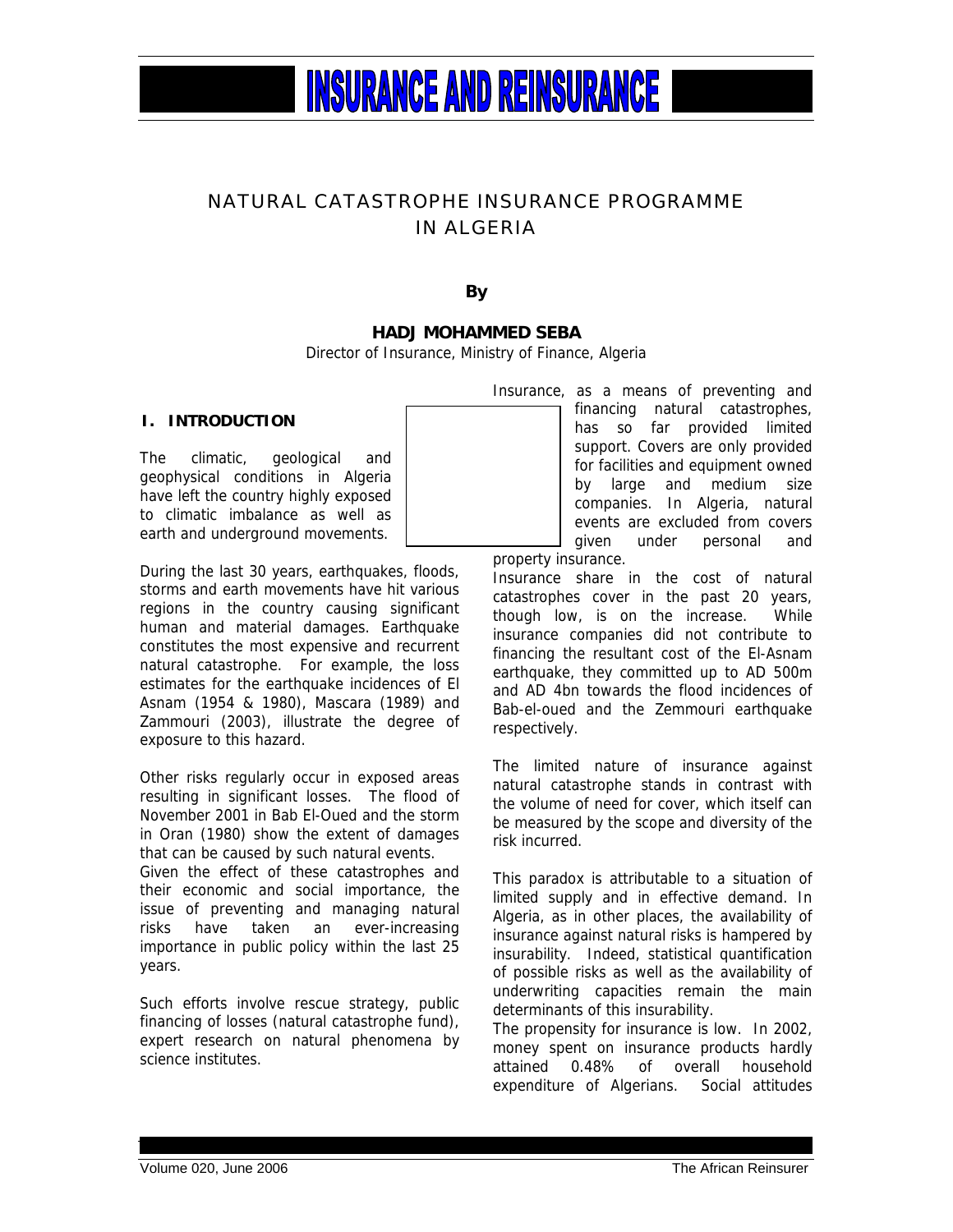# INSURANCE AND REINSURANCE

## NATURAL CATASTROPHE INSURANCE PROGRAMME IN ALGERIA

**By**

**HADJ MOHAMMED SEBA**

Director of Insurance, Ministry of Finance, Algeria

### I. INTRODUCTION

The climatic, geological and geophysical conditions in Algeria have left the country highly exposed to climatic imbalance as well as earth and underground movements.

During the last 30 years, earthquakes, floods, storms and earth movements have hit various regions in the country causing significant human and material damages. Earthquake constitutes the most expensive and recurrent natural catastrophe. For example, the loss estimates for the earthquake incidences of El Asnam (1954 & 1980), Mascara (1989) and Zammouri (2003), illustrate the degree of exposure to this hazard.

Other risks regularly occur in exposed areas resulting in significant losses. The flood of November 2001 in Bab El-Oued and the storm in Oran (1980) show the extent of damages that can be caused by such natural events.

Given the effect of these catastrophes and their economic and social importance, the issue of preventing and managing natural risks have taken an ever-increasing importance in public policy within the last 25 years.

Such efforts involve rescue strategy, public financing of losses (natural catastrophe fund), expert research on natural phenomena by science institutes.

Insurance, as a means of preventing and financing natural catastrophes, has so far provided limited support. Covers are only provided for facilities and equipment owned by large and medium size companies. In Algeria, natural events are excluded from covers given under personal and property insurance.

Insurance share in the cost of natural catastrophes cover in the past 20 years, though low, is on the increase. While insurance companies did not contribute to financing the resultant cost of the El-Asnam earthquake, they committed up to AD 500m and AD 4bn towards the flood incidences of Bab-el-oued and the Zemmouri earthquake respectively.

The limited nature of insurance against natural catastrophe stands in contrast with the volume of need for cover, which itself can be measured by the scope and diversity of the risk incurred.

This paradox is attributable to a situation of limited supply and in effective demand. In Algeria, as in other places, the availability of insurance against natural risks is hampered by insurability. Indeed, statistical quantification of possible risks as well as the availability of underwriting capacities remain the main determinants of this insurability.

The propensity for insurance is low. In 2002, money spent on insurance products hardly attained 0.48% of overall household expenditure of Algerians. Social attitudes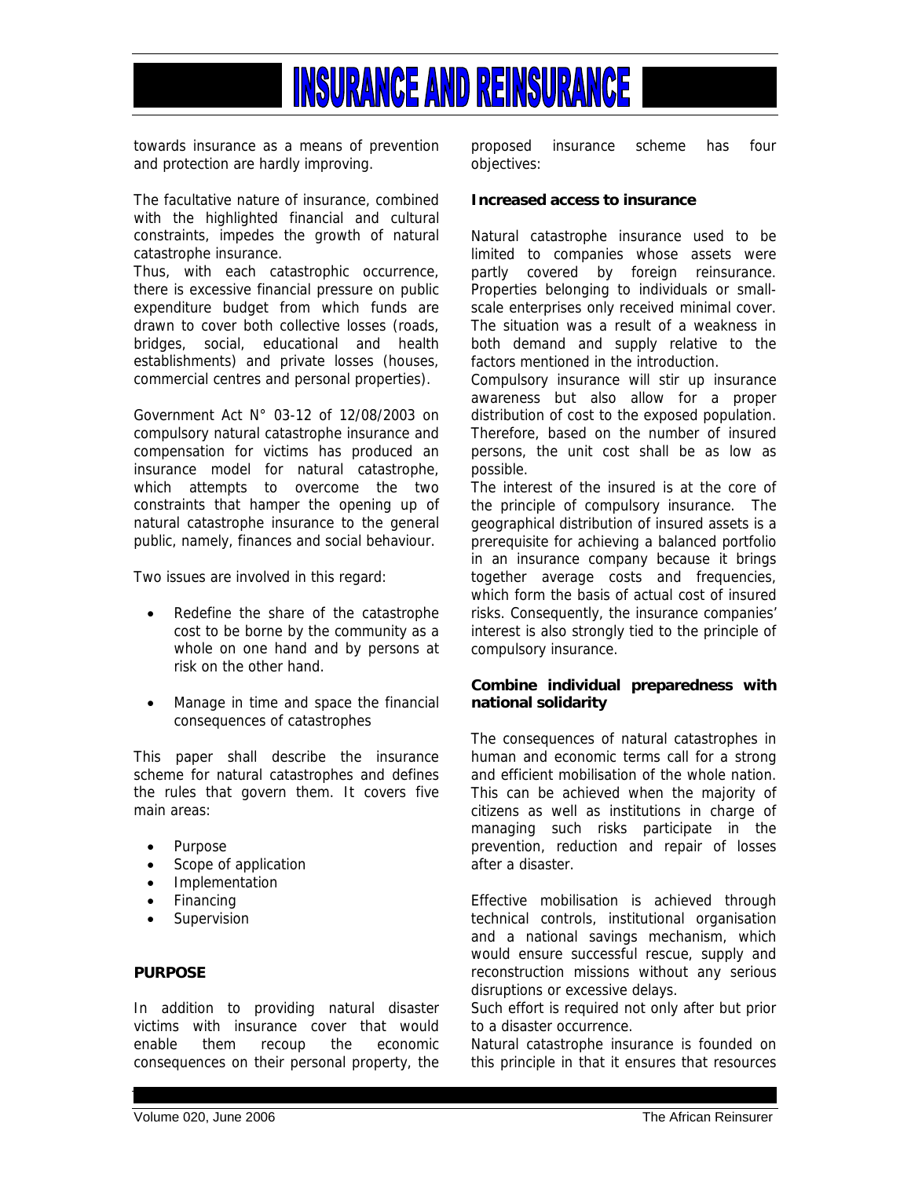towards insurance as a means of prevention and protection are hardly improving.

The facultative nature of insurance, combined with the highlighted financial and cultural constraints, impedes the growth of natural catastrophe insurance.
Thus, with each catastrophic occurrence, there is excessive financial pressure on public expenditure budget from which funds are drawn to cover both collective losses (roads, bridges, social, educational and health establishments) and private losses (houses, commercial centres and personal properties).

Government Act N° 03-12 of 12/08/2003 on compulsory natural catastrophe insurance and compensation for victims has produced an insurance model for natural catastrophe, which attempts to overcome the two constraints that hamper the opening up of natural catastrophe insurance to the general public, namely, finances and social behaviour.

Two issues are involved in this regard:

- Redefine the share of the catastrophe cost to be borne by the community as a whole on one hand and by persons at risk on the other hand.
- Manage in time and space the financial consequences of catastrophes

This paper shall describe the insurance scheme for natural catastrophes and defines the rules that govern them. It covers five main areas:

- Purpose
- Scope of application
- Implementation
- Financing
- Supervision

## PURPOSE

In addition to providing natural disaster victims with insurance cover that would enable them recoup the economic consequences on their personal property, the proposed insurance scheme has four objectives:

### Increased access to insurance

Natural catastrophe insurance used to be limited to companies whose assets were partly covered by foreign reinsurance. Properties belonging to individuals or small-scale enterprises only received minimal cover. The situation was a result of a weakness in both demand and supply relative to the factors mentioned in the introduction.
Compulsory insurance will stir up insurance awareness but also allow for a proper distribution of cost to the exposed population. Therefore, based on the number of insured persons, the unit cost shall be as low as possible.
The interest of the insured is at the core of the principle of compulsory insurance. The geographical distribution of insured assets is a prerequisite for achieving a balanced portfolio in an insurance company because it brings together average costs and frequencies, which form the basis of actual cost of insured risks. Consequently, the insurance companies' interest is also strongly tied to the principle of compulsory insurance.

### Combine individual preparedness with national solidarity

The consequences of natural catastrophes in human and economic terms call for a strong and efficient mobilisation of the whole nation. This can be achieved when the majority of citizens as well as institutions in charge of managing such risks participate in the prevention, reduction and repair of losses after a disaster.

Effective mobilisation is achieved through technical controls, institutional organisation and a national savings mechanism, which would ensure successful rescue, supply and reconstruction missions without any serious disruptions or excessive delays.
Such effort is required not only after but prior to a disaster occurrence.
Natural catastrophe insurance is founded on this principle in that it ensures that resources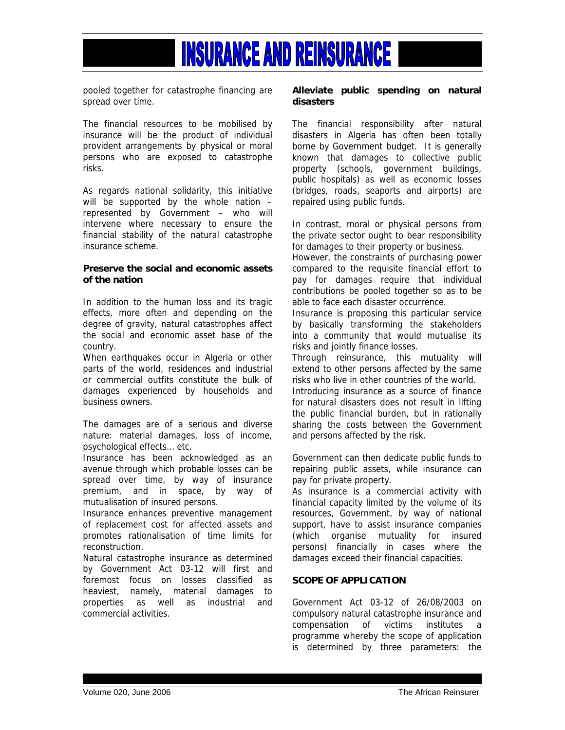pooled together for catastrophe financing are spread over time.

The financial resources to be mobilised by insurance will be the product of individual provident arrangements by physical or moral persons who are exposed to catastrophe risks.

As regards national solidarity, this initiative will be supported by the whole nation – represented by Government – who will intervene where necessary to ensure the financial stability of the natural catastrophe insurance scheme.

**Preserve the social and economic assets of the nation**

In addition to the human loss and its tragic effects, more often and depending on the degree of gravity, natural catastrophes affect the social and economic asset base of the country.

When earthquakes occur in Algeria or other parts of the world, residences and industrial or commercial outfits constitute the bulk of damages experienced by households and business owners.

The damages are of a serious and diverse nature: material damages, loss of income, psychological effects… etc.

Insurance has been acknowledged as an avenue through which probable losses can be spread over time, by way of insurance premium, and in space, by way of mutualisation of insured persons.

Insurance enhances preventive management of replacement cost for affected assets and promotes rationalisation of time limits for reconstruction.

Natural catastrophe insurance as determined by Government Act 03-12 will first and foremost focus on losses classified as heaviest, namely, material damages to properties as well as industrial and commercial activities.

**Alleviate public spending on natural disasters**

The financial responsibility after natural disasters in Algeria has often been totally borne by Government budget. It is generally known that damages to collective public property (schools, government buildings, public hospitals) as well as economic losses (bridges, roads, seaports and airports) are repaired using public funds.

In contrast, moral or physical persons from the private sector ought to bear responsibility for damages to their property or business.

However, the constraints of purchasing power compared to the requisite financial effort to pay for damages require that individual contributions be pooled together so as to be able to face each disaster occurrence.

Insurance is proposing this particular service by basically transforming the stakeholders into a community that would mutualise its risks and jointly finance losses.

Through reinsurance, this mutuality will extend to other persons affected by the same risks who live in other countries of the world.

Introducing insurance as a source of finance for natural disasters does not result in lifting the public financial burden, but in rationally sharing the costs between the Government and persons affected by the risk.

Government can then dedicate public funds to repairing public assets, while insurance can pay for private property.

As insurance is a commercial activity with financial capacity limited by the volume of its resources, Government, by way of national support, have to assist insurance companies (which organise mutuality for insured persons) financially in cases where the damages exceed their financial capacities.

**SCOPE OF APPLICATION**

Government Act 03-12 of 26/08/2003 on compulsory natural catastrophe insurance and compensation of victims institutes a programme whereby the scope of application is determined by three parameters: the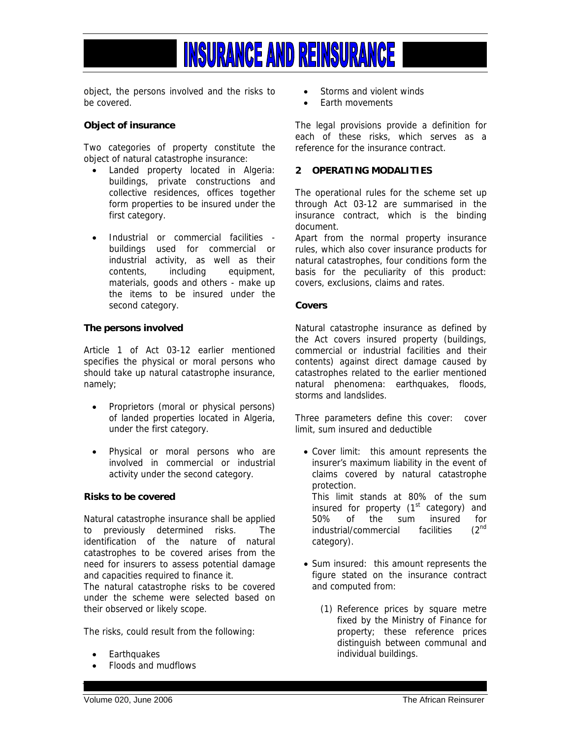object, the persons involved and the risks to be covered.

**Object of insurance**

Two categories of property constitute the object of natural catastrophe insurance:

- Landed property located in Algeria: buildings, private constructions and collective residences, offices together form properties to be insured under the first category.
- Industrial or commercial facilities - buildings used for commercial or industrial activity, as well as their contents, including equipment, materials, goods and others - make up the items to be insured under the second category.

**The persons involved**

Article 1 of Act 03-12 earlier mentioned specifies the physical or moral persons who should take up natural catastrophe insurance, namely;

- Proprietors (moral or physical persons) of landed properties located in Algeria, under the first category.
- Physical or moral persons who are involved in commercial or industrial activity under the second category.

**Risks to be covered**

Natural catastrophe insurance shall be applied to previously determined risks. The identification of the nature of natural catastrophes to be covered arises from the need for insurers to assess potential damage and capacities required to finance it.

The natural catastrophe risks to be covered under the scheme were selected based on their observed or likely scope.

The risks, could result from the following:

- Earthquakes
- Floods and mudflows
- Storms and violent winds
- Earth movements

The legal provisions provide a definition for each of these risks, which serves as a reference for the insurance contract.

## 2 OPERATING MODALITIES

The operational rules for the scheme set up through Act 03-12 are summarised in the insurance contract, which is the binding document.

Apart from the normal property insurance rules, which also cover insurance products for natural catastrophes, four conditions form the basis for the peculiarity of this product: covers, exclusions, claims and rates.

**Covers**

Natural catastrophe insurance as defined by the Act covers insured property (buildings, commercial or industrial facilities and their contents) against direct damage caused by catastrophes related to the earlier mentioned natural phenomena: earthquakes, floods, storms and landslides.

Three parameters define this cover: cover limit, sum insured and deductible

- Cover limit: this amount represents the insurer's maximum liability in the event of claims covered by natural catastrophe protection.
  This limit stands at 80% of the sum insured for property (1st category) and 50% of the sum insured for industrial/commercial facilities (2nd category).
- Sum insured: this amount represents the figure stated on the insurance contract and computed from:
  (1) Reference prices by square metre fixed by the Ministry of Finance for property; these reference prices distinguish between communal and individual buildings.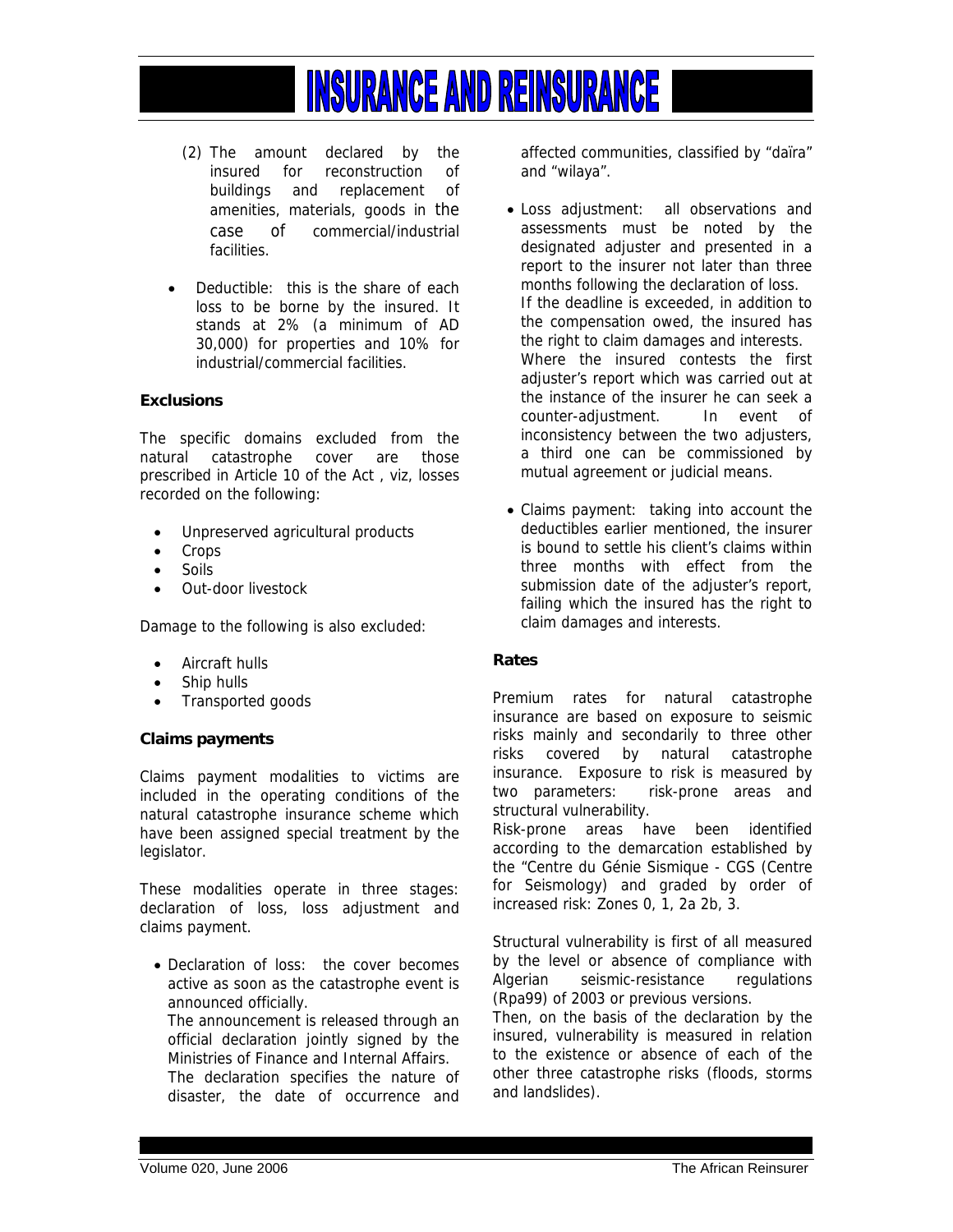(2) The amount declared by the insured for reconstruction of buildings and replacement of amenities, materials, goods in the case of commercial/industrial facilities.

- Deductible: this is the share of each loss to be borne by the insured. It stands at 2% (a minimum of AD 30,000) for properties and 10% for industrial/commercial facilities.

**Exclusions**

The specific domains excluded from the natural catastrophe cover are those prescribed in Article 10 of the Act , viz, losses recorded on the following:

- Unpreserved agricultural products
- Crops
- Soils
- Out-door livestock

Damage to the following is also excluded:

- Aircraft hulls
- Ship hulls
- Transported goods

**Claims payments**

Claims payment modalities to victims are included in the operating conditions of the natural catastrophe insurance scheme which have been assigned special treatment by the legislator.

These modalities operate in three stages: declaration of loss, loss adjustment and claims payment.

- Declaration of loss: the cover becomes active as soon as the catastrophe event is announced officially.
  The announcement is released through an official declaration jointly signed by the Ministries of Finance and Internal Affairs.
  The declaration specifies the nature of disaster, the date of occurrence and affected communities, classified by "daïra" and "wilaya".

- Loss adjustment: all observations and assessments must be noted by the designated adjuster and presented in a report to the insurer not later than three months following the declaration of loss.
  If the deadline is exceeded, in addition to the compensation owed, the insured has the right to claim damages and interests.
  Where the insured contests the first adjuster's report which was carried out at the instance of the insurer he can seek a counter-adjustment. In event of inconsistency between the two adjusters, a third one can be commissioned by mutual agreement or judicial means.

- Claims payment: taking into account the deductibles earlier mentioned, the insurer is bound to settle his client's claims within three months with effect from the submission date of the adjuster's report, failing which the insured has the right to claim damages and interests.

**Rates**

Premium rates for natural catastrophe insurance are based on exposure to seismic risks mainly and secondarily to three other risks covered by natural catastrophe insurance. Exposure to risk is measured by two parameters: risk-prone areas and structural vulnerability.
Risk-prone areas have been identified according to the demarcation established by the "Centre du Génie Sismique - CGS (Centre for Seismology) and graded by order of increased risk: Zones 0, 1, 2a 2b, 3.

Structural vulnerability is first of all measured by the level or absence of compliance with Algerian seismic-resistance regulations (Rpa99) of 2003 or previous versions.
Then, on the basis of the declaration by the insured, vulnerability is measured in relation to the existence or absence of each of the other three catastrophe risks (floods, storms and landslides).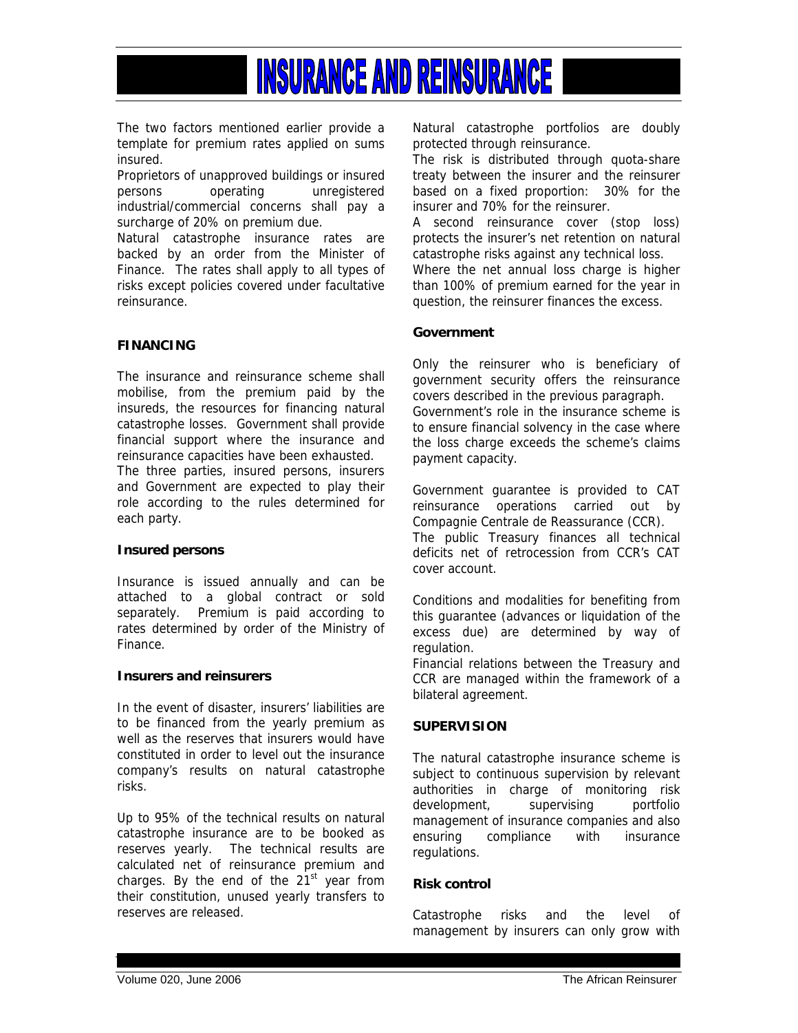The two factors mentioned earlier provide a template for premium rates applied on sums insured.

Proprietors of unapproved buildings or insured persons operating unregistered industrial/commercial concerns shall pay a surcharge of 20% on premium due.

Natural catastrophe insurance rates are backed by an order from the Minister of Finance. The rates shall apply to all types of risks except policies covered under facultative reinsurance.

## FINANCING

The insurance and reinsurance scheme shall mobilise, from the premium paid by the insureds, the resources for financing natural catastrophe losses. Government shall provide financial support where the insurance and reinsurance capacities have been exhausted.

The three parties, insured persons, insurers and Government are expected to play their role according to the rules determined for each party.

### Insured persons

Insurance is issued annually and can be attached to a global contract or sold separately. Premium is paid according to rates determined by order of the Ministry of Finance.

### Insurers and reinsurers

In the event of disaster, insurers' liabilities are to be financed from the yearly premium as well as the reserves that insurers would have constituted in order to level out the insurance company's results on natural catastrophe risks.

Up to 95% of the technical results on natural catastrophe insurance are to be booked as reserves yearly. The technical results are calculated net of reinsurance premium and charges. By the end of the 21st year from their constitution, unused yearly transfers to reserves are released.

Natural catastrophe portfolios are doubly protected through reinsurance.

The risk is distributed through quota-share treaty between the insurer and the reinsurer based on a fixed proportion: 30% for the insurer and 70% for the reinsurer.

A second reinsurance cover (stop loss) protects the insurer's net retention on natural catastrophe risks against any technical loss.

Where the net annual loss charge is higher than 100% of premium earned for the year in question, the reinsurer finances the excess.

### Government

Only the reinsurer who is beneficiary of government security offers the reinsurance covers described in the previous paragraph.

Government's role in the insurance scheme is to ensure financial solvency in the case where the loss charge exceeds the scheme's claims payment capacity.

Government guarantee is provided to CAT reinsurance operations carried out by Compagnie Centrale de Reassurance (CCR).

The public Treasury finances all technical deficits net of retrocession from CCR's CAT cover account.

Conditions and modalities for benefiting from this guarantee (advances or liquidation of the excess due) are determined by way of regulation.

Financial relations between the Treasury and CCR are managed within the framework of a bilateral agreement.

## SUPERVISION

The natural catastrophe insurance scheme is subject to continuous supervision by relevant authorities in charge of monitoring risk development, supervising portfolio management of insurance companies and also ensuring compliance with insurance regulations.

### Risk control

Catastrophe risks and the level of management by insurers can only grow with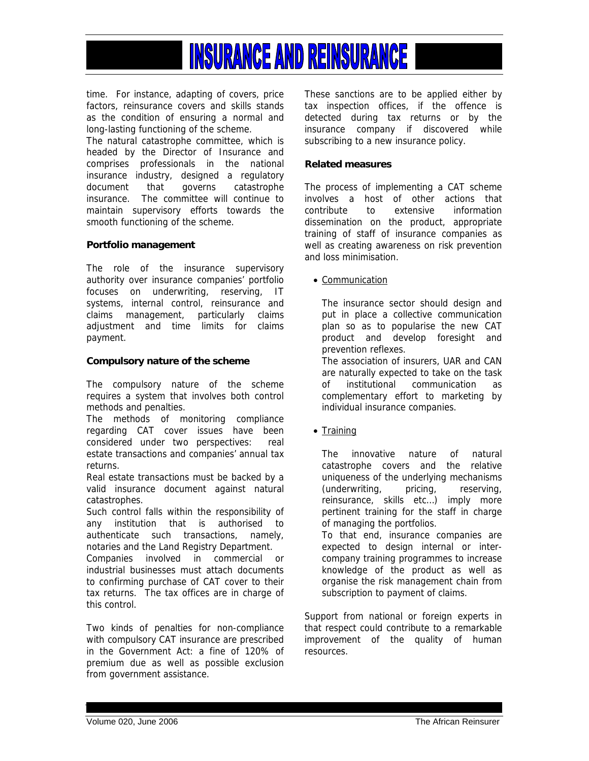time. For instance, adapting of covers, price factors, reinsurance covers and skills stands as the condition of ensuring a normal and long-lasting functioning of the scheme.

The natural catastrophe committee, which is headed by the Director of Insurance and comprises professionals in the national insurance industry, designed a regulatory document that governs catastrophe insurance. The committee will continue to maintain supervisory efforts towards the smooth functioning of the scheme.

**Portfolio management**

The role of the insurance supervisory authority over insurance companies' portfolio focuses on underwriting, reserving, IT systems, internal control, reinsurance and claims management, particularly claims adjustment and time limits for claims payment.

**Compulsory nature of the scheme**

The compulsory nature of the scheme requires a system that involves both control methods and penalties.

The methods of monitoring compliance regarding CAT cover issues have been considered under two perspectives: real estate transactions and companies' annual tax returns.

Real estate transactions must be backed by a valid insurance document against natural catastrophes.

Such control falls within the responsibility of any institution that is authorised to authenticate such transactions, namely, notaries and the Land Registry Department.

Companies involved in commercial or industrial businesses must attach documents to confirming purchase of CAT cover to their tax returns. The tax offices are in charge of this control.

Two kinds of penalties for non-compliance with compulsory CAT insurance are prescribed in the Government Act: a fine of 120% of premium due as well as possible exclusion from government assistance.

These sanctions are to be applied either by tax inspection offices, if the offence is detected during tax returns or by the insurance company if discovered while subscribing to a new insurance policy.

**Related measures**

The process of implementing a CAT scheme involves a host of other actions that contribute to extensive information dissemination on the product, appropriate training of staff of insurance companies as well as creating awareness on risk prevention and loss minimisation.

- Communication

  The insurance sector should design and put in place a collective communication plan so as to popularise the new CAT product and develop foresight and prevention reflexes.

  The association of insurers, UAR and CAN are naturally expected to take on the task of institutional communication as complementary effort to marketing by individual insurance companies.

- Training

  The innovative nature of natural catastrophe covers and the relative uniqueness of the underlying mechanisms (underwriting, pricing, reserving, reinsurance, skills etc…) imply more pertinent training for the staff in charge of managing the portfolios.

  To that end, insurance companies are expected to design internal or inter-company training programmes to increase knowledge of the product as well as organise the risk management chain from subscription to payment of claims.

Support from national or foreign experts in that respect could contribute to a remarkable improvement of the quality of human resources.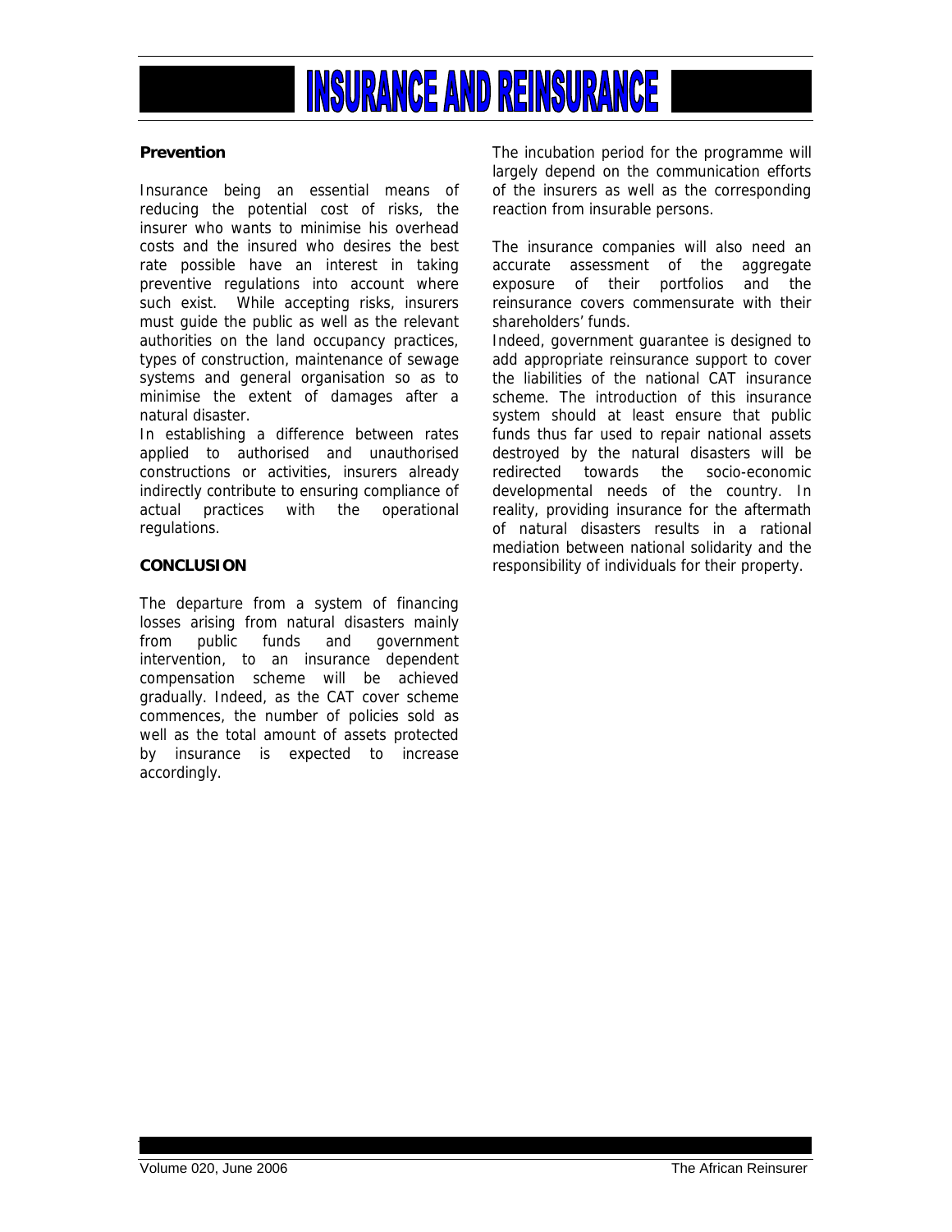## Prevention

Insurance being an essential means of reducing the potential cost of risks, the insurer who wants to minimise his overhead costs and the insured who desires the best rate possible have an interest in taking preventive regulations into account where such exist. While accepting risks, insurers must guide the public as well as the relevant authorities on the land occupancy practices, types of construction, maintenance of sewage systems and general organisation so as to minimise the extent of damages after a natural disaster.

In establishing a difference between rates applied to authorised and unauthorised constructions or activities, insurers already indirectly contribute to ensuring compliance of actual practices with the operational regulations.

## CONCLUSION

The departure from a system of financing losses arising from natural disasters mainly from public funds and government intervention, to an insurance dependent compensation scheme will be achieved gradually. Indeed, as the CAT cover scheme commences, the number of policies sold as well as the total amount of assets protected by insurance is expected to increase accordingly.

The incubation period for the programme will largely depend on the communication efforts of the insurers as well as the corresponding reaction from insurable persons.

The insurance companies will also need an accurate assessment of the aggregate exposure of their portfolios and the reinsurance covers commensurate with their shareholders' funds.

Indeed, government guarantee is designed to add appropriate reinsurance support to cover the liabilities of the national CAT insurance scheme. The introduction of this insurance system should at least ensure that public funds thus far used to repair national assets destroyed by the natural disasters will be redirected towards the socio-economic developmental needs of the country. In reality, providing insurance for the aftermath of natural disasters results in a rational mediation between national solidarity and the responsibility of individuals for their property.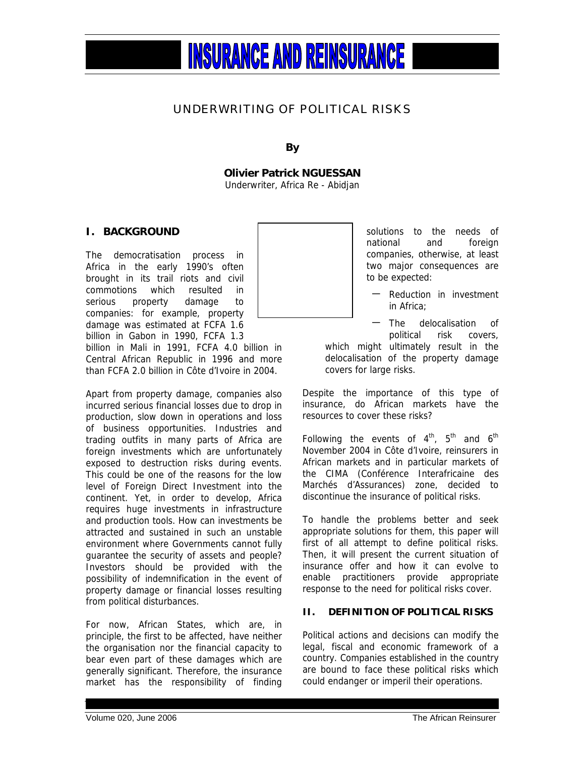# INSURANCE AND REINSURANCE

## UNDERWRITING OF POLITICAL RISKS

**By**

**Olivier Patrick NGUESSAN**
Underwriter, Africa Re - Abidjan

### I. BACKGROUND

The democratisation process in Africa in the early 1990's often brought in its trail riots and civil commotions which resulted in serious property damage to companies: for example, property damage was estimated at FCFA 1.6 billion in Gabon in 1990, FCFA 1.3 billion in Mali in 1991, FCFA 4.0 billion in Central African Republic in 1996 and more than FCFA 2.0 billion in Côte d'Ivoire in 2004.

Apart from property damage, companies also incurred serious financial losses due to drop in production, slow down in operations and loss of business opportunities. Industries and trading outfits in many parts of Africa are foreign investments which are unfortunately exposed to destruction risks during events. This could be one of the reasons for the low level of Foreign Direct Investment into the continent. Yet, in order to develop, Africa requires huge investments in infrastructure and production tools. How can investments be attracted and sustained in such an unstable environment where Governments cannot fully guarantee the security of assets and people? Investors should be provided with the possibility of indemnification in the event of property damage or financial losses resulting from political disturbances.

For now, African States, which are, in principle, the first to be affected, have neither the organisation nor the financial capacity to bear even part of these damages which are generally significant. Therefore, the insurance market has the responsibility of finding solutions to the needs of national and foreign companies, otherwise, at least two major consequences are to be expected:

- Reduction in investment in Africa;
- The delocalisation of political risk covers, which might ultimately result in the delocalisation of the property damage covers for large risks.

Despite the importance of this type of insurance, do African markets have the resources to cover these risks?

Following the events of 4th, 5th and 6th November 2004 in Côte d'Ivoire, reinsurers in African markets and in particular markets of the CIMA (Conférence Interafricaine des Marchés d'Assurances) zone, decided to discontinue the insurance of political risks.

To handle the problems better and seek appropriate solutions for them, this paper will first of all attempt to define political risks. Then, it will present the current situation of insurance offer and how it can evolve to enable practitioners provide appropriate response to the need for political risks cover.

### II. DEFINITION OF POLITICAL RISKS

Political actions and decisions can modify the legal, fiscal and economic framework of a country. Companies established in the country are bound to face these political risks which could endanger or imperil their operations.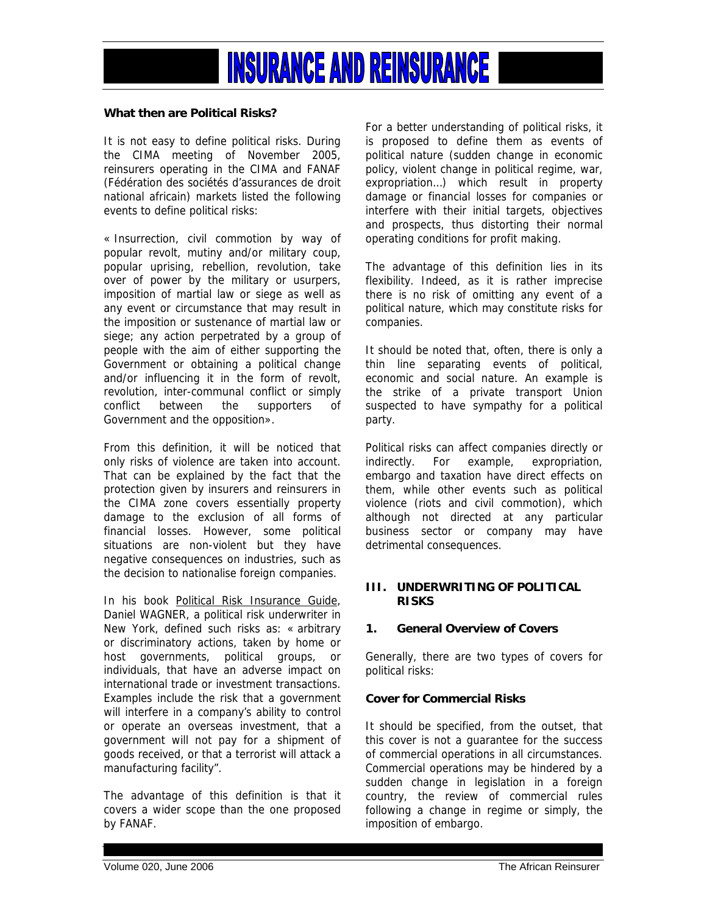### What then are Political Risks?

It is not easy to define political risks. During the CIMA meeting of November 2005, reinsurers operating in the CIMA and FANAF (Fédération des sociétés d'assurances de droit national africain) markets listed the following events to define political risks:

« Insurrection, civil commotion by way of popular revolt, mutiny and/or military coup, popular uprising, rebellion, revolution, take over of power by the military or usurpers, imposition of martial law or siege as well as any event or circumstance that may result in the imposition or sustenance of martial law or siege; any action perpetrated by a group of people with the aim of either supporting the Government or obtaining a political change and/or influencing it in the form of revolt, revolution, inter-communal conflict or simply conflict between the supporters of Government and the opposition».

From this definition, it will be noticed that only risks of violence are taken into account. That can be explained by the fact that the protection given by insurers and reinsurers in the CIMA zone covers essentially property damage to the exclusion of all forms of financial losses. However, some political situations are non-violent but they have negative consequences on industries, such as the decision to nationalise foreign companies.

In his book Political Risk Insurance Guide, Daniel WAGNER, a political risk underwriter in New York, defined such risks as: « arbitrary or discriminatory actions, taken by home or host governments, political groups, or individuals, that have an adverse impact on international trade or investment transactions. Examples include the risk that a government will interfere in a company's ability to control or operate an overseas investment, that a government will not pay for a shipment of goods received, or that a terrorist will attack a manufacturing facility".

The advantage of this definition is that it covers a wider scope than the one proposed by FANAF.

For a better understanding of political risks, it is proposed to define them as events of political nature (sudden change in economic policy, violent change in political regime, war, expropriation…) which result in property damage or financial losses for companies or interfere with their initial targets, objectives and prospects, thus distorting their normal operating conditions for profit making.

The advantage of this definition lies in its flexibility. Indeed, as it is rather imprecise there is no risk of omitting any event of a political nature, which may constitute risks for companies.

It should be noted that, often, there is only a thin line separating events of political, economic and social nature. An example is the strike of a private transport Union suspected to have sympathy for a political party.

Political risks can affect companies directly or indirectly. For example, expropriation, embargo and taxation have direct effects on them, while other events such as political violence (riots and civil commotion), which although not directed at any particular business sector or company may have detrimental consequences.

## III. UNDERWRITING OF POLITICAL RISKS

### 1. General Overview of Covers

Generally, there are two types of covers for political risks:

#### Cover for Commercial Risks

It should be specified, from the outset, that this cover is not a guarantee for the success of commercial operations in all circumstances. Commercial operations may be hindered by a sudden change in legislation in a foreign country, the review of commercial rules following a change in regime or simply, the imposition of embargo.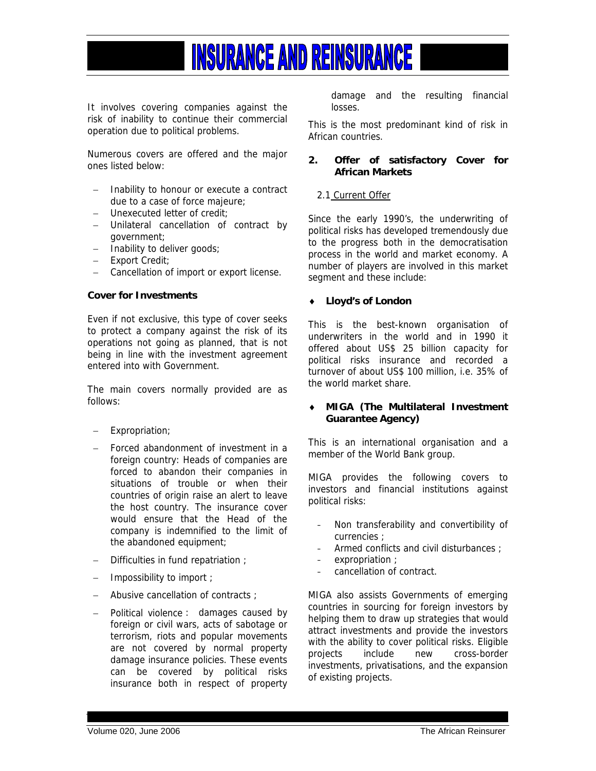It involves covering companies against the risk of inability to continue their commercial operation due to political problems.

Numerous covers are offered and the major ones listed below:

- Inability to honour or execute a contract due to a case of force majeure;
- Unexecuted letter of credit;
- Unilateral cancellation of contract by government;
- Inability to deliver goods;
- Export Credit;
- Cancellation of import or export license.

**Cover for Investments**

Even if not exclusive, this type of cover seeks to protect a company against the risk of its operations not going as planned, that is not being in line with the investment agreement entered into with Government.

The main covers normally provided are as follows:

- Expropriation;
- Forced abandonment of investment in a foreign country: Heads of companies are forced to abandon their companies in situations of trouble or when their countries of origin raise an alert to leave the host country. The insurance cover would ensure that the Head of the company is indemnified to the limit of the abandoned equipment;
- Difficulties in fund repatriation ;
- Impossibility to import ;
- Abusive cancellation of contracts ;
- Political violence : damages caused by foreign or civil wars, acts of sabotage or terrorism, riots and popular movements are not covered by normal property damage insurance policies. These events can be covered by political risks insurance both in respect of property damage and the resulting financial losses.

This is the most predominant kind of risk in African countries.

## 2. Offer of satisfactory Cover for African Markets

### 2.1 Current Offer

Since the early 1990's, the underwriting of political risks has developed tremendously due to the progress both in the democratisation process in the world and market economy. A number of players are involved in this market segment and these include:

- **Lloyd's of London**

This is the best-known organisation of underwriters in the world and in 1990 it offered about US$ 25 billion capacity for political risks insurance and recorded a turnover of about US$ 100 million, i.e. 35% of the world market share.

- **MIGA (The Multilateral Investment Guarantee Agency)**

This is an international organisation and a member of the World Bank group.

MIGA provides the following covers to investors and financial institutions against political risks:

- Non transferability and convertibility of currencies ;
- Armed conflicts and civil disturbances ;
- expropriation ;
- cancellation of contract.

MIGA also assists Governments of emerging countries in sourcing for foreign investors by helping them to draw up strategies that would attract investments and provide the investors with the ability to cover political risks. Eligible projects include new cross-border investments, privatisations, and the expansion of existing projects.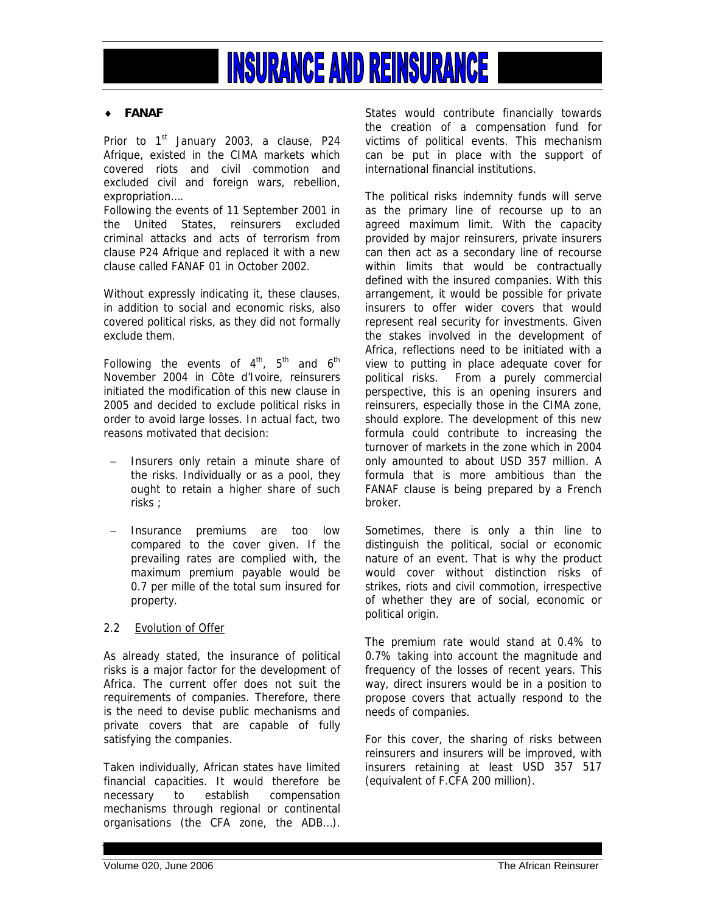# INSURANCE AND REINSURANCE

- **FANAF**

Prior to 1st January 2003, a clause, P24 Afrique, existed in the CIMA markets which covered riots and civil commotion and excluded civil and foreign wars, rebellion, expropriation….
Following the events of 11 September 2001 in the United States, reinsurers excluded criminal attacks and acts of terrorism from clause P24 Afrique and replaced it with a new clause called FANAF 01 in October 2002.

Without expressly indicating it, these clauses, in addition to social and economic risks, also covered political risks, as they did not formally exclude them.

Following the events of 4th, 5th and 6th November 2004 in Côte d'Ivoire, reinsurers initiated the modification of this new clause in 2005 and decided to exclude political risks in order to avoid large losses. In actual fact, two reasons motivated that decision:

- Insurers only retain a minute share of the risks. Individually or as a pool, they ought to retain a higher share of such risks ;
- Insurance premiums are too low compared to the cover given. If the prevailing rates are complied with, the maximum premium payable would be 0.7 per mille of the total sum insured for property.

2.2 Evolution of Offer

As already stated, the insurance of political risks is a major factor for the development of Africa. The current offer does not suit the requirements of companies. Therefore, there is the need to devise public mechanisms and private covers that are capable of fully satisfying the companies.

Taken individually, African states have limited financial capacities. It would therefore be necessary to establish compensation mechanisms through regional or continental organisations (the CFA zone, the ADB…). States would contribute financially towards the creation of a compensation fund for victims of political events. This mechanism can be put in place with the support of international financial institutions.

The political risks indemnity funds will serve as the primary line of recourse up to an agreed maximum limit. With the capacity provided by major reinsurers, private insurers can then act as a secondary line of recourse within limits that would be contractually defined with the insured companies. With this arrangement, it would be possible for private insurers to offer wider covers that would represent real security for investments. Given the stakes involved in the development of Africa, reflections need to be initiated with a view to putting in place adequate cover for political risks. From a purely commercial perspective, this is an opening insurers and reinsurers, especially those in the CIMA zone, should explore. The development of this new formula could contribute to increasing the turnover of markets in the zone which in 2004 only amounted to about USD 357 million. A formula that is more ambitious than the FANAF clause is being prepared by a French broker.

Sometimes, there is only a thin line to distinguish the political, social or economic nature of an event. That is why the product would cover without distinction risks of strikes, riots and civil commotion, irrespective of whether they are of social, economic or political origin.

The premium rate would stand at 0.4% to 0.7% taking into account the magnitude and frequency of the losses of recent years. This way, direct insurers would be in a position to propose covers that actually respond to the needs of companies.

For this cover, the sharing of risks between reinsurers and insurers will be improved, with insurers retaining at least USD 357 517 (equivalent of F.CFA 200 million).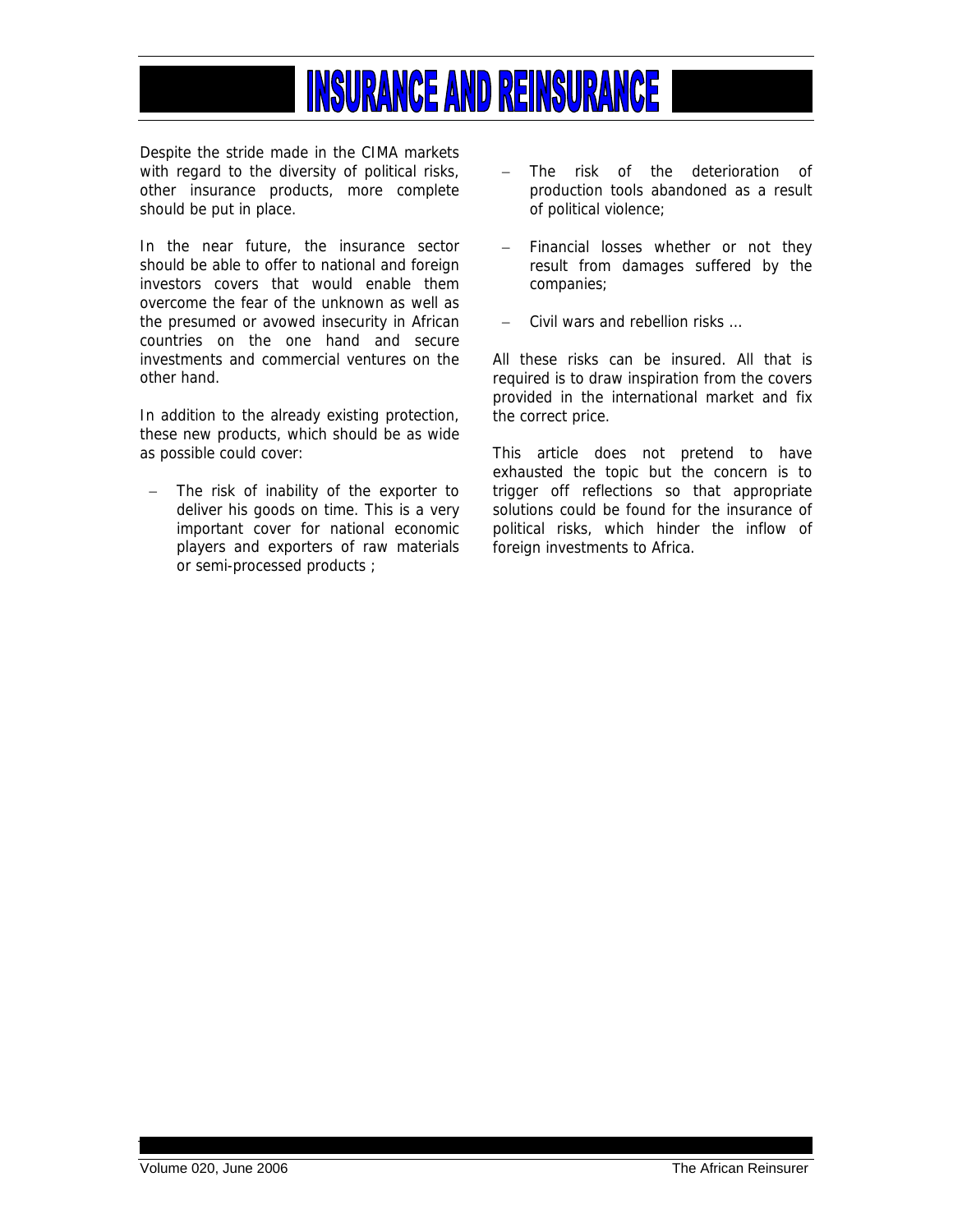Despite the stride made in the CIMA markets with regard to the diversity of political risks, other insurance products, more complete should be put in place.

In the near future, the insurance sector should be able to offer to national and foreign investors covers that would enable them overcome the fear of the unknown as well as the presumed or avowed insecurity in African countries on the one hand and secure investments and commercial ventures on the other hand.

In addition to the already existing protection, these new products, which should be as wide as possible could cover:

- The risk of inability of the exporter to deliver his goods on time. This is a very important cover for national economic players and exporters of raw materials or semi-processed products ;
- The risk of the deterioration of production tools abandoned as a result of political violence;
- Financial losses whether or not they result from damages suffered by the companies;
- Civil wars and rebellion risks …

All these risks can be insured. All that is required is to draw inspiration from the covers provided in the international market and fix the correct price.

This article does not pretend to have exhausted the topic but the concern is to trigger off reflections so that appropriate solutions could be found for the insurance of political risks, which hinder the inflow of foreign investments to Africa.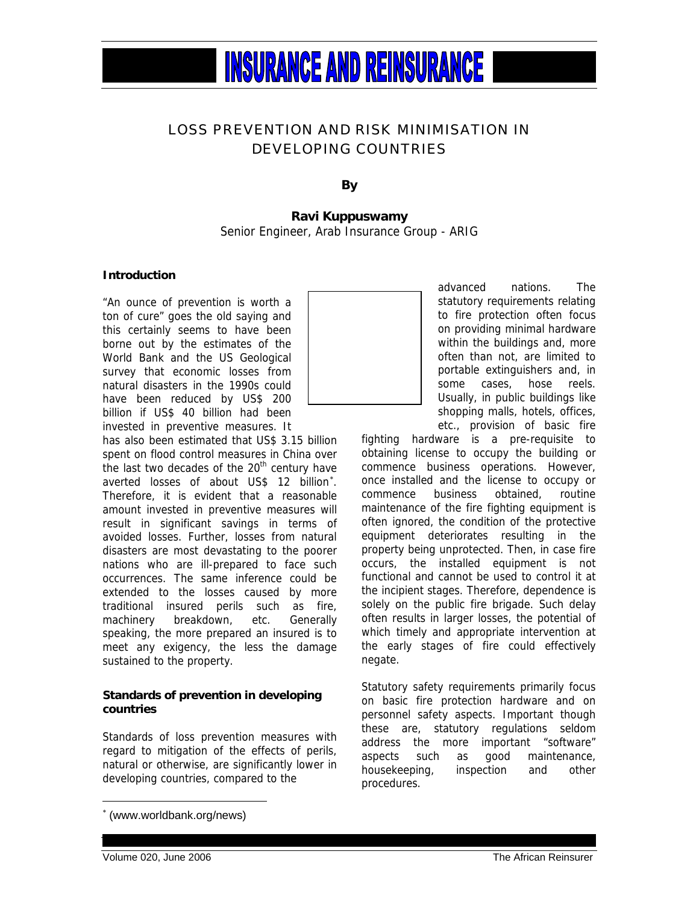# INSURANCE AND REINSURANCE

## LOSS PREVENTION AND RISK MINIMISATION IN DEVELOPING COUNTRIES

**By**

**Ravi Kuppuswamy**
Senior Engineer, Arab Insurance Group - ARIG

### Introduction

"An ounce of prevention is worth a ton of cure" goes the old saying and this certainly seems to have been borne out by the estimates of the World Bank and the US Geological survey that economic losses from natural disasters in the 1990s could have been reduced by US$ 200 billion if US$ 40 billion had been invested in preventive measures. It has also been estimated that US$ 3.15 billion spent on flood control measures in China over the last two decades of the 20th century have averted losses of about US$ 12 billion*. Therefore, it is evident that a reasonable amount invested in preventive measures will result in significant savings in terms of avoided losses. Further, losses from natural disasters are most devastating to the poorer nations who are ill-prepared to face such occurrences. The same inference could be extended to the losses caused by more traditional insured perils such as fire, machinery breakdown, etc. Generally speaking, the more prepared an insured is to meet any exigency, the less the damage sustained to the property.

### Standards of prevention in developing countries

Standards of loss prevention measures with regard to mitigation of the effects of perils, natural or otherwise, are significantly lower in developing countries, compared to the advanced nations. The statutory requirements relating to fire protection often focus on providing minimal hardware within the buildings and, more often than not, are limited to portable extinguishers and, in some cases, hose reels. Usually, in public buildings like shopping malls, hotels, offices, etc., provision of basic fire fighting hardware is a pre-requisite to obtaining license to occupy the building or commence business operations. However, once installed and the license to occupy or commence business obtained, routine maintenance of the fire fighting equipment is often ignored, the condition of the protective equipment deteriorates resulting in the property being unprotected. Then, in case fire occurs, the installed equipment is not functional and cannot be used to control it at the incipient stages. Therefore, dependence is solely on the public fire brigade. Such delay often results in larger losses, the potential of which timely and appropriate intervention at the early stages of fire could effectively negate.

Statutory safety requirements primarily focus on basic fire protection hardware and on personnel safety aspects. Important though these are, statutory regulations seldom address the more important "software" aspects such as good maintenance, housekeeping, inspection and other procedures.

* (www.worldbank.org/news)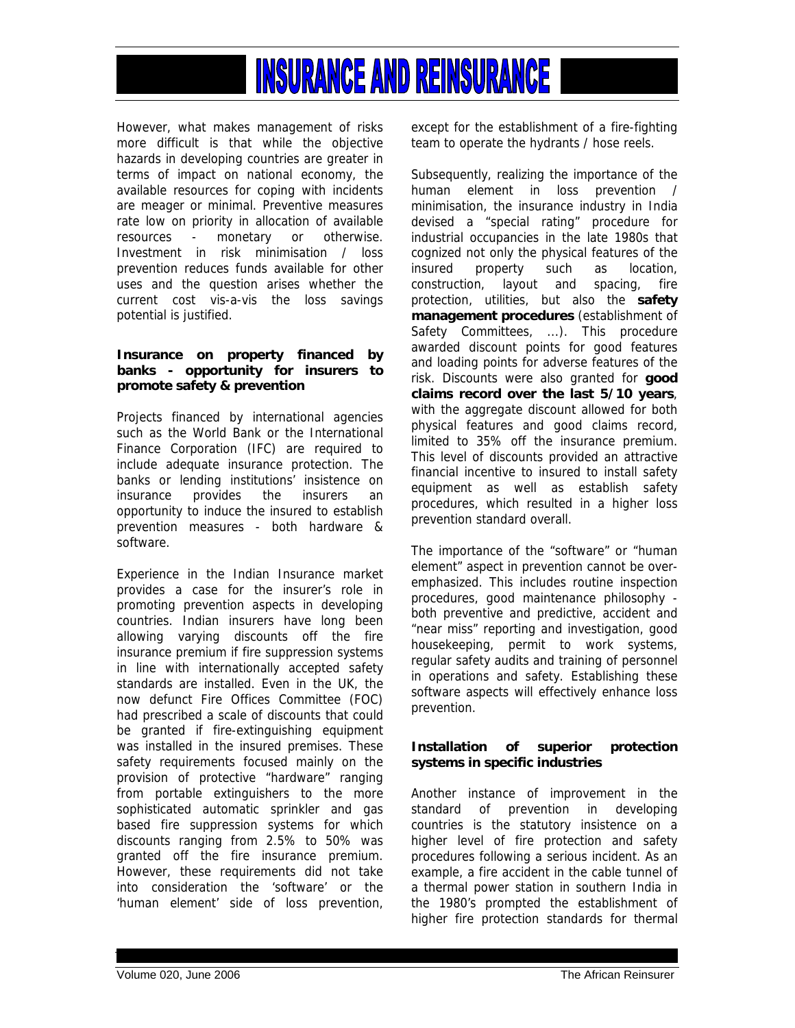However, what makes management of risks more difficult is that while the objective hazards in developing countries are greater in terms of impact on national economy, the available resources for coping with incidents are meager or minimal. Preventive measures rate low on priority in allocation of available resources - monetary or otherwise. Investment in risk minimisation / loss prevention reduces funds available for other uses and the question arises whether the current cost vis-a-vis the loss savings potential is justified.

**Insurance on property financed by banks - opportunity for insurers to promote safety & prevention**

Projects financed by international agencies such as the World Bank or the International Finance Corporation (IFC) are required to include adequate insurance protection. The banks or lending institutions' insistence on insurance provides the insurers an opportunity to induce the insured to establish prevention measures - both hardware & software.

Experience in the Indian Insurance market provides a case for the insurer's role in promoting prevention aspects in developing countries. Indian insurers have long been allowing varying discounts off the fire insurance premium if fire suppression systems in line with internationally accepted safety standards are installed. Even in the UK, the now defunct Fire Offices Committee (FOC) had prescribed a scale of discounts that could be granted if fire-extinguishing equipment was installed in the insured premises. These safety requirements focused mainly on the provision of protective "hardware" ranging from portable extinguishers to the more sophisticated automatic sprinkler and gas based fire suppression systems for which discounts ranging from 2.5% to 50% was granted off the fire insurance premium. However, these requirements did not take into consideration the 'software' or the 'human element' side of loss prevention, except for the establishment of a fire-fighting team to operate the hydrants / hose reels.

Subsequently, realizing the importance of the human element in loss prevention / minimisation, the insurance industry in India devised a "special rating" procedure for industrial occupancies in the late 1980s that cognized not only the physical features of the insured property such as location, construction, layout and spacing, fire protection, utilities, but also the **safety management procedures** (establishment of Safety Committees, ...). This procedure awarded discount points for good features and loading points for adverse features of the risk. Discounts were also granted for **good claims record over the last 5/10 years**, with the aggregate discount allowed for both physical features and good claims record, limited to 35% off the insurance premium. This level of discounts provided an attractive financial incentive to insured to install safety equipment as well as establish safety procedures, which resulted in a higher loss prevention standard overall.

The importance of the "software" or "human element" aspect in prevention cannot be over-emphasized. This includes routine inspection procedures, good maintenance philosophy - both preventive and predictive, accident and "near miss" reporting and investigation, good housekeeping, permit to work systems, regular safety audits and training of personnel in operations and safety. Establishing these software aspects will effectively enhance loss prevention.

**Installation of superior protection systems in specific industries**

Another instance of improvement in the standard of prevention in developing countries is the statutory insistence on a higher level of fire protection and safety procedures following a serious incident. As an example, a fire accident in the cable tunnel of a thermal power station in southern India in the 1980's prompted the establishment of higher fire protection standards for thermal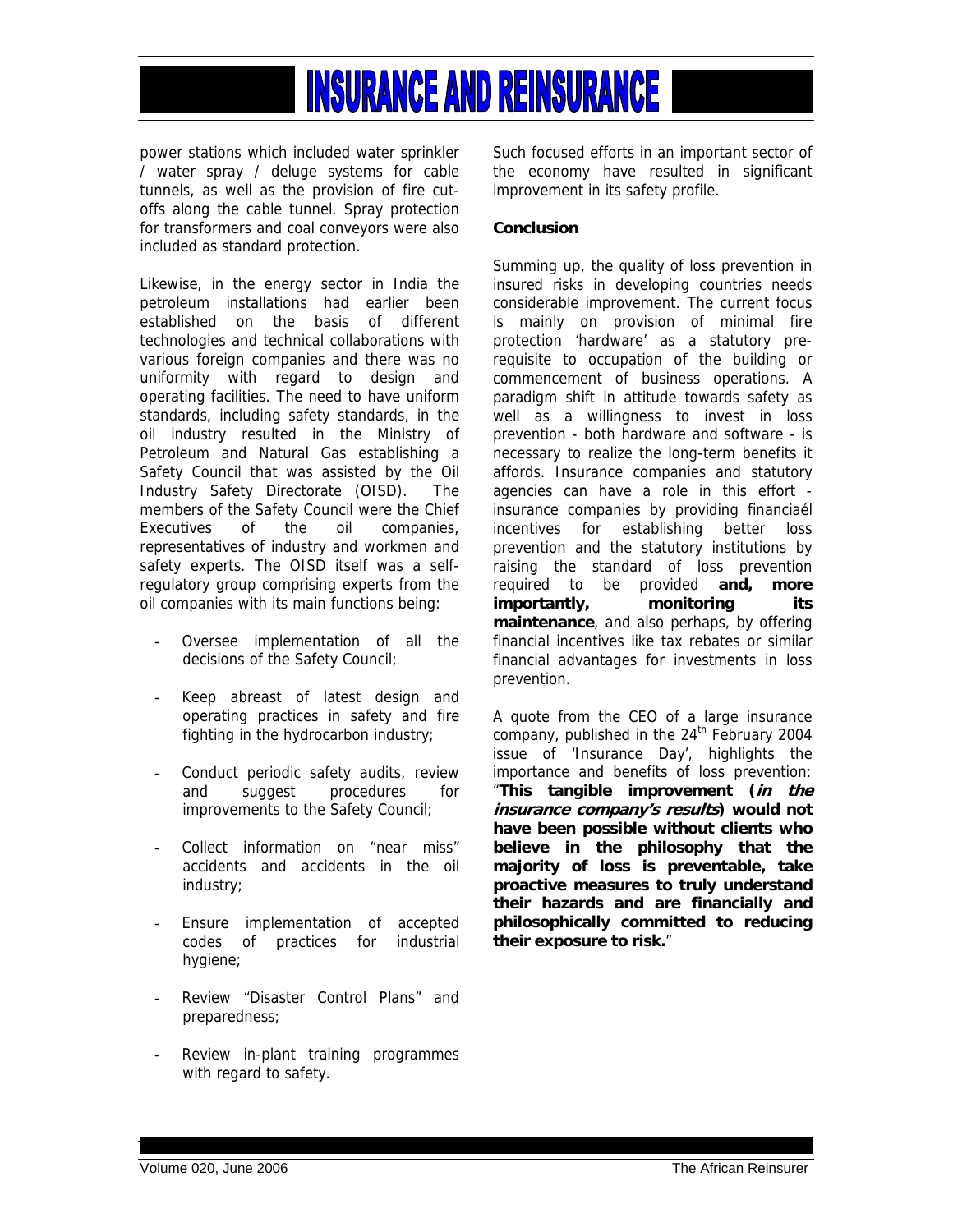power stations which included water sprinkler / water spray / deluge systems for cable tunnels, as well as the provision of fire cut-offs along the cable tunnel. Spray protection for transformers and coal conveyors were also included as standard protection.

Likewise, in the energy sector in India the petroleum installations had earlier been established on the basis of different technologies and technical collaborations with various foreign companies and there was no uniformity with regard to design and operating facilities. The need to have uniform standards, including safety standards, in the oil industry resulted in the Ministry of Petroleum and Natural Gas establishing a Safety Council that was assisted by the Oil Industry Safety Directorate (OISD). The members of the Safety Council were the Chief Executives of the oil companies, representatives of industry and workmen and safety experts. The OISD itself was a self-regulatory group comprising experts from the oil companies with its main functions being:

- Oversee implementation of all the decisions of the Safety Council;
- Keep abreast of latest design and operating practices in safety and fire fighting in the hydrocarbon industry;
- Conduct periodic safety audits, review and suggest procedures for improvements to the Safety Council;
- Collect information on "near miss" accidents and accidents in the oil industry;
- Ensure implementation of accepted codes of practices for industrial hygiene;
- Review "Disaster Control Plans" and preparedness;
- Review in-plant training programmes with regard to safety.

Such focused efforts in an important sector of the economy have resulted in significant improvement in its safety profile.

**Conclusion**

Summing up, the quality of loss prevention in insured risks in developing countries needs considerable improvement. The current focus is mainly on provision of minimal fire protection 'hardware' as a statutory pre-requisite to occupation of the building or commencement of business operations. A paradigm shift in attitude towards safety as well as a willingness to invest in loss prevention - both hardware and software - is necessary to realize the long-term benefits it affords. Insurance companies and statutory agencies can have a role in this effort - insurance companies by providing financiaél incentives for establishing better loss prevention and the statutory institutions by raising the standard of loss prevention required to be provided **and, more importantly, monitoring its maintenance**, and also perhaps, by offering financial incentives like tax rebates or similar financial advantages for investments in loss prevention.

A quote from the CEO of a large insurance company, published in the 24th February 2004 issue of 'Insurance Day', highlights the importance and benefits of loss prevention: "**This tangible improvement (*in the insurance company's results*) would not have been possible without clients who believe in the philosophy that the majority of loss is preventable, take proactive measures to truly understand their hazards and are financially and philosophically committed to reducing their exposure to risk.**"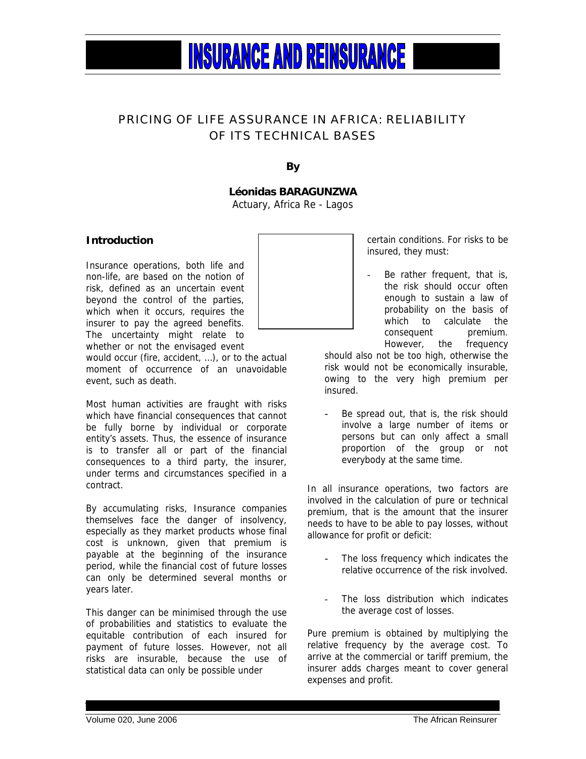# INSURANCE AND REINSURANCE

## PRICING OF LIFE ASSURANCE IN AFRICA: RELIABILITY OF ITS TECHNICAL BASES

**By**

**Léonidas BARAGUNZWA**
Actuary, Africa Re - Lagos

### Introduction

Insurance operations, both life and non-life, are based on the notion of risk, defined as an uncertain event beyond the control of the parties, which when it occurs, requires the insurer to pay the agreed benefits. The uncertainty might relate to whether or not the envisaged event would occur (fire, accident, …), or to the actual moment of occurrence of an unavoidable event, such as death.

Most human activities are fraught with risks which have financial consequences that cannot be fully borne by individual or corporate entity's assets. Thus, the essence of insurance is to transfer all or part of the financial consequences to a third party, the insurer, under terms and circumstances specified in a contract.

By accumulating risks, Insurance companies themselves face the danger of insolvency, especially as they market products whose final cost is unknown, given that premium is payable at the beginning of the insurance period, while the financial cost of future losses can only be determined several months or years later.

This danger can be minimised through the use of probabilities and statistics to evaluate the equitable contribution of each insured for payment of future losses. However, not all risks are insurable, because the use of statistical data can only be possible under certain conditions. For risks to be insured, they must:

- Be rather frequent, that is, the risk should occur often enough to sustain a law of probability on the basis of which to calculate the consequent premium. However, the frequency should also not be too high, otherwise the risk would not be economically insurable, owing to the very high premium per insured.

- Be spread out, that is, the risk should involve a large number of items or persons but can only affect a small proportion of the group or not everybody at the same time.

In all insurance operations, two factors are involved in the calculation of pure or technical premium, that is the amount that the insurer needs to have to be able to pay losses, without allowance for profit or deficit:

- The loss frequency which indicates the relative occurrence of the risk involved.

- The loss distribution which indicates the average cost of losses.

Pure premium is obtained by multiplying the relative frequency by the average cost. To arrive at the commercial or tariff premium, the insurer adds charges meant to cover general expenses and profit.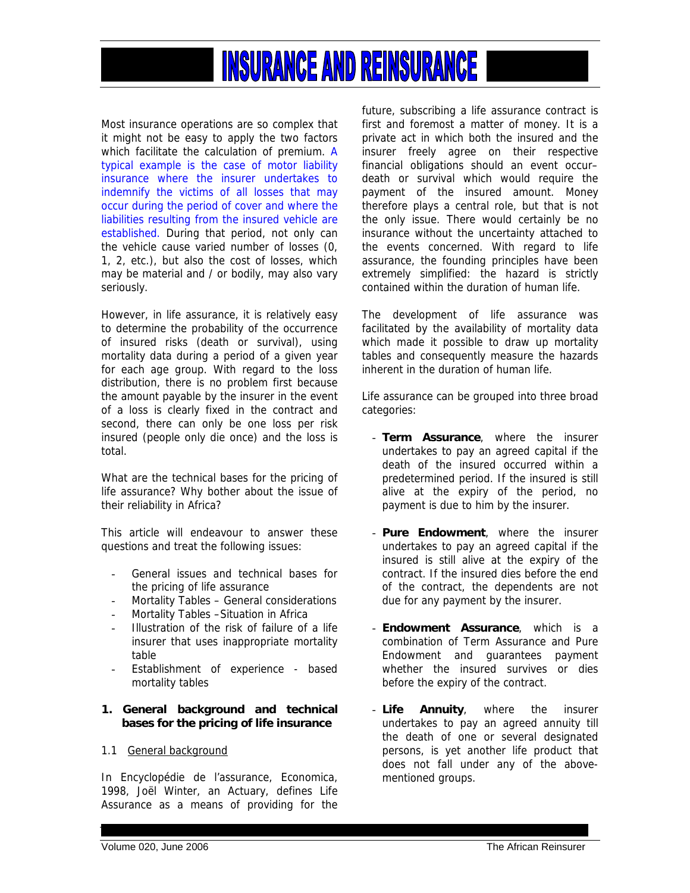# INSURANCE AND REINSURANCE

Most insurance operations are so complex that it might not be easy to apply the two factors which facilitate the calculation of premium. A typical example is the case of motor liability insurance where the insurer undertakes to indemnify the victims of all losses that may occur during the period of cover and where the liabilities resulting from the insured vehicle are established. During that period, not only can the vehicle cause varied number of losses (0, 1, 2, etc.), but also the cost of losses, which may be material and / or bodily, may also vary seriously.

However, in life assurance, it is relatively easy to determine the probability of the occurrence of insured risks (death or survival), using mortality data during a period of a given year for each age group. With regard to the loss distribution, there is no problem first because the amount payable by the insurer in the event of a loss is clearly fixed in the contract and second, there can only be one loss per risk insured (people only die once) and the loss is total.

What are the technical bases for the pricing of life assurance? Why bother about the issue of their reliability in Africa?

This article will endeavour to answer these questions and treat the following issues:

- General issues and technical bases for the pricing of life assurance
- Mortality Tables – General considerations
- Mortality Tables –Situation in Africa
- Illustration of the risk of failure of a life insurer that uses inappropriate mortality table
- Establishment of experience - based mortality tables

## 1. General background and technical bases for the pricing of life insurance

### 1.1 General background

In Encyclopédie de l'assurance, Economica, 1998, Joël Winter, an Actuary, defines Life Assurance as a means of providing for the future, subscribing a life assurance contract is first and foremost a matter of money. It is a private act in which both the insured and the insurer freely agree on their respective financial obligations should an event occur– death or survival which would require the payment of the insured amount. Money therefore plays a central role, but that is not the only issue. There would certainly be no insurance without the uncertainty attached to the events concerned. With regard to life assurance, the founding principles have been extremely simplified: the hazard is strictly contained within the duration of human life.

The development of life assurance was facilitated by the availability of mortality data which made it possible to draw up mortality tables and consequently measure the hazards inherent in the duration of human life.

Life assurance can be grouped into three broad categories:

- **Term Assurance**, where the insurer undertakes to pay an agreed capital if the death of the insured occurred within a predetermined period. If the insured is still alive at the expiry of the period, no payment is due to him by the insurer.
- **Pure Endowment**, where the insurer undertakes to pay an agreed capital if the insured is still alive at the expiry of the contract. If the insured dies before the end of the contract, the dependents are not due for any payment by the insurer.
- **Endowment Assurance**, which is a combination of Term Assurance and Pure Endowment and guarantees payment whether the insured survives or dies before the expiry of the contract.
- **Life Annuity**, where the insurer undertakes to pay an agreed annuity till the death of one or several designated persons, is yet another life product that does not fall under any of the above-mentioned groups.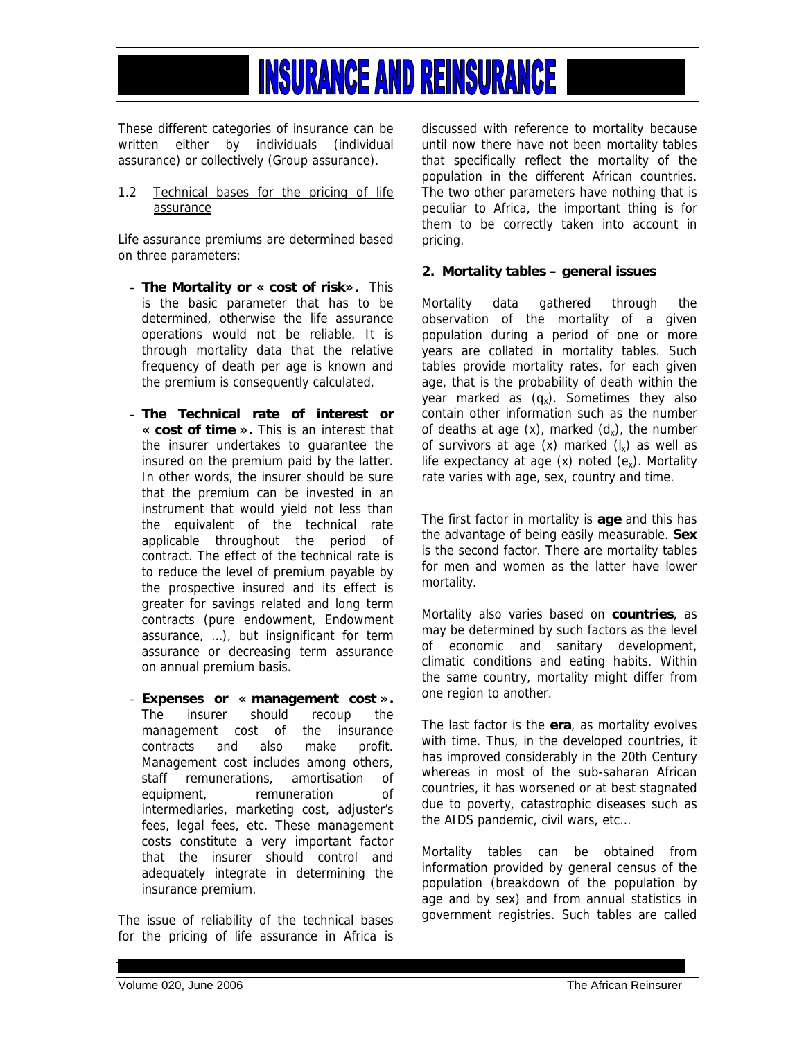These different categories of insurance can be written either by individuals (individual assurance) or collectively (Group assurance).

### 1.2 Technical bases for the pricing of life assurance

Life assurance premiums are determined based on three parameters:

- **The Mortality or « cost of risk».** This is the basic parameter that has to be determined, otherwise the life assurance operations would not be reliable. It is through mortality data that the relative frequency of death per age is known and the premium is consequently calculated.

- **The Technical rate of interest or « cost of time ».** This is an interest that the insurer undertakes to guarantee the insured on the premium paid by the latter. In other words, the insurer should be sure that the premium can be invested in an instrument that would yield not less than the equivalent of the technical rate applicable throughout the period of contract. The effect of the technical rate is to reduce the level of premium payable by the prospective insured and its effect is greater for savings related and long term contracts (pure endowment, Endowment assurance, …), but insignificant for term assurance or decreasing term assurance on annual premium basis.

- **Expenses or « management cost ».** The insurer should recoup the management cost of the insurance contracts and also make profit. Management cost includes among others, staff remunerations, amortisation of equipment, remuneration of intermediaries, marketing cost, adjuster's fees, legal fees, etc. These management costs constitute a very important factor that the insurer should control and adequately integrate in determining the insurance premium.

The issue of reliability of the technical bases for the pricing of life assurance in Africa is discussed with reference to mortality because until now there have not been mortality tables that specifically reflect the mortality of the population in the different African countries. The two other parameters have nothing that is peculiar to Africa, the important thing is for them to be correctly taken into account in pricing.

## 2. Mortality tables – general issues

Mortality data gathered through the observation of the mortality of a given population during a period of one or more years are collated in mortality tables. Such tables provide mortality rates, for each given age, that is the probability of death within the year marked as ($q_x$). Sometimes they also contain other information such as the number of deaths at age (x), marked ($d_x$), the number of survivors at age (x) marked ($l_x$) as well as life expectancy at age (x) noted ($e_x$). Mortality rate varies with age, sex, country and time.

The first factor in mortality is **age** and this has the advantage of being easily measurable. **Sex** is the second factor. There are mortality tables for men and women as the latter have lower mortality.

Mortality also varies based on **countries**, as may be determined by such factors as the level of economic and sanitary development, climatic conditions and eating habits. Within the same country, mortality might differ from one region to another.

The last factor is the **era**, as mortality evolves with time. Thus, in the developed countries, it has improved considerably in the 20th Century whereas in most of the sub-saharan African countries, it has worsened or at best stagnated due to poverty, catastrophic diseases such as the AIDS pandemic, civil wars, etc…

Mortality tables can be obtained from information provided by general census of the population (breakdown of the population by age and by sex) and from annual statistics in government registries. Such tables are called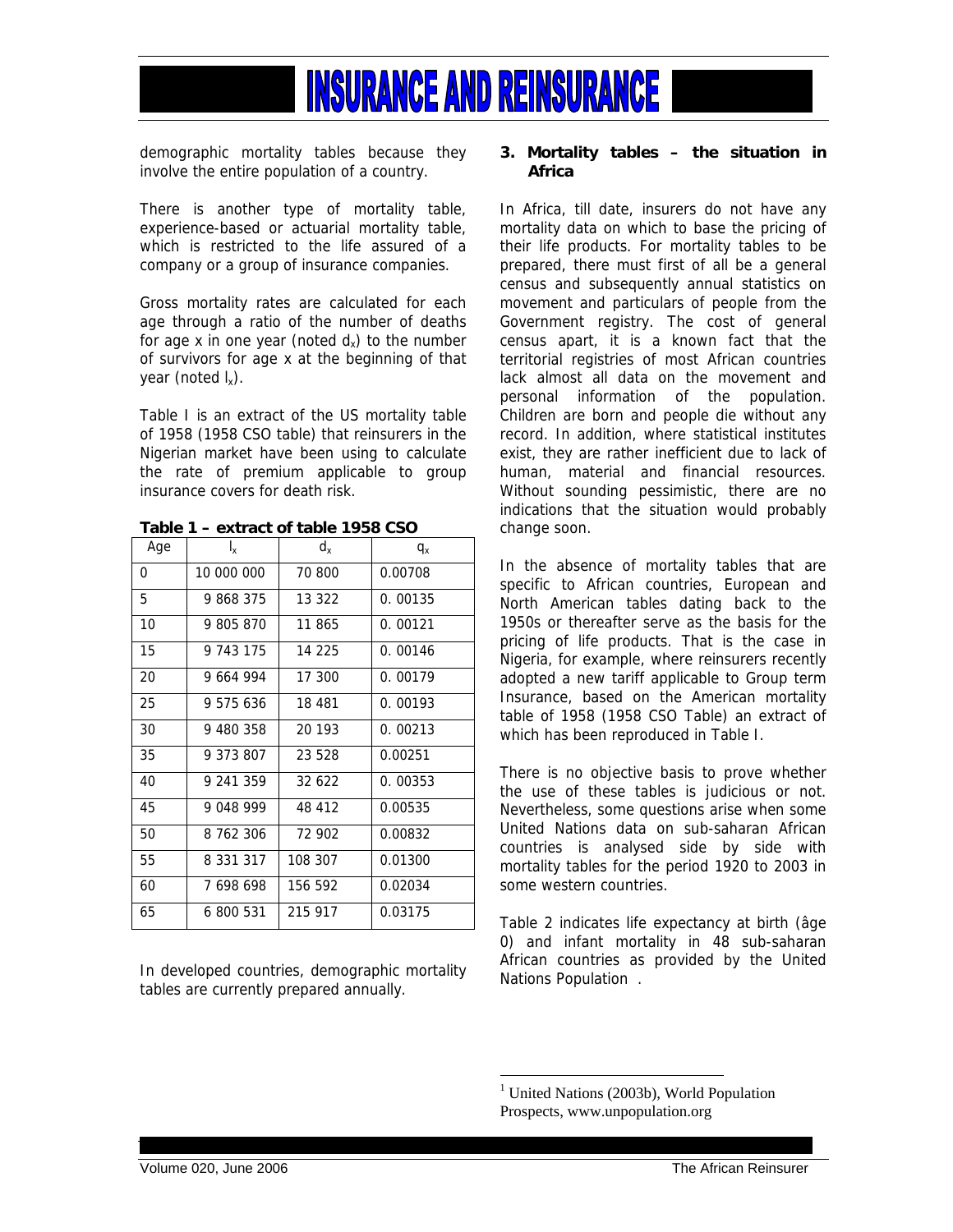demographic mortality tables because they involve the entire population of a country.

There is another type of mortality table, experience-based or actuarial mortality table, which is restricted to the life assured of a company or a group of insurance companies.

Gross mortality rates are calculated for each age through a ratio of the number of deaths for age x in one year (noted $d_x$) to the number of survivors for age x at the beginning of that year (noted $l_x$).

Table I is an extract of the US mortality table of 1958 (1958 CSO table) that reinsurers in the Nigerian market have been using to calculate the rate of premium applicable to group insurance covers for death risk.

**Table 1 – extract of table 1958 CSO**

| Age | $l_x$ | $d_x$ | $q_x$ |
|---|---|---|---|
| 0 | 10 000 000 | 70 800 | 0.00708 |
| 5 | 9 868 375 | 13 322 | 0. 00135 |
| 10 | 9 805 870 | 11 865 | 0. 00121 |
| 15 | 9 743 175 | 14 225 | 0. 00146 |
| 20 | 9 664 994 | 17 300 | 0. 00179 |
| 25 | 9 575 636 | 18 481 | 0. 00193 |
| 30 | 9 480 358 | 20 193 | 0. 00213 |
| 35 | 9 373 807 | 23 528 | 0.00251 |
| 40 | 9 241 359 | 32 622 | 0. 00353 |
| 45 | 9 048 999 | 48 412 | 0.00535 |
| 50 | 8 762 306 | 72 902 | 0.00832 |
| 55 | 8 331 317 | 108 307 | 0.01300 |
| 60 | 7 698 698 | 156 592 | 0.02034 |
| 65 | 6 800 531 | 215 917 | 0.03175 |

In developed countries, demographic mortality tables are currently prepared annually.

## 3. Mortality tables – the situation in Africa

In Africa, till date, insurers do not have any mortality data on which to base the pricing of their life products. For mortality tables to be prepared, there must first of all be a general census and subsequently annual statistics on movement and particulars of people from the Government registry. The cost of general census apart, it is a known fact that the territorial registries of most African countries lack almost all data on the movement and personal information of the population. Children are born and people die without any record. In addition, where statistical institutes exist, they are rather inefficient due to lack of human, material and financial resources. Without sounding pessimistic, there are no indications that the situation would probably change soon.

In the absence of mortality tables that are specific to African countries, European and North American tables dating back to the 1950s or thereafter serve as the basis for the pricing of life products. That is the case in Nigeria, for example, where reinsurers recently adopted a new tariff applicable to Group term Insurance, based on the American mortality table of 1958 (1958 CSO Table) an extract of which has been reproduced in Table I.

There is no objective basis to prove whether the use of these tables is judicious or not. Nevertheless, some questions arise when some United Nations data on sub-saharan African countries is analysed side by side with mortality tables for the period 1920 to 2003 in some western countries.

Table 2 indicates life expectancy at birth (âge 0) and infant mortality in 48 sub-saharan African countries as provided by the United Nations Population .

[1] United Nations (2003b), World Population Prospects, www.unpopulation.org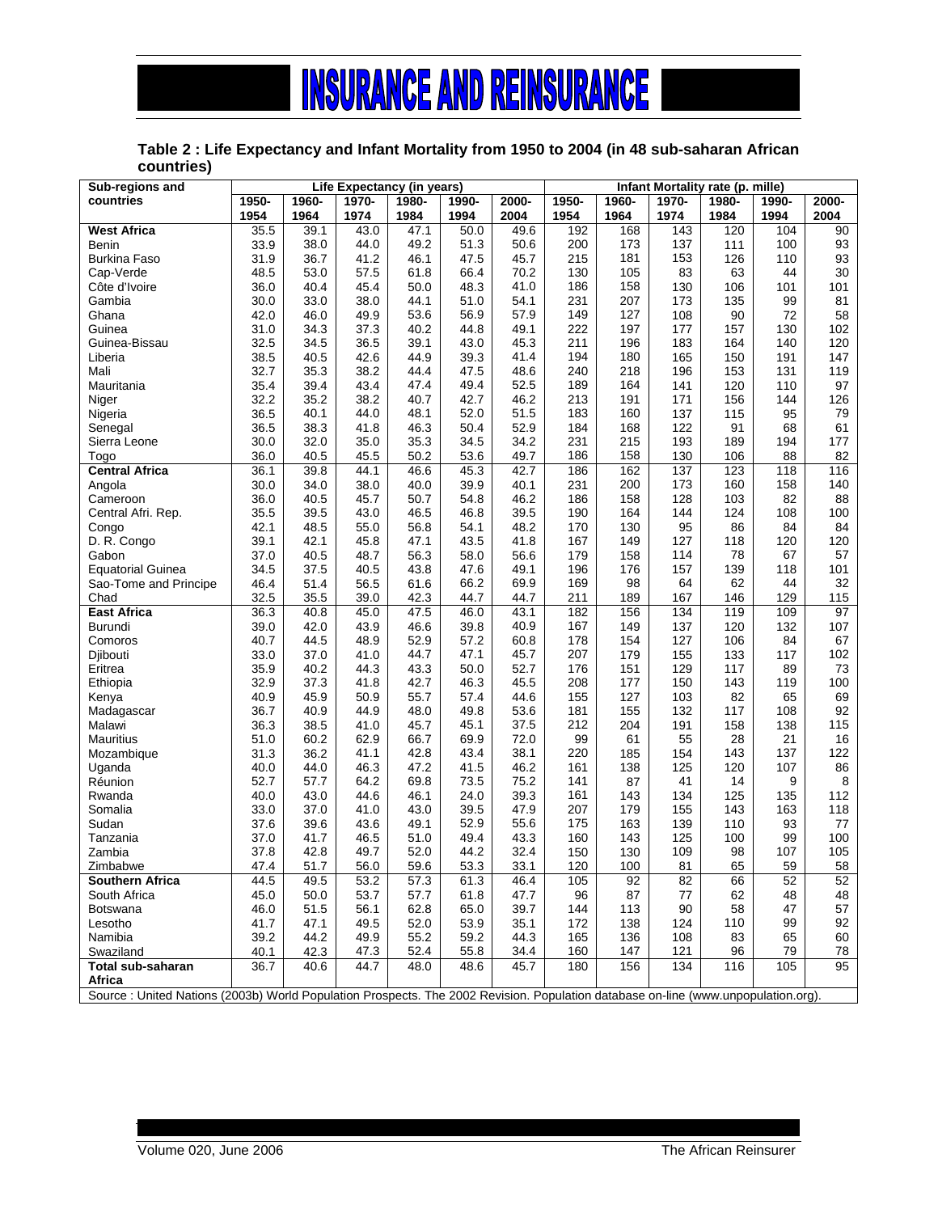**Table 2 : Life Expectancy and Infant Mortality from 1950 to 2004 (in 48 sub-saharan African countries)**

| Sub-regions and countries | Life Expectancy (in years) | | | | | | Infant Mortality rate (p. mille) | | | | | |
|---|---|---|---|---|---|---|---|---|---|---|---|---|
| | 1950-1954 | 1960-1964 | 1970-1974 | 1980-1984 | 1990-1994 | 2000-2004 | 1950-1954 | 1960-1964 | 1970-1974 | 1980-1984 | 1990-1994 | 2000-2004 |
| **West Africa** | 35.5 | 39.1 | 43.0 | 47.1 | 50.0 | 49.6 | 192 | 168 | 143 | 120 | 104 | 90 |
| Benin | 33.9 | 38.0 | 44.0 | 49.2 | 51.3 | 50.6 | 200 | 173 | 137 | 111 | 100 | 93 |
| Burkina Faso | 31.9 | 36.7 | 41.2 | 46.1 | 47.5 | 45.7 | 215 | 181 | 153 | 126 | 110 | 93 |
| Cap-Verde | 48.5 | 53.0 | 57.5 | 61.8 | 66.4 | 70.2 | 130 | 105 | 83 | 63 | 44 | 30 |
| Côte d'Ivoire | 36.0 | 40.4 | 45.4 | 50.0 | 48.3 | 41.0 | 186 | 158 | 130 | 106 | 101 | 101 |
| Gambia | 30.0 | 33.0 | 38.0 | 44.1 | 51.0 | 54.1 | 231 | 207 | 173 | 135 | 99 | 81 |
| Ghana | 42.0 | 46.0 | 49.9 | 53.6 | 56.9 | 57.9 | 149 | 127 | 108 | 90 | 72 | 58 |
| Guinea | 31.0 | 34.3 | 37.3 | 40.2 | 44.8 | 49.1 | 222 | 197 | 177 | 157 | 130 | 102 |
| Guinea-Bissau | 32.5 | 34.5 | 36.5 | 39.1 | 43.0 | 45.3 | 211 | 196 | 183 | 164 | 140 | 120 |
| Liberia | 38.5 | 40.5 | 42.6 | 44.9 | 39.3 | 41.4 | 194 | 180 | 165 | 150 | 191 | 147 |
| Mali | 32.7 | 35.3 | 38.2 | 44.4 | 47.5 | 48.6 | 240 | 218 | 196 | 153 | 131 | 119 |
| Mauritania | 35.4 | 39.4 | 43.4 | 47.4 | 49.4 | 52.5 | 189 | 164 | 141 | 120 | 110 | 97 |
| Niger | 32.2 | 35.2 | 38.2 | 40.7 | 42.7 | 46.2 | 213 | 191 | 171 | 156 | 144 | 126 |
| Nigeria | 36.5 | 40.1 | 44.0 | 48.1 | 52.0 | 51.5 | 183 | 160 | 137 | 115 | 95 | 79 |
| Senegal | 36.5 | 38.3 | 41.8 | 46.3 | 50.4 | 52.9 | 184 | 168 | 122 | 91 | 68 | 61 |
| Sierra Leone | 30.0 | 32.0 | 35.0 | 35.3 | 34.5 | 34.2 | 231 | 215 | 193 | 189 | 194 | 177 |
| Togo | 36.0 | 40.5 | 45.5 | 50.2 | 53.6 | 49.7 | 186 | 158 | 130 | 106 | 88 | 82 |
| **Central Africa** | 36.1 | 39.8 | 44.1 | 46.6 | 45.3 | 42.7 | 186 | 162 | 137 | 123 | 118 | 116 |
| Angola | 30.0 | 34.0 | 38.0 | 40.0 | 39.9 | 40.1 | 231 | 200 | 173 | 160 | 158 | 140 |
| Cameroon | 36.0 | 40.5 | 45.7 | 50.7 | 54.8 | 46.2 | 186 | 158 | 128 | 103 | 82 | 88 |
| Central Afri. Rep. | 35.5 | 39.5 | 43.0 | 46.5 | 46.8 | 39.5 | 190 | 164 | 144 | 124 | 108 | 100 |
| Congo | 42.1 | 48.5 | 55.0 | 56.8 | 54.1 | 48.2 | 170 | 130 | 95 | 86 | 84 | 84 |
| D. R. Congo | 39.1 | 42.1 | 45.8 | 47.1 | 43.5 | 41.8 | 167 | 149 | 127 | 118 | 120 | 120 |
| Gabon | 37.0 | 40.5 | 48.7 | 56.3 | 58.0 | 56.6 | 179 | 158 | 114 | 78 | 67 | 57 |
| Equatorial Guinea | 34.5 | 37.5 | 40.5 | 43.8 | 47.6 | 49.1 | 196 | 176 | 157 | 139 | 118 | 101 |
| Sao-Tome and Principe | 46.4 | 51.4 | 56.5 | 61.6 | 66.2 | 69.9 | 169 | 98 | 64 | 62 | 44 | 32 |
| Chad | 32.5 | 35.5 | 39.0 | 42.3 | 44.7 | 44.7 | 211 | 189 | 167 | 146 | 129 | 115 |
| **East Africa** | 36.3 | 40.8 | 45.0 | 47.5 | 46.0 | 43.1 | 182 | 156 | 134 | 119 | 109 | 97 |
| Burundi | 39.0 | 42.0 | 43.9 | 46.6 | 39.8 | 40.9 | 167 | 149 | 137 | 120 | 132 | 107 |
| Comoros | 40.7 | 44.5 | 48.9 | 52.9 | 57.2 | 60.8 | 178 | 154 | 127 | 106 | 84 | 67 |
| Djibouti | 33.0 | 37.0 | 41.0 | 44.7 | 47.1 | 45.7 | 207 | 179 | 155 | 133 | 117 | 102 |
| Eritrea | 35.9 | 40.2 | 44.3 | 43.3 | 50.0 | 52.7 | 176 | 151 | 129 | 117 | 89 | 73 |
| Ethiopia | 32.9 | 37.3 | 41.8 | 42.7 | 46.3 | 45.5 | 208 | 177 | 150 | 143 | 119 | 100 |
| Kenya | 40.9 | 45.9 | 50.9 | 55.7 | 57.4 | 44.6 | 155 | 127 | 103 | 82 | 65 | 69 |
| Madagascar | 36.7 | 40.9 | 44.9 | 48.0 | 49.8 | 53.6 | 181 | 155 | 132 | 117 | 108 | 92 |
| Malawi | 36.3 | 38.5 | 41.0 | 45.7 | 45.1 | 37.5 | 212 | 204 | 191 | 158 | 138 | 115 |
| Mauritius | 51.0 | 60.2 | 62.9 | 66.7 | 69.9 | 72.0 | 99 | 61 | 55 | 28 | 21 | 16 |
| Mozambique | 31.3 | 36.2 | 41.1 | 42.8 | 43.4 | 38.1 | 220 | 185 | 154 | 143 | 137 | 122 |
| Uganda | 40.0 | 44.0 | 46.3 | 47.2 | 41.5 | 46.2 | 161 | 138 | 125 | 120 | 107 | 86 |
| Réunion | 52.7 | 57.7 | 64.2 | 69.8 | 73.5 | 75.2 | 141 | 87 | 41 | 14 | 9 | 8 |
| Rwanda | 40.0 | 43.0 | 44.6 | 46.1 | 24.0 | 39.3 | 161 | 143 | 134 | 125 | 135 | 112 |
| Somalia | 33.0 | 37.0 | 41.0 | 43.0 | 39.5 | 47.9 | 207 | 179 | 155 | 143 | 163 | 118 |
| Sudan | 37.6 | 39.6 | 43.6 | 49.1 | 52.9 | 55.6 | 175 | 163 | 139 | 110 | 93 | 77 |
| Tanzania | 37.0 | 41.7 | 46.5 | 51.0 | 49.4 | 43.3 | 160 | 143 | 125 | 100 | 99 | 100 |
| Zambia | 37.8 | 42.8 | 49.7 | 52.0 | 44.2 | 32.4 | 150 | 130 | 109 | 98 | 107 | 105 |
| Zimbabwe | 47.4 | 51.7 | 56.0 | 59.6 | 53.3 | 33.1 | 120 | 100 | 81 | 65 | 59 | 58 |
| **Southern Africa** | 44.5 | 49.5 | 53.2 | 57.3 | 61.3 | 46.4 | 105 | 92 | 82 | 66 | 52 | 52 |
| South Africa | 45.0 | 50.0 | 53.7 | 57.7 | 61.8 | 47.7 | 96 | 87 | 77 | 62 | 48 | 48 |
| Botswana | 46.0 | 51.5 | 56.1 | 62.8 | 65.0 | 39.7 | 144 | 113 | 90 | 58 | 47 | 57 |
| Lesotho | 41.7 | 47.1 | 49.5 | 52.0 | 53.9 | 35.1 | 172 | 138 | 124 | 110 | 99 | 92 |
| Namibia | 39.2 | 44.2 | 49.9 | 55.2 | 59.2 | 44.3 | 165 | 136 | 108 | 83 | 65 | 60 |
| Swaziland | 40.1 | 42.3 | 47.3 | 52.4 | 55.8 | 34.4 | 160 | 147 | 121 | 96 | 79 | 78 |
| **Total sub-saharan Africa** | 36.7 | 40.6 | 44.7 | 48.0 | 48.6 | 45.7 | 180 | 156 | 134 | 116 | 105 | 95 |

Source : United Nations (2003b) World Population Prospects. The 2002 Revision. Population database on-line (www.unpopulation.org).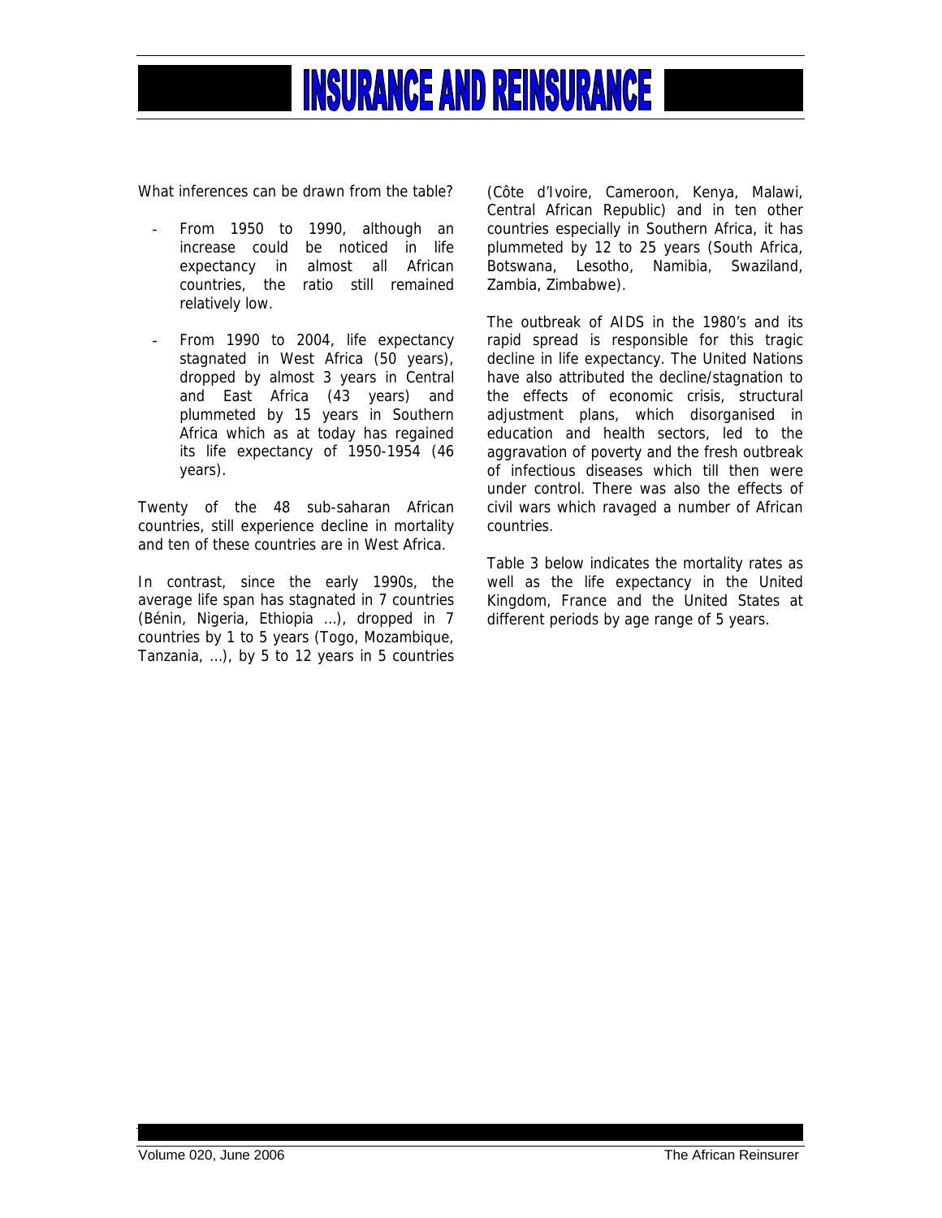What inferences can be drawn from the table?

- From 1950 to 1990, although an increase could be noticed in life expectancy in almost all African countries, the ratio still remained relatively low.

- From 1990 to 2004, life expectancy stagnated in West Africa (50 years), dropped by almost 3 years in Central and East Africa (43 years) and plummeted by 15 years in Southern Africa which as at today has regained its life expectancy of 1950-1954 (46 years).

Twenty of the 48 sub-saharan African countries, still experience decline in mortality and ten of these countries are in West Africa.

In contrast, since the early 1990s, the average life span has stagnated in 7 countries (Bénin, Nigeria, Ethiopia …), dropped in 7 countries by 1 to 5 years (Togo, Mozambique, Tanzania, …), by 5 to 12 years in 5 countries (Côte d'Ivoire, Cameroon, Kenya, Malawi, Central African Republic) and in ten other countries especially in Southern Africa, it has plummeted by 12 to 25 years (South Africa, Botswana, Lesotho, Namibia, Swaziland, Zambia, Zimbabwe).

The outbreak of AIDS in the 1980's and its rapid spread is responsible for this tragic decline in life expectancy. The United Nations have also attributed the decline/stagnation to the effects of economic crisis, structural adjustment plans, which disorganised in education and health sectors, led to the aggravation of poverty and the fresh outbreak of infectious diseases which till then were under control. There was also the effects of civil wars which ravaged a number of African countries.

Table 3 below indicates the mortality rates as well as the life expectancy in the United Kingdom, France and the United States at different periods by age range of 5 years.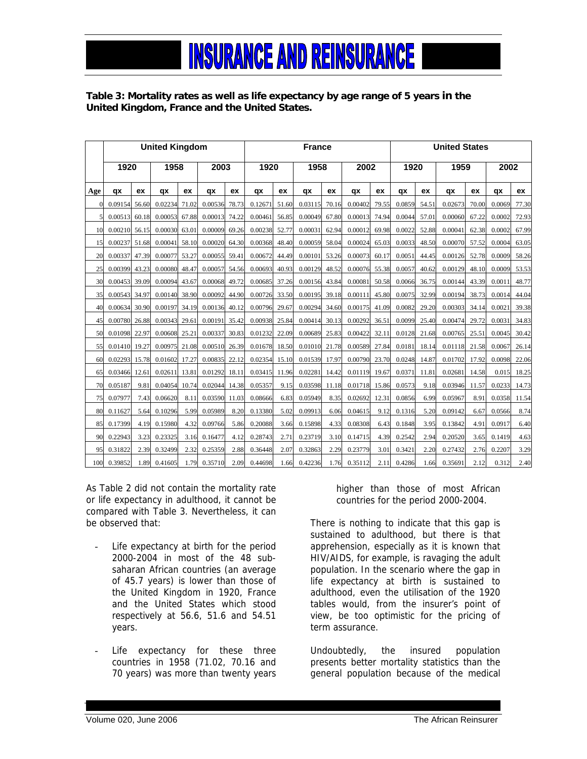**Table 3: Mortality rates as well as life expectancy by age range of 5 years in the United Kingdom, France and the United States.**

| | United Kingdom | | | | | | France | | | | | | United States | | | | | |
|---|---|---|---|---|---|---|---|---|---|---|---|---|---|---|---|---|---|---|
| | 1920 | | 1958 | | 2003 | | 1920 | | 1958 | | 2002 | | 1920 | | 1959 | | 2002 | |
| Age | qx | ex | qx | ex | qx | ex | qx | ex | qx | ex | qx | ex | qx | ex | qx | ex | qx | ex |
| 0 | 0.09154 | 56.60 | 0.02234 | 71.02 | 0.00536 | 78.73 | 0.12671 | 51.60 | 0.03115 | 70.16 | 0.00402 | 79.55 | 0.0859 | 54.51 | 0.02673 | 70.00 | 0.0069 | 77.30 |
| 5 | 0.00513 | 60.18 | 0.00053 | 67.88 | 0.00013 | 74.22 | 0.00461 | 56.85 | 0.00049 | 67.80 | 0.00013 | 74.94 | 0.0044 | 57.01 | 0.00060 | 67.22 | 0.0002 | 72.93 |
| 10 | 0.00210 | 56.15 | 0.00030 | 63.01 | 0.00009 | 69.26 | 0.00238 | 52.77 | 0.00031 | 62.94 | 0.00012 | 69.98 | 0.0022 | 52.88 | 0.00041 | 62.38 | 0.0002 | 67.99 |
| 15 | 0.00237 | 51.68 | 0.00041 | 58.10 | 0.00020 | 64.30 | 0.00368 | 48.40 | 0.00059 | 58.04 | 0.00024 | 65.03 | 0.0033 | 48.50 | 0.00070 | 57.52 | 0.0004 | 63.05 |
| 20 | 0.00337 | 47.39 | 0.00077 | 53.27 | 0.00055 | 59.41 | 0.00672 | 44.49 | 0.00101 | 53.26 | 0.00073 | 60.17 | 0.0051 | 44.45 | 0.00126 | 52.78 | 0.0009 | 58.26 |
| 25 | 0.00399 | 43.23 | 0.00080 | 48.47 | 0.00057 | 54.56 | 0.00693 | 40.93 | 0.00129 | 48.52 | 0.00076 | 55.38 | 0.0057 | 40.62 | 0.00129 | 48.10 | 0.0009 | 53.53 |
| 30 | 0.00453 | 39.09 | 0.00094 | 43.67 | 0.00068 | 49.72 | 0.00685 | 37.26 | 0.00156 | 43.84 | 0.00081 | 50.58 | 0.0066 | 36.75 | 0.00144 | 43.39 | 0.0011 | 48.77 |
| 35 | 0.00543 | 34.97 | 0.00140 | 38.90 | 0.00092 | 44.90 | 0.00726 | 33.50 | 0.00195 | 39.18 | 0.00111 | 45.80 | 0.0075 | 32.99 | 0.00194 | 38.73 | 0.0014 | 44.04 |
| 40 | 0.00634 | 30.90 | 0.00197 | 34.19 | 0.00136 | 40.12 | 0.00796 | 29.67 | 0.00294 | 34.60 | 0.00175 | 41.09 | 0.0082 | 29.20 | 0.00303 | 34.14 | 0.0021 | 39.38 |
| 45 | 0.00780 | 26.88 | 0.00343 | 29.61 | 0.00191 | 35.42 | 0.00938 | 25.84 | 0.00414 | 30.13 | 0.00292 | 36.51 | 0.0099 | 25.40 | 0.00474 | 29.72 | 0.0031 | 34.83 |
| 50 | 0.01098 | 22.97 | 0.00608 | 25.21 | 0.00337 | 30.83 | 0.01232 | 22.09 | 0.00689 | 25.83 | 0.00422 | 32.11 | 0.0128 | 21.68 | 0.00765 | 25.51 | 0.0045 | 30.42 |
| 55 | 0.01410 | 19.27 | 0.00975 | 21.08 | 0.00510 | 26.39 | 0.01678 | 18.50 | 0.01010 | 21.78 | 0.00589 | 27.84 | 0.0181 | 18.14 | 0.01118 | 21.58 | 0.0067 | 26.14 |
| 60 | 0.02293 | 15.78 | 0.01602 | 17.27 | 0.00835 | 22.12 | 0.02354 | 15.10 | 0.01539 | 17.97 | 0.00790 | 23.70 | 0.0248 | 14.87 | 0.01702 | 17.92 | 0.0098 | 22.06 |
| 65 | 0.03466 | 12.61 | 0.02611 | 13.81 | 0.01292 | 18.11 | 0.03415 | 11.96 | 0.02281 | 14.42 | 0.01119 | 19.67 | 0.0371 | 11.81 | 0.02681 | 14.58 | 0.015 | 18.25 |
| 70 | 0.05187 | 9.81 | 0.04054 | 10.74 | 0.02044 | 14.38 | 0.05357 | 9.15 | 0.03598 | 11.18 | 0.01718 | 15.86 | 0.0573 | 9.18 | 0.03946 | 11.57 | 0.0233 | 14.73 |
| 75 | 0.07977 | 7.43 | 0.06620 | 8.11 | 0.03590 | 11.03 | 0.08666 | 6.83 | 0.05949 | 8.35 | 0.02692 | 12.31 | 0.0856 | 6.99 | 0.05967 | 8.91 | 0.0358 | 11.54 |
| 80 | 0.11627 | 5.64 | 0.10296 | 5.99 | 0.05989 | 8.20 | 0.13380 | 5.02 | 0.09913 | 6.06 | 0.04615 | 9.12 | 0.1316 | 5.20 | 0.09142 | 6.67 | 0.0566 | 8.74 |
| 85 | 0.17399 | 4.19 | 0.15980 | 4.32 | 0.09766 | 5.86 | 0.20088 | 3.66 | 0.15898 | 4.33 | 0.08308 | 6.43 | 0.1848 | 3.95 | 0.13842 | 4.91 | 0.0917 | 6.40 |
| 90 | 0.22943 | 3.23 | 0.23325 | 3.16 | 0.16477 | 4.12 | 0.28743 | 2.71 | 0.23719 | 3.10 | 0.14715 | 4.39 | 0.2542 | 2.94 | 0.20520 | 3.65 | 0.1419 | 4.63 |
| 95 | 0.31822 | 2.39 | 0.32499 | 2.32 | 0.25359 | 2.88 | 0.36448 | 2.07 | 0.32863 | 2.29 | 0.23779 | 3.01 | 0.3421 | 2.20 | 0.27432 | 2.76 | 0.2207 | 3.29 |
| 100 | 0.39852 | 1.89 | 0.41605 | 1.79 | 0.35710 | 2.09 | 0.44698 | 1.66 | 0.42236 | 1.76 | 0.35112 | 2.11 | 0.4286 | 1.66 | 0.35691 | 2.12 | 0.312 | 2.40 |

As Table 2 did not contain the mortality rate or life expectancy in adulthood, it cannot be compared with Table 3. Nevertheless, it can be observed that:

- Life expectancy at birth for the period 2000-2004 in most of the 48 sub-saharan African countries (an average of 45.7 years) is lower than those of the United Kingdom in 1920, France and the United States which stood respectively at 56.6, 51.6 and 54.51 years.

- Life expectancy for these three countries in 1958 (71.02, 70.16 and 70 years) was more than twenty years higher than those of most African countries for the period 2000-2004.

There is nothing to indicate that this gap is sustained to adulthood, but there is that apprehension, especially as it is known that HIV/AIDS, for example, is ravaging the adult population. In the scenario where the gap in life expectancy at birth is sustained to adulthood, even the utilisation of the 1920 tables would, from the insurer's point of view, be too optimistic for the pricing of term assurance.

Undoubtedly, the insured population presents better mortality statistics than the general population because of the medical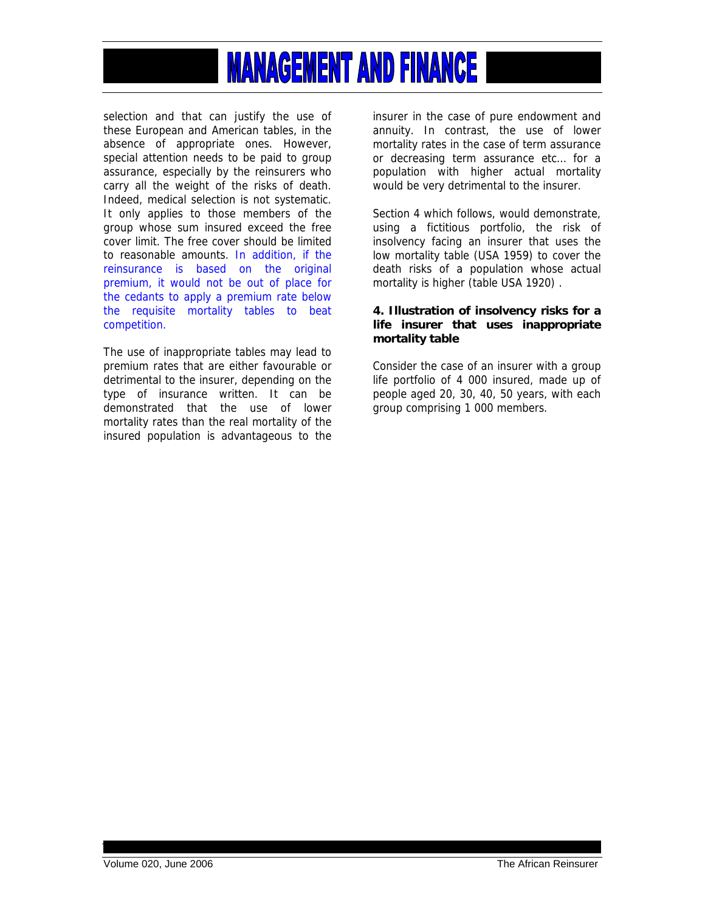selection and that can justify the use of these European and American tables, in the absence of appropriate ones. However, special attention needs to be paid to group assurance, especially by the reinsurers who carry all the weight of the risks of death. Indeed, medical selection is not systematic. It only applies to those members of the group whose sum insured exceed the free cover limit. The free cover should be limited to reasonable amounts. In addition, if the reinsurance is based on the original premium, it would not be out of place for the cedants to apply a premium rate below the requisite mortality tables to beat competition.

The use of inappropriate tables may lead to premium rates that are either favourable or detrimental to the insurer, depending on the type of insurance written. It can be demonstrated that the use of lower mortality rates than the real mortality of the insured population is advantageous to the insurer in the case of pure endowment and annuity. In contrast, the use of lower mortality rates in the case of term assurance or decreasing term assurance etc… for a population with higher actual mortality would be very detrimental to the insurer.

Section 4 which follows, would demonstrate, using a fictitious portfolio, the risk of insolvency facing an insurer that uses the low mortality table (USA 1959) to cover the death risks of a population whose actual mortality is higher (table USA 1920) .

## 4. Illustration of insolvency risks for a life insurer that uses inappropriate mortality table

Consider the case of an insurer with a group life portfolio of 4 000 insured, made up of people aged 20, 30, 40, 50 years, with each group comprising 1 000 members.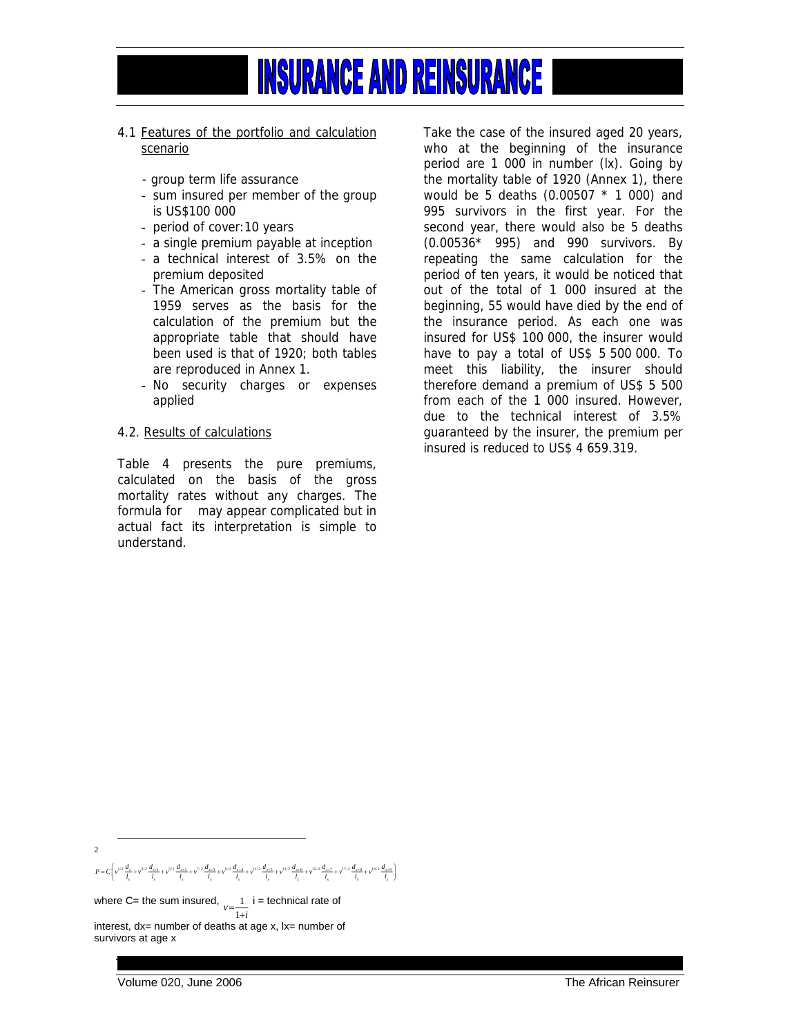4.1 Features of the portfolio and calculation scenario

- group term life assurance
- sum insured per member of the group is US$100 000
- period of cover: 10 years
- a single premium payable at inception
- a technical interest of 3.5% on the premium deposited
- The American gross mortality table of 1959 serves as the basis for the calculation of the premium but the appropriate table that should have been used is that of 1920; both tables are reproduced in Annex 1.
- No security charges or expenses applied

4.2. Results of calculations

Table 4 presents the pure premiums, calculated on the basis of the gross mortality rates without any charges. The formula for[2] may appear complicated but in actual fact its interpretation is simple to understand.

Take the case of the insured aged 20 years, who at the beginning of the insurance period are 1 000 in number (lx). Going by the mortality table of 1920 (Annex 1), there would be 5 deaths (0.00507 * 1 000) and 995 survivors in the first year. For the second year, there would also be 5 deaths (0.00536* 995) and 990 survivors. By repeating the same calculation for the period of ten years, it would be noticed that out of the total of 1 000 insured at the beginning, 55 would have died by the end of the insurance period. As each one was insured for US$ 100 000, the insurer would have to pay a total of US$ 5 500 000. To meet this liability, the insurer should therefore demand a premium of US$ 5 500 from each of the 1 000 insured. However, due to the technical interest of 3.5% guaranteed by the insurer, the premium per insured is reduced to US$ 4 659.319.

---

[2]

$$P = C\left(v^{1/2}\frac{d_x}{l_x} + v^{3/2}\frac{d_{x+1}}{l_x} + v^{5/2}\frac{d_{x+2}}{l_x} + v^{7/2}\frac{d_{x+3}}{l_x} + v^{9/2}\frac{d_{x+4}}{l_x} + v^{11/2}\frac{d_{x+5}}{l_x} + v^{13/2}\frac{d_{x+6}}{l_x} + v^{15/2}\frac{d_{x+7}}{l_x} + v^{17/2}\frac{d_{x+8}}{l_x} + v^{19/2}\frac{d_{x+9}}{l_x}\right)$$

where C= the sum insured, $v = \frac{1}{1+i}$ i = technical rate of interest, dx= number of deaths at age x, lx= number of survivors at age x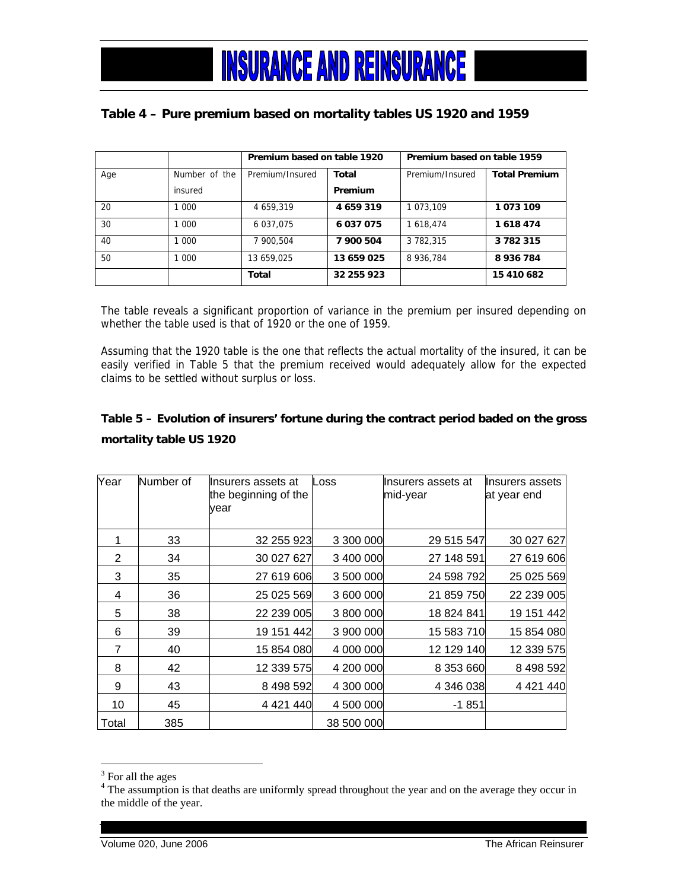**Table 4 – Pure premium based on mortality tables US 1920 and 1959**

| | | Premium based on table 1920 | | Premium based on table 1959 | |
|---|---|---|---|---|---|
| Age | Number of the insured | Premium/Insured | **Total Premium** | Premium/Insured | **Total Premium** |
| 20 | 1 000 | 4 659,319 | **4 659 319** | 1 073,109 | **1 073 109** |
| 30 | 1 000 | 6 037,075 | **6 037 075** | 1 618,474 | **1 618 474** |
| 40 | 1 000 | 7 900,504 | **7 900 504** | 3 782,315 | **3 782 315** |
| 50 | 1 000 | 13 659,025 | **13 659 025** | 8 936,784 | **8 936 784** |
| | | **Total** | **32 255 923** | | **15 410 682** |

The table reveals a significant proportion of variance in the premium per insured depending on whether the table used is that of 1920 or the one of 1959.

Assuming that the 1920 table is the one that reflects the actual mortality of the insured, it can be easily verified in Table 5 that the premium received would adequately allow for the expected claims to be settled without surplus or loss.

**Table 5 – Evolution of insurers' fortune during the contract period baded on the gross mortality table US 1920**

| Year | Number of | Insurers assets at the beginning of the year | Loss | Insurers assets at mid-year | Insurers assets at year end |
|---|---|---|---|---|---|
| 1 | 33 | 32 255 923 | 3 300 000 | 29 515 547 | 30 027 627 |
| 2 | 34 | 30 027 627 | 3 400 000 | 27 148 591 | 27 619 606 |
| 3 | 35 | 27 619 606 | 3 500 000 | 24 598 792 | 25 025 569 |
| 4 | 36 | 25 025 569 | 3 600 000 | 21 859 750 | 22 239 005 |
| 5 | 38 | 22 239 005 | 3 800 000 | 18 824 841 | 19 151 442 |
| 6 | 39 | 19 151 442 | 3 900 000 | 15 583 710 | 15 854 080 |
| 7 | 40 | 15 854 080 | 4 000 000 | 12 129 140 | 12 339 575 |
| 8 | 42 | 12 339 575 | 4 200 000 | 8 353 660 | 8 498 592 |
| 9 | 43 | 8 498 592 | 4 300 000 | 4 346 038 | 4 421 440 |
| 10 | 45 | 4 421 440 | 4 500 000 | -1 851 | |
| Total | 385 | | 38 500 000 | | |

[3] For all the ages

[4] The assumption is that deaths are uniformly spread throughout the year and on the average they occur in the middle of the year.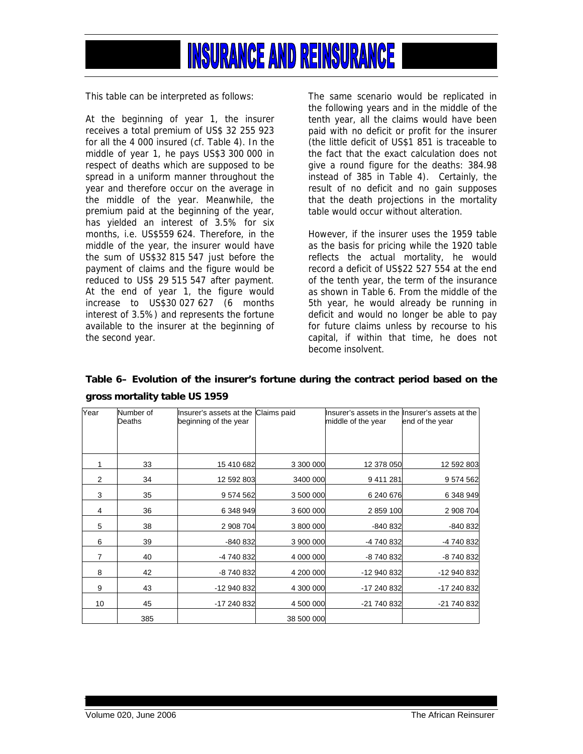This table can be interpreted as follows:

At the beginning of year 1, the insurer receives a total premium of US$ 32 255 923 for all the 4 000 insured (cf. Table 4). In the middle of year 1, he pays US$3 300 000 in respect of deaths which are supposed to be spread in a uniform manner throughout the year and therefore occur on the average in the middle of the year. Meanwhile, the premium paid at the beginning of the year, has yielded an interest of 3.5% for six months, i.e. US$559 624. Therefore, in the middle of the year, the insurer would have the sum of US$32 815 547 just before the payment of claims and the figure would be reduced to US$ 29 515 547 after payment. At the end of year 1, the figure would increase to US$30 027 627 (6 months interest of 3.5%) and represents the fortune available to the insurer at the beginning of the second year.

The same scenario would be replicated in the following years and in the middle of the tenth year, all the claims would have been paid with no deficit or profit for the insurer (the little deficit of US$1 851 is traceable to the fact that the exact calculation does not give a round figure for the deaths: 384.98 instead of 385 in Table 4). Certainly, the result of no deficit and no gain supposes that the death projections in the mortality table would occur without alteration.

However, if the insurer uses the 1959 table as the basis for pricing while the 1920 table reflects the actual mortality, he would record a deficit of US$22 527 554 at the end of the tenth year, the term of the insurance as shown in Table 6. From the middle of the 5th year, he would already be running in deficit and would no longer be able to pay for future claims unless by recourse to his capital, if within that time, he does not become insolvent.

**Table 6– Evolution of the insurer's fortune during the contract period based on the gross mortality table US 1959**

| Year | Number of Deaths | Insurer's assets at the beginning of the year | Claims paid | Insurer's assets in the middle of the year | Insurer's assets at the end of the year |
|---|---|---|---|---|---|
| 1 | 33 | 15 410 682 | 3 300 000 | 12 378 050 | 12 592 803 |
| 2 | 34 | 12 592 803 | 3400 000 | 9 411 281 | 9 574 562 |
| 3 | 35 | 9 574 562 | 3 500 000 | 6 240 676 | 6 348 949 |
| 4 | 36 | 6 348 949 | 3 600 000 | 2 859 100 | 2 908 704 |
| 5 | 38 | 2 908 704 | 3 800 000 | -840 832 | -840 832 |
| 6 | 39 | -840 832 | 3 900 000 | -4 740 832 | -4 740 832 |
| 7 | 40 | -4 740 832 | 4 000 000 | -8 740 832 | -8 740 832 |
| 8 | 42 | -8 740 832 | 4 200 000 | -12 940 832 | -12 940 832 |
| 9 | 43 | -12 940 832 | 4 300 000 | -17 240 832 | -17 240 832 |
| 10 | 45 | -17 240 832 | 4 500 000 | -21 740 832 | -21 740 832 |
| | 385 | | 38 500 000 | | |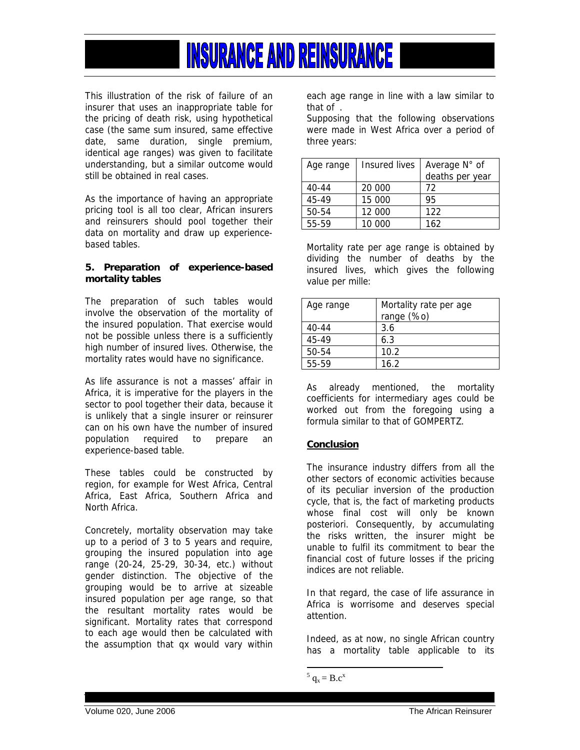This illustration of the risk of failure of an insurer that uses an inappropriate table for the pricing of death risk, using hypothetical case (the same sum insured, same effective date, same duration, single premium, identical age ranges) was given to facilitate understanding, but a similar outcome would still be obtained in real cases.

As the importance of having an appropriate pricing tool is all too clear, African insurers and reinsurers should pool together their data on mortality and draw up experience-based tables.

**5. Preparation of experience-based mortality tables**

The preparation of such tables would involve the observation of the mortality of the insured population. That exercise would not be possible unless there is a sufficiently high number of insured lives. Otherwise, the mortality rates would have no significance.

As life assurance is not a masses' affair in Africa, it is imperative for the players in the sector to pool together their data, because it is unlikely that a single insurer or reinsurer can on his own have the number of insured population required to prepare an experience-based table.

These tables could be constructed by region, for example for West Africa, Central Africa, East Africa, Southern Africa and North Africa.

Concretely, mortality observation may take up to a period of 3 to 5 years and require, grouping the insured population into age range (20-24, 25-29, 30-34, etc.) without gender distinction. The objective of the grouping would be to arrive at sizeable insured population per age range, so that the resultant mortality rates would be significant. Mortality rates that correspond to each age would then be calculated with the assumption that qx would vary within each age range in line with a law similar to that of [5].

Supposing that the following observations were made in West Africa over a period of three years:

| Age range | Insured lives | Average N° of deaths per year |
|---|---|---|
| 40-44 | 20 000 | 72 |
| 45-49 | 15 000 | 95 |
| 50-54 | 12 000 | 122 |
| 55-59 | 10 000 | 162 |

Mortality rate per age range is obtained by dividing the number of deaths by the insured lives, which gives the following value per mille:

| Age range | Mortality rate per age range (%o) |
|---|---|
| 40-44 | 3.6 |
| 45-49 | 6.3 |
| 50-54 | 10.2 |
| 55-59 | 16.2 |

As already mentioned, the mortality coefficients for intermediary ages could be worked out from the foregoing using a formula similar to that of GOMPERTZ.

**Conclusion**

The insurance industry differs from all the other sectors of economic activities because of its peculiar inversion of the production cycle, that is, the fact of marketing products whose final cost will only be known posteriori. Consequently, by accumulating the risks written, the insurer might be unable to fulfil its commitment to bear the financial cost of future losses if the pricing indices are not reliable.

In that regard, the case of life assurance in Africa is worrisome and deserves special attention.

Indeed, as at now, no single African country has a mortality table applicable to its

[5] $q_x = B.c^x$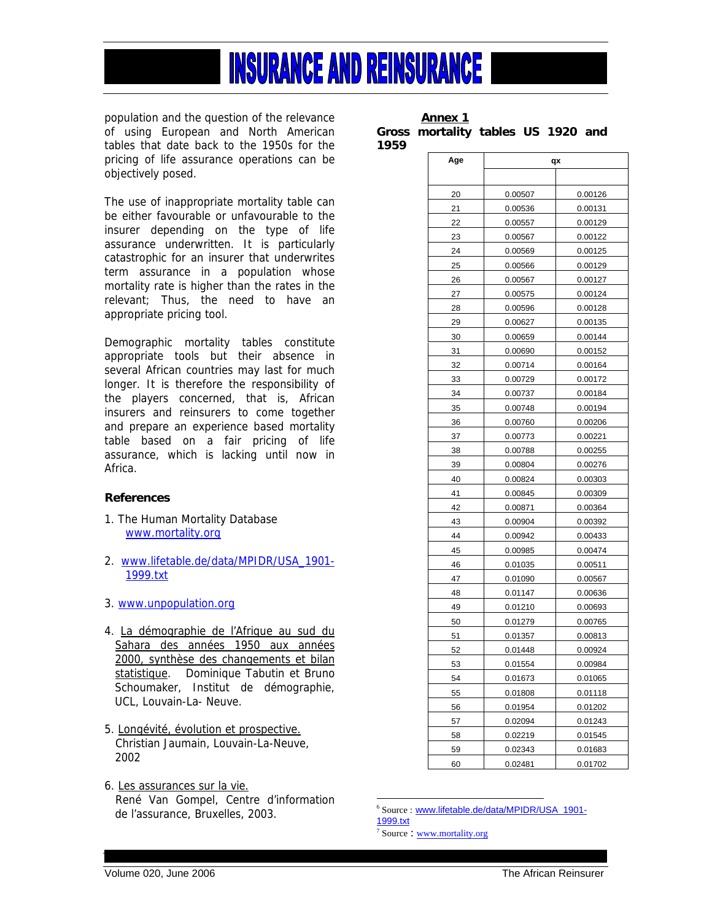population and the question of the relevance of using European and North American tables that date back to the 1950s for the pricing of life assurance operations can be objectively posed.

The use of inappropriate mortality table can be either favourable or unfavourable to the insurer depending on the type of life assurance underwritten. It is particularly catastrophic for an insurer that underwrites term assurance in a population whose mortality rate is higher than the rates in the relevant; Thus, the need to have an appropriate pricing tool.

Demographic mortality tables constitute appropriate tools but their absence in several African countries may last for much longer. It is therefore the responsibility of the players concerned, that is, African insurers and reinsurers to come together and prepare an experience based mortality table based on a fair pricing of life assurance, which is lacking until now in Africa.

### References

1. The Human Mortality Database www.mortality.org
2. www.lifetable.de/data/MPIDR/USA_1901-1999.txt
3. www.unpopulation.org
4. La démographie de l'Afrique au sud du Sahara des années 1950 aux années 2000, synthèse des changements et bilan statistique. Dominique Tabutin et Bruno Schoumaker, Institut de démographie, UCL, Louvain-La- Neuve.
5. Longévité, évolution et prospective. Christian Jaumain, Louvain-La-Neuve, 2002
6. Les assurances sur la vie. René Van Gompel, Centre d'information de l'assurance, Bruxelles, 2003.

**Annex 1**

**Gross mortality tables US 1920 and 1959**

| Age | qx | |
|---|---|---|
| | | |
| 20 | 0.00507 | 0.00126 |
| 21 | 0.00536 | 0.00131 |
| 22 | 0.00557 | 0.00129 |
| 23 | 0.00567 | 0.00122 |
| 24 | 0.00569 | 0.00125 |
| 25 | 0.00566 | 0.00129 |
| 26 | 0.00567 | 0.00127 |
| 27 | 0.00575 | 0.00124 |
| 28 | 0.00596 | 0.00128 |
| 29 | 0.00627 | 0.00135 |
| 30 | 0.00659 | 0.00144 |
| 31 | 0.00690 | 0.00152 |
| 32 | 0.00714 | 0.00164 |
| 33 | 0.00729 | 0.00172 |
| 34 | 0.00737 | 0.00184 |
| 35 | 0.00748 | 0.00194 |
| 36 | 0.00760 | 0.00206 |
| 37 | 0.00773 | 0.00221 |
| 38 | 0.00788 | 0.00255 |
| 39 | 0.00804 | 0.00276 |
| 40 | 0.00824 | 0.00303 |
| 41 | 0.00845 | 0.00309 |
| 42 | 0.00871 | 0.00364 |
| 43 | 0.00904 | 0.00392 |
| 44 | 0.00942 | 0.00433 |
| 45 | 0.00985 | 0.00474 |
| 46 | 0.01035 | 0.00511 |
| 47 | 0.01090 | 0.00567 |
| 48 | 0.01147 | 0.00636 |
| 49 | 0.01210 | 0.00693 |
| 50 | 0.01279 | 0.00765 |
| 51 | 0.01357 | 0.00813 |
| 52 | 0.01448 | 0.00924 |
| 53 | 0.01554 | 0.00984 |
| 54 | 0.01673 | 0.01065 |
| 55 | 0.01808 | 0.01118 |
| 56 | 0.01954 | 0.01202 |
| 57 | 0.02094 | 0.01243 |
| 58 | 0.02219 | 0.01545 |
| 59 | 0.02343 | 0.01683 |
| 60 | 0.02481 | 0.01702 |

[6] Source : www.lifetable.de/data/MPIDR/USA_1901-1999.txt

[7] Source : www.mortality.org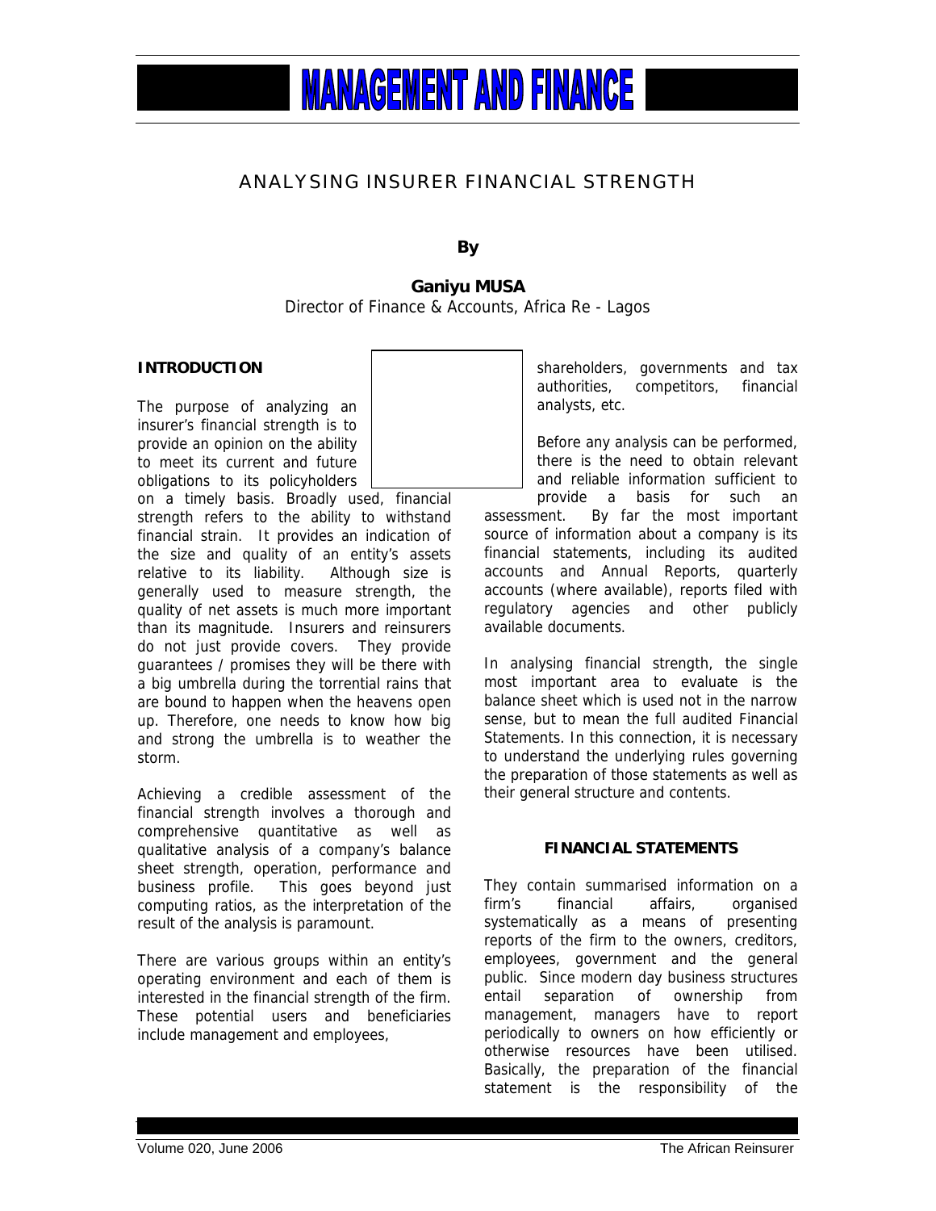# ANALYSING INSURER FINANCIAL STRENGTH

**By**

**Ganiyu MUSA**
Director of Finance & Accounts, Africa Re - Lagos

## INTRODUCTION

The purpose of analyzing an insurer's financial strength is to provide an opinion on the ability to meet its current and future obligations to its policyholders on a timely basis. Broadly used, financial strength refers to the ability to withstand financial strain. It provides an indication of the size and quality of an entity's assets relative to its liability. Although size is generally used to measure strength, the quality of net assets is much more important than its magnitude. Insurers and reinsurers do not just provide covers. They provide guarantees / promises they will be there with a big umbrella during the torrential rains that are bound to happen when the heavens open up. Therefore, one needs to know how big and strong the umbrella is to weather the storm.

Achieving a credible assessment of the financial strength involves a thorough and comprehensive quantitative as well as qualitative analysis of a company's balance sheet strength, operation, performance and business profile. This goes beyond just computing ratios, as the interpretation of the result of the analysis is paramount.

There are various groups within an entity's operating environment and each of them is interested in the financial strength of the firm. These potential users and beneficiaries include management and employees, shareholders, governments and tax authorities, competitors, financial analysts, etc.

Before any analysis can be performed, there is the need to obtain relevant and reliable information sufficient to provide a basis for such an assessment. By far the most important source of information about a company is its financial statements, including its audited accounts and Annual Reports, quarterly accounts (where available), reports filed with regulatory agencies and other publicly available documents.

In analysing financial strength, the single most important area to evaluate is the balance sheet which is used not in the narrow sense, but to mean the full audited Financial Statements. In this connection, it is necessary to understand the underlying rules governing the preparation of those statements as well as their general structure and contents.

## FINANCIAL STATEMENTS

They contain summarised information on a firm's financial affairs, organised systematically as a means of presenting reports of the firm to the owners, creditors, employees, government and the general public. Since modern day business structures entail separation of ownership from management, managers have to report periodically to owners on how efficiently or otherwise resources have been utilised. Basically, the preparation of the financial statement is the responsibility of the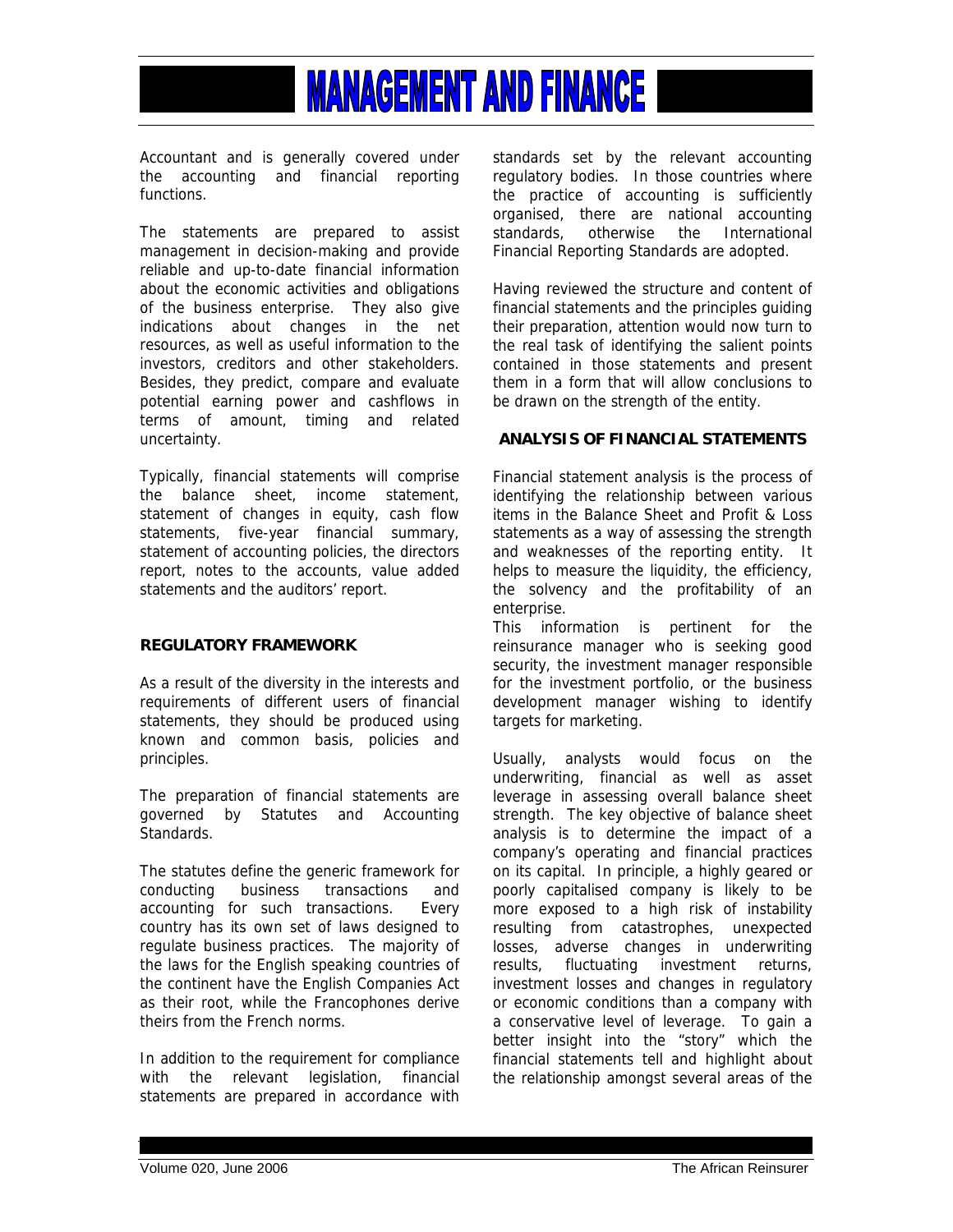Accountant and is generally covered under the accounting and financial reporting functions.

The statements are prepared to assist management in decision-making and provide reliable and up-to-date financial information about the economic activities and obligations of the business enterprise. They also give indications about changes in the net resources, as well as useful information to the investors, creditors and other stakeholders. Besides, they predict, compare and evaluate potential earning power and cashflows in terms of amount, timing and related uncertainty.

Typically, financial statements will comprise the balance sheet, income statement, statement of changes in equity, cash flow statements, five-year financial summary, statement of accounting policies, the directors report, notes to the accounts, value added statements and the auditors' report.

**REGULATORY FRAMEWORK**

As a result of the diversity in the interests and requirements of different users of financial statements, they should be produced using known and common basis, policies and principles.

The preparation of financial statements are governed by Statutes and Accounting Standards.

The statutes define the generic framework for conducting business transactions and accounting for such transactions. Every country has its own set of laws designed to regulate business practices. The majority of the laws for the English speaking countries of the continent have the English Companies Act as their root, while the Francophones derive theirs from the French norms.

In addition to the requirement for compliance with the relevant legislation, financial statements are prepared in accordance with standards set by the relevant accounting regulatory bodies. In those countries where the practice of accounting is sufficiently organised, there are national accounting standards, otherwise the International Financial Reporting Standards are adopted.

Having reviewed the structure and content of financial statements and the principles guiding their preparation, attention would now turn to the real task of identifying the salient points contained in those statements and present them in a form that will allow conclusions to be drawn on the strength of the entity.

**ANALYSIS OF FINANCIAL STATEMENTS**

Financial statement analysis is the process of identifying the relationship between various items in the Balance Sheet and Profit & Loss statements as a way of assessing the strength and weaknesses of the reporting entity. It helps to measure the liquidity, the efficiency, the solvency and the profitability of an enterprise.
This information is pertinent for the reinsurance manager who is seeking good security, the investment manager responsible for the investment portfolio, or the business development manager wishing to identify targets for marketing.

Usually, analysts would focus on the underwriting, financial as well as asset leverage in assessing overall balance sheet strength. The key objective of balance sheet analysis is to determine the impact of a company's operating and financial practices on its capital. In principle, a highly geared or poorly capitalised company is likely to be more exposed to a high risk of instability resulting from catastrophes, unexpected losses, adverse changes in underwriting results, fluctuating investment returns, investment losses and changes in regulatory or economic conditions than a company with a conservative level of leverage. To gain a better insight into the "story" which the financial statements tell and highlight about the relationship amongst several areas of the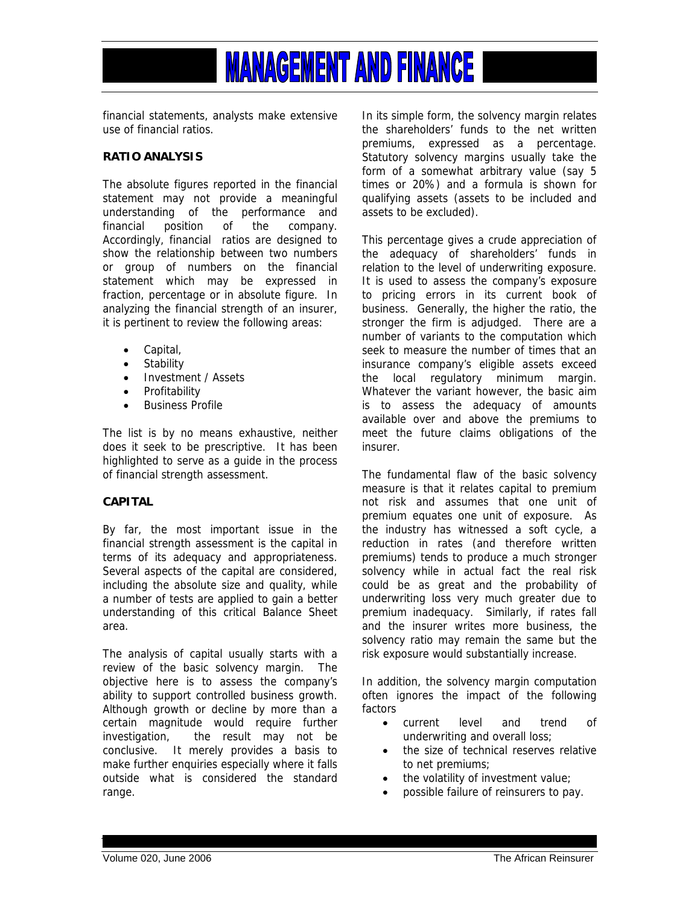financial statements, analysts make extensive use of financial ratios.

**RATIO ANALYSIS**

The absolute figures reported in the financial statement may not provide a meaningful understanding of the performance and financial position of the company. Accordingly, financial ratios are designed to show the relationship between two numbers or group of numbers on the financial statement which may be expressed in fraction, percentage or in absolute figure. In analyzing the financial strength of an insurer, it is pertinent to review the following areas:

- Capital,
- Stability
- Investment / Assets
- Profitability
- Business Profile

The list is by no means exhaustive, neither does it seek to be prescriptive. It has been highlighted to serve as a guide in the process of financial strength assessment.

**CAPITAL**

By far, the most important issue in the financial strength assessment is the capital in terms of its adequacy and appropriateness. Several aspects of the capital are considered, including the absolute size and quality, while a number of tests are applied to gain a better understanding of this critical Balance Sheet area.

The analysis of capital usually starts with a review of the basic solvency margin. The objective here is to assess the company's ability to support controlled business growth. Although growth or decline by more than a certain magnitude would require further investigation, the result may not be conclusive. It merely provides a basis to make further enquiries especially where it falls outside what is considered the standard range.

In its simple form, the solvency margin relates the shareholders' funds to the net written premiums, expressed as a percentage. Statutory solvency margins usually take the form of a somewhat arbitrary value (say 5 times or 20%) and a formula is shown for qualifying assets (assets to be included and assets to be excluded).

This percentage gives a crude appreciation of the adequacy of shareholders' funds in relation to the level of underwriting exposure. It is used to assess the company's exposure to pricing errors in its current book of business. Generally, the higher the ratio, the stronger the firm is adjudged. There are a number of variants to the computation which seek to measure the number of times that an insurance company's eligible assets exceed the local regulatory minimum margin. Whatever the variant however, the basic aim is to assess the adequacy of amounts available over and above the premiums to meet the future claims obligations of the insurer.

The fundamental flaw of the basic solvency measure is that it relates capital to premium not risk and assumes that one unit of premium equates one unit of exposure. As the industry has witnessed a soft cycle, a reduction in rates (and therefore written premiums) tends to produce a much stronger solvency while in actual fact the real risk could be as great and the probability of underwriting loss very much greater due to premium inadequacy. Similarly, if rates fall and the insurer writes more business, the solvency ratio may remain the same but the risk exposure would substantially increase.

In addition, the solvency margin computation often ignores the impact of the following factors

- current level and trend of underwriting and overall loss;
- the size of technical reserves relative to net premiums;
- the volatility of investment value;
- possible failure of reinsurers to pay.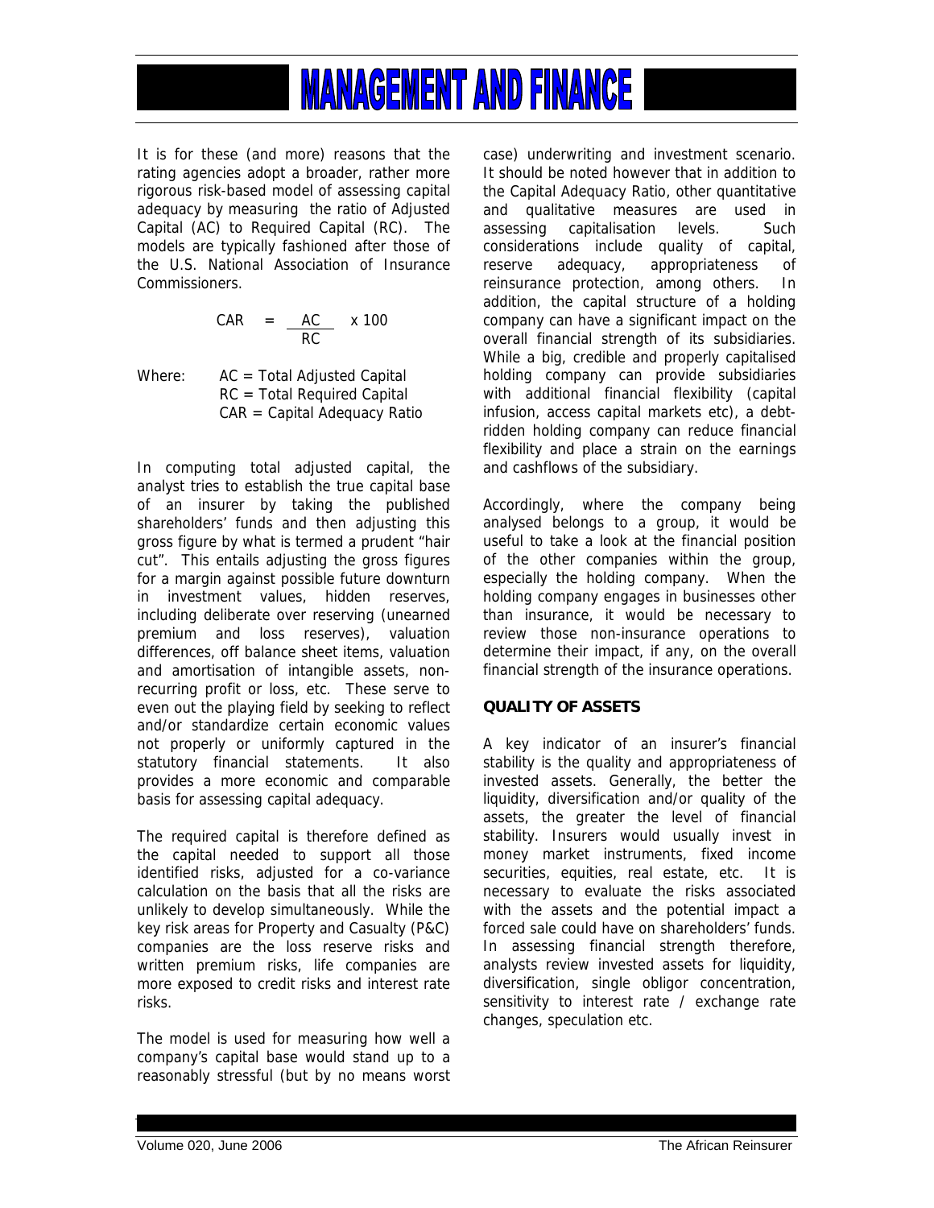It is for these (and more) reasons that the rating agencies adopt a broader, rather more rigorous risk-based model of assessing capital adequacy by measuring the ratio of Adjusted Capital (AC) to Required Capital (RC). The models are typically fashioned after those of the U.S. National Association of Insurance Commissioners.

$$CAR = \frac{AC}{RC} \times 100$$

Where: AC = Total Adjusted Capital
RC = Total Required Capital
CAR = Capital Adequacy Ratio

In computing total adjusted capital, the analyst tries to establish the true capital base of an insurer by taking the published shareholders' funds and then adjusting this gross figure by what is termed a prudent "hair cut". This entails adjusting the gross figures for a margin against possible future downturn in investment values, hidden reserves, including deliberate over reserving (unearned premium and loss reserves), valuation differences, off balance sheet items, valuation and amortisation of intangible assets, non-recurring profit or loss, etc. These serve to even out the playing field by seeking to reflect and/or standardize certain economic values not properly or uniformly captured in the statutory financial statements. It also provides a more economic and comparable basis for assessing capital adequacy.

The required capital is therefore defined as the capital needed to support all those identified risks, adjusted for a co-variance calculation on the basis that all the risks are unlikely to develop simultaneously. While the key risk areas for Property and Casualty (P&C) companies are the loss reserve risks and written premium risks, life companies are more exposed to credit risks and interest rate risks.

The model is used for measuring how well a company's capital base would stand up to a reasonably stressful (but by no means worst case) underwriting and investment scenario. It should be noted however that in addition to the Capital Adequacy Ratio, other quantitative and qualitative measures are used in assessing capitalisation levels. Such considerations include quality of capital, reserve adequacy, appropriateness of reinsurance protection, among others. In addition, the capital structure of a holding company can have a significant impact on the overall financial strength of its subsidiaries. While a big, credible and properly capitalised holding company can provide subsidiaries with additional financial flexibility (capital infusion, access capital markets etc), a debt-ridden holding company can reduce financial flexibility and place a strain on the earnings and cashflows of the subsidiary.

Accordingly, where the company being analysed belongs to a group, it would be useful to take a look at the financial position of the other companies within the group, especially the holding company. When the holding company engages in businesses other than insurance, it would be necessary to review those non-insurance operations to determine their impact, if any, on the overall financial strength of the insurance operations.

**QUALITY OF ASSETS**

A key indicator of an insurer's financial stability is the quality and appropriateness of invested assets. Generally, the better the liquidity, diversification and/or quality of the assets, the greater the level of financial stability. Insurers would usually invest in money market instruments, fixed income securities, equities, real estate, etc. It is necessary to evaluate the risks associated with the assets and the potential impact a forced sale could have on shareholders' funds. In assessing financial strength therefore, analysts review invested assets for liquidity, diversification, single obligor concentration, sensitivity to interest rate / exchange rate changes, speculation etc.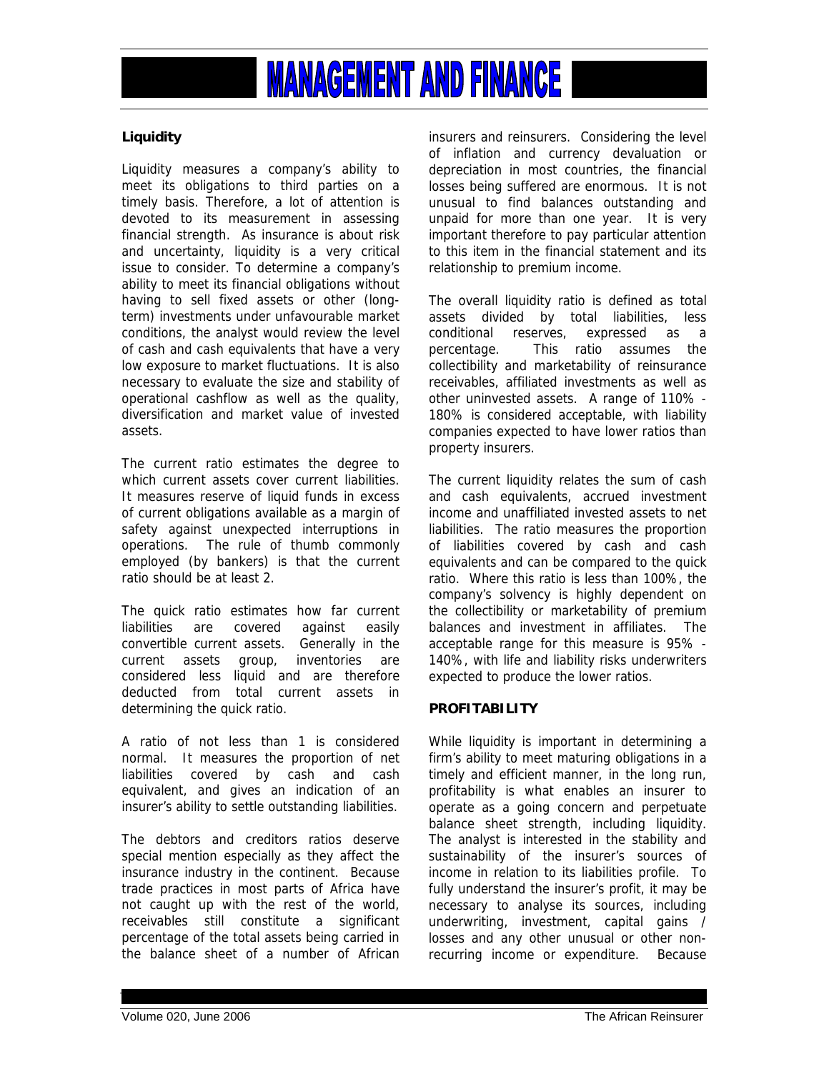## Liquidity

Liquidity measures a company's ability to meet its obligations to third parties on a timely basis. Therefore, a lot of attention is devoted to its measurement in assessing financial strength. As insurance is about risk and uncertainty, liquidity is a very critical issue to consider. To determine a company's ability to meet its financial obligations without having to sell fixed assets or other (long-term) investments under unfavourable market conditions, the analyst would review the level of cash and cash equivalents that have a very low exposure to market fluctuations. It is also necessary to evaluate the size and stability of operational cashflow as well as the quality, diversification and market value of invested assets.

The current ratio estimates the degree to which current assets cover current liabilities. It measures reserve of liquid funds in excess of current obligations available as a margin of safety against unexpected interruptions in operations. The rule of thumb commonly employed (by bankers) is that the current ratio should be at least 2.

The quick ratio estimates how far current liabilities are covered against easily convertible current assets. Generally in the current assets group, inventories are considered less liquid and are therefore deducted from total current assets in determining the quick ratio.

A ratio of not less than 1 is considered normal. It measures the proportion of net liabilities covered by cash and cash equivalent, and gives an indication of an insurer's ability to settle outstanding liabilities.

The debtors and creditors ratios deserve special mention especially as they affect the insurance industry in the continent. Because trade practices in most parts of Africa have not caught up with the rest of the world, receivables still constitute a significant percentage of the total assets being carried in the balance sheet of a number of African insurers and reinsurers. Considering the level of inflation and currency devaluation or depreciation in most countries, the financial losses being suffered are enormous. It is not unusual to find balances outstanding and unpaid for more than one year. It is very important therefore to pay particular attention to this item in the financial statement and its relationship to premium income.

The overall liquidity ratio is defined as total assets divided by total liabilities, less conditional reserves, expressed as a percentage. This ratio assumes the collectibility and marketability of reinsurance receivables, affiliated investments as well as other uninvested assets. A range of 110% - 180% is considered acceptable, with liability companies expected to have lower ratios than property insurers.

The current liquidity relates the sum of cash and cash equivalents, accrued investment income and unaffiliated invested assets to net liabilities. The ratio measures the proportion of liabilities covered by cash and cash equivalents and can be compared to the quick ratio. Where this ratio is less than 100%, the company's solvency is highly dependent on the collectibility or marketability of premium balances and investment in affiliates. The acceptable range for this measure is 95% - 140%, with life and liability risks underwriters expected to produce the lower ratios.

## PROFITABILITY

While liquidity is important in determining a firm's ability to meet maturing obligations in a timely and efficient manner, in the long run, profitability is what enables an insurer to operate as a going concern and perpetuate balance sheet strength, including liquidity. The analyst is interested in the stability and sustainability of the insurer's sources of income in relation to its liabilities profile. To fully understand the insurer's profit, it may be necessary to analyse its sources, including underwriting, investment, capital gains / losses and any other unusual or other non-recurring income or expenditure. Because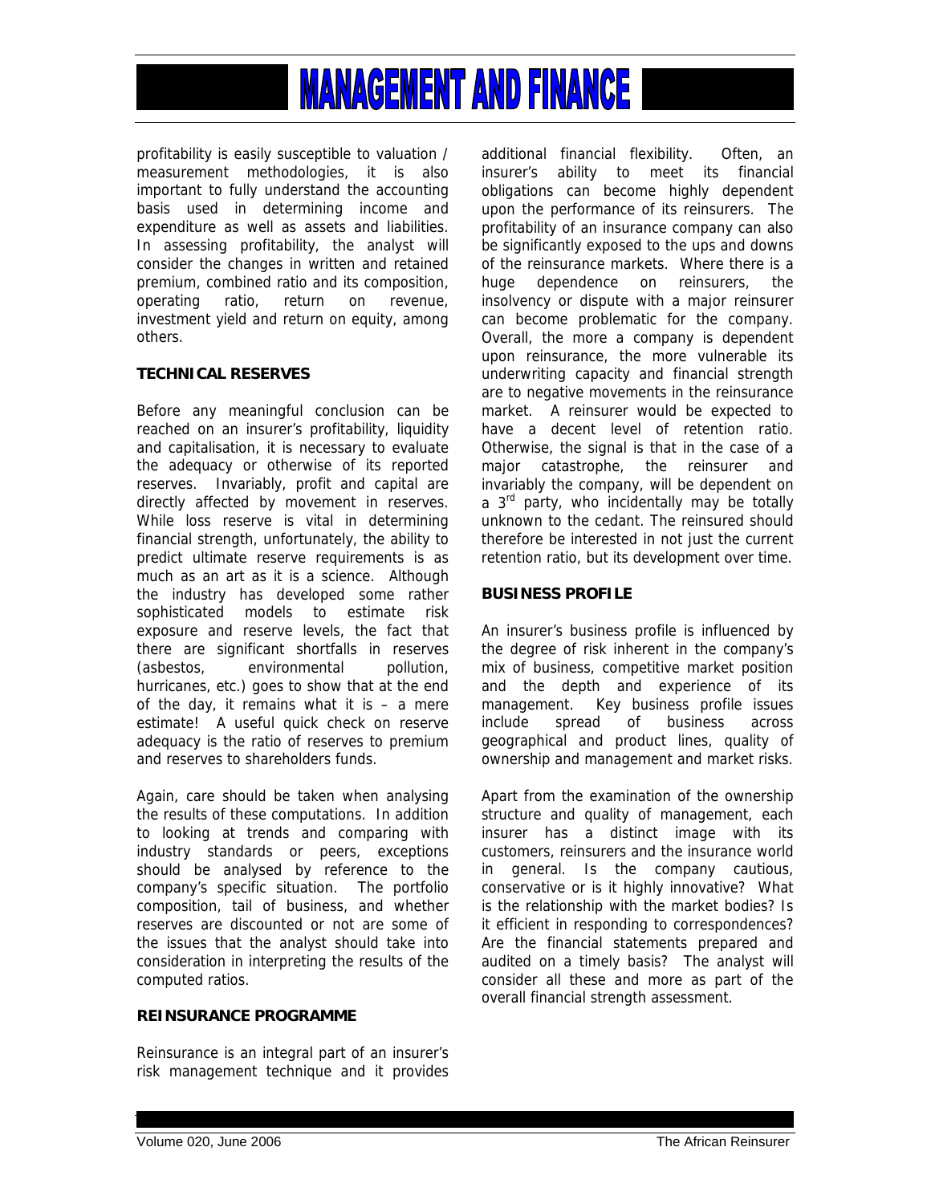profitability is easily susceptible to valuation / measurement methodologies, it is also important to fully understand the accounting basis used in determining income and expenditure as well as assets and liabilities. In assessing profitability, the analyst will consider the changes in written and retained premium, combined ratio and its composition, operating ratio, return on revenue, investment yield and return on equity, among others.

**TECHNICAL RESERVES**

Before any meaningful conclusion can be reached on an insurer's profitability, liquidity and capitalisation, it is necessary to evaluate the adequacy or otherwise of its reported reserves. Invariably, profit and capital are directly affected by movement in reserves. While loss reserve is vital in determining financial strength, unfortunately, the ability to predict ultimate reserve requirements is as much as an art as it is a science. Although the industry has developed some rather sophisticated models to estimate risk exposure and reserve levels, the fact that there are significant shortfalls in reserves (asbestos, environmental pollution, hurricanes, etc.) goes to show that at the end of the day, it remains what it is – a mere estimate! A useful quick check on reserve adequacy is the ratio of reserves to premium and reserves to shareholders funds.

Again, care should be taken when analysing the results of these computations. In addition to looking at trends and comparing with industry standards or peers, exceptions should be analysed by reference to the company's specific situation. The portfolio composition, tail of business, and whether reserves are discounted or not are some of the issues that the analyst should take into consideration in interpreting the results of the computed ratios.

**REINSURANCE PROGRAMME**

Reinsurance is an integral part of an insurer's risk management technique and it provides additional financial flexibility. Often, an insurer's ability to meet its financial obligations can become highly dependent upon the performance of its reinsurers. The profitability of an insurance company can also be significantly exposed to the ups and downs of the reinsurance markets. Where there is a huge dependence on reinsurers, the insolvency or dispute with a major reinsurer can become problematic for the company. Overall, the more a company is dependent upon reinsurance, the more vulnerable its underwriting capacity and financial strength are to negative movements in the reinsurance market. A reinsurer would be expected to have a decent level of retention ratio. Otherwise, the signal is that in the case of a major catastrophe, the reinsurer and invariably the company, will be dependent on a 3rd party, who incidentally may be totally unknown to the cedant. The reinsured should therefore be interested in not just the current retention ratio, but its development over time.

**BUSINESS PROFILE**

An insurer's business profile is influenced by the degree of risk inherent in the company's mix of business, competitive market position and the depth and experience of its management. Key business profile issues include spread of business across geographical and product lines, quality of ownership and management and market risks.

Apart from the examination of the ownership structure and quality of management, each insurer has a distinct image with its customers, reinsurers and the insurance world in general. Is the company cautious, conservative or is it highly innovative? What is the relationship with the market bodies? Is it efficient in responding to correspondences? Are the financial statements prepared and audited on a timely basis? The analyst will consider all these and more as part of the overall financial strength assessment.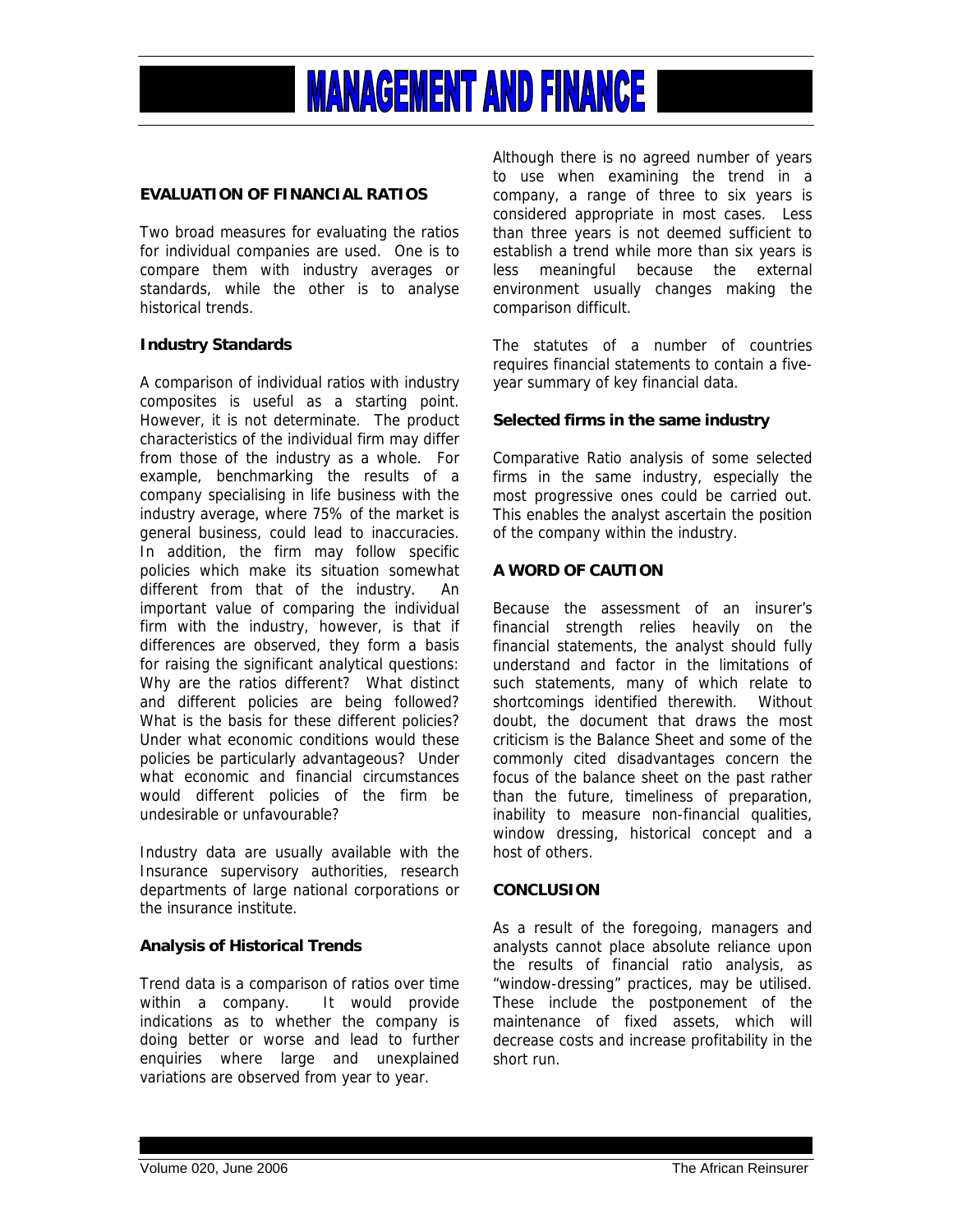## EVALUATION OF FINANCIAL RATIOS

Two broad measures for evaluating the ratios for individual companies are used. One is to compare them with industry averages or standards, while the other is to analyse historical trends.

### Industry Standards

A comparison of individual ratios with industry composites is useful as a starting point. However, it is not determinate. The product characteristics of the individual firm may differ from those of the industry as a whole. For example, benchmarking the results of a company specialising in life business with the industry average, where 75% of the market is general business, could lead to inaccuracies. In addition, the firm may follow specific policies which make its situation somewhat different from that of the industry. An important value of comparing the individual firm with the industry, however, is that if differences are observed, they form a basis for raising the significant analytical questions: Why are the ratios different? What distinct and different policies are being followed? What is the basis for these different policies? Under what economic conditions would these policies be particularly advantageous? Under what economic and financial circumstances would different policies of the firm be undesirable or unfavourable?

Industry data are usually available with the Insurance supervisory authorities, research departments of large national corporations or the insurance institute.

### Analysis of Historical Trends

Trend data is a comparison of ratios over time within a company. It would provide indications as to whether the company is doing better or worse and lead to further enquiries where large and unexplained variations are observed from year to year.

Although there is no agreed number of years to use when examining the trend in a company, a range of three to six years is considered appropriate in most cases. Less than three years is not deemed sufficient to establish a trend while more than six years is less meaningful because the external environment usually changes making the comparison difficult.

The statutes of a number of countries requires financial statements to contain a five-year summary of key financial data.

### Selected firms in the same industry

Comparative Ratio analysis of some selected firms in the same industry, especially the most progressive ones could be carried out. This enables the analyst ascertain the position of the company within the industry.

## A WORD OF CAUTION

Because the assessment of an insurer's financial strength relies heavily on the financial statements, the analyst should fully understand and factor in the limitations of such statements, many of which relate to shortcomings identified therewith. Without doubt, the document that draws the most criticism is the Balance Sheet and some of the commonly cited disadvantages concern the focus of the balance sheet on the past rather than the future, timeliness of preparation, inability to measure non-financial qualities, window dressing, historical concept and a host of others.

## CONCLUSION

As a result of the foregoing, managers and analysts cannot place absolute reliance upon the results of financial ratio analysis, as "window-dressing" practices, may be utilised. These include the postponement of the maintenance of fixed assets, which will decrease costs and increase profitability in the short run.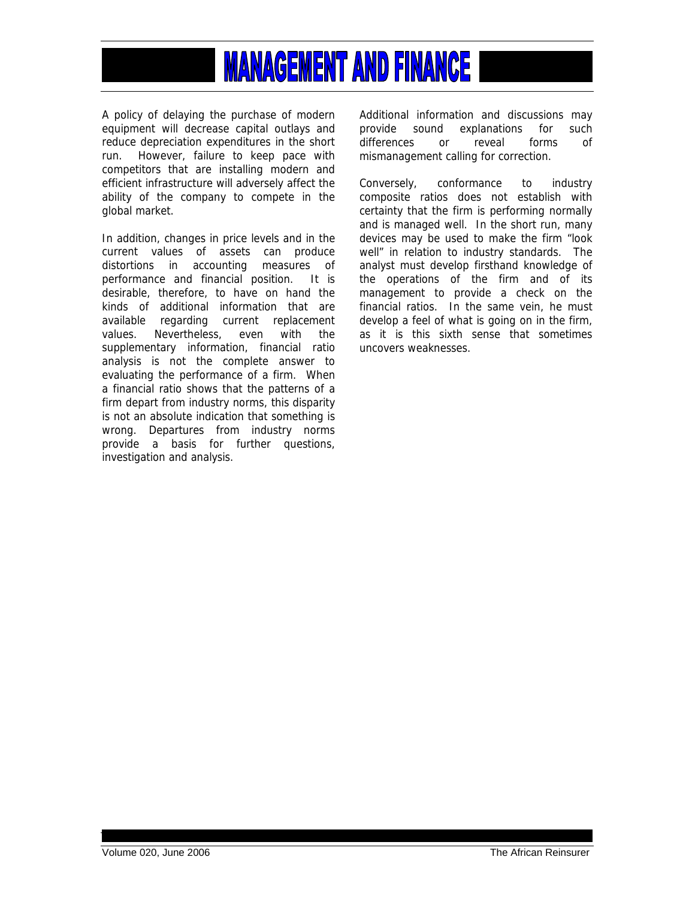A policy of delaying the purchase of modern equipment will decrease capital outlays and reduce depreciation expenditures in the short run. However, failure to keep pace with competitors that are installing modern and efficient infrastructure will adversely affect the ability of the company to compete in the global market.

In addition, changes in price levels and in the current values of assets can produce distortions in accounting measures of performance and financial position. It is desirable, therefore, to have on hand the kinds of additional information that are available regarding current replacement values. Nevertheless, even with the supplementary information, financial ratio analysis is not the complete answer to evaluating the performance of a firm. When a financial ratio shows that the patterns of a firm depart from industry norms, this disparity is not an absolute indication that something is wrong. Departures from industry norms provide a basis for further questions, investigation and analysis. Additional information and discussions may provide sound explanations for such differences or reveal forms of mismanagement calling for correction.

Conversely, conformance to industry composite ratios does not establish with certainty that the firm is performing normally and is managed well. In the short run, many devices may be used to make the firm "look well" in relation to industry standards. The analyst must develop firsthand knowledge of the operations of the firm and of its management to provide a check on the financial ratios. In the same vein, he must develop a feel of what is going on in the firm, as it is this sixth sense that sometimes uncovers weaknesses.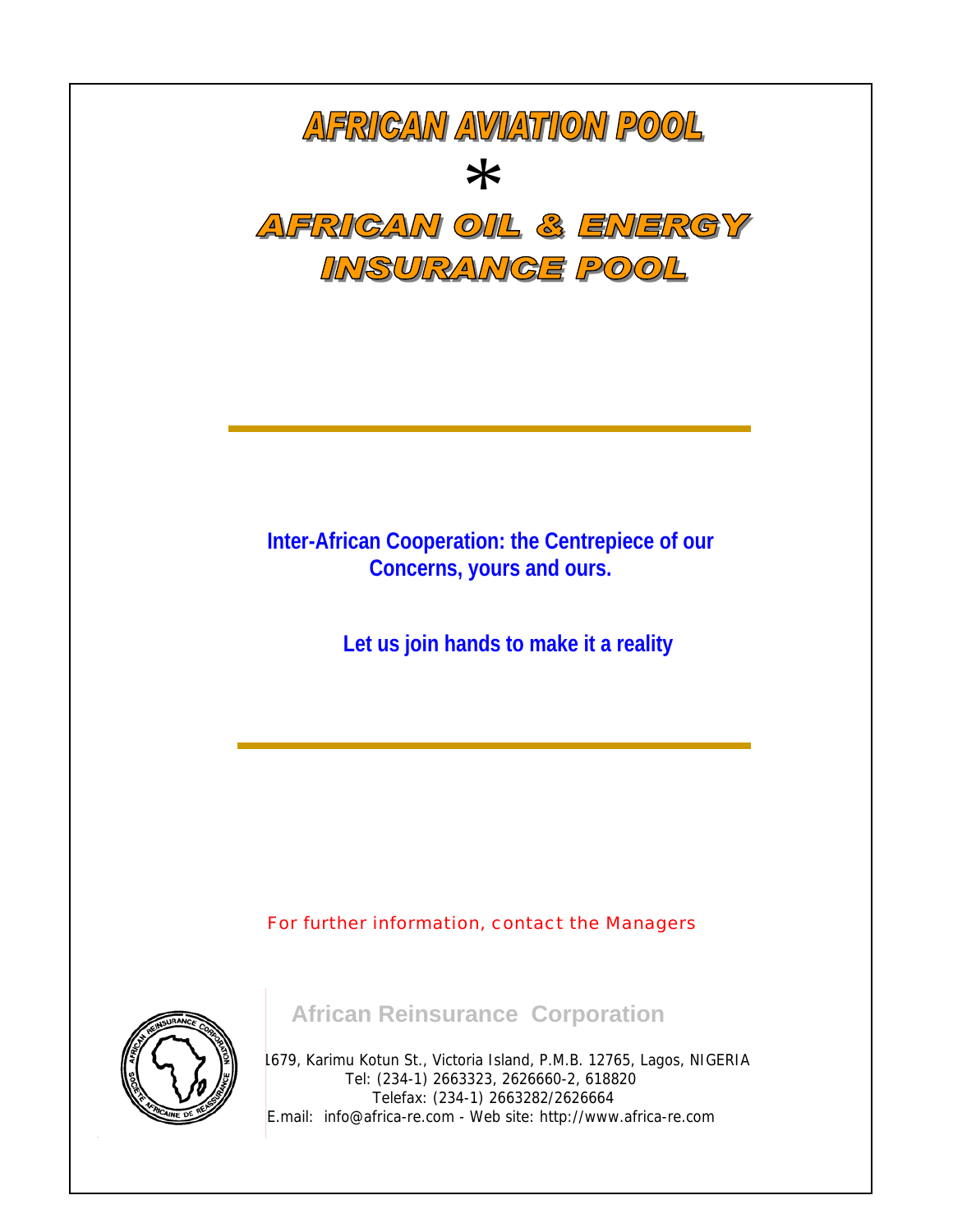# AFRICAN AVIATION POOL

*

# AFRICAN OIL & ENERGY INSURANCE POOL

---

**Inter-African Cooperation: the Centrepiece of our Concerns, yours and ours.**

**Let us join hands to make it a reality**

---

For further information, contact the Managers

**African Reinsurance Corporation**

1679, Karimu Kotun St., Victoria Island, P.M.B. 12765, Lagos, NIGERIA
Tel: (234-1) 2663323, 2626660-2, 618820
Telefax: (234-1) 2663282/2626664
E.mail: info@africa-re.com - Web site: http://www.africa-re.com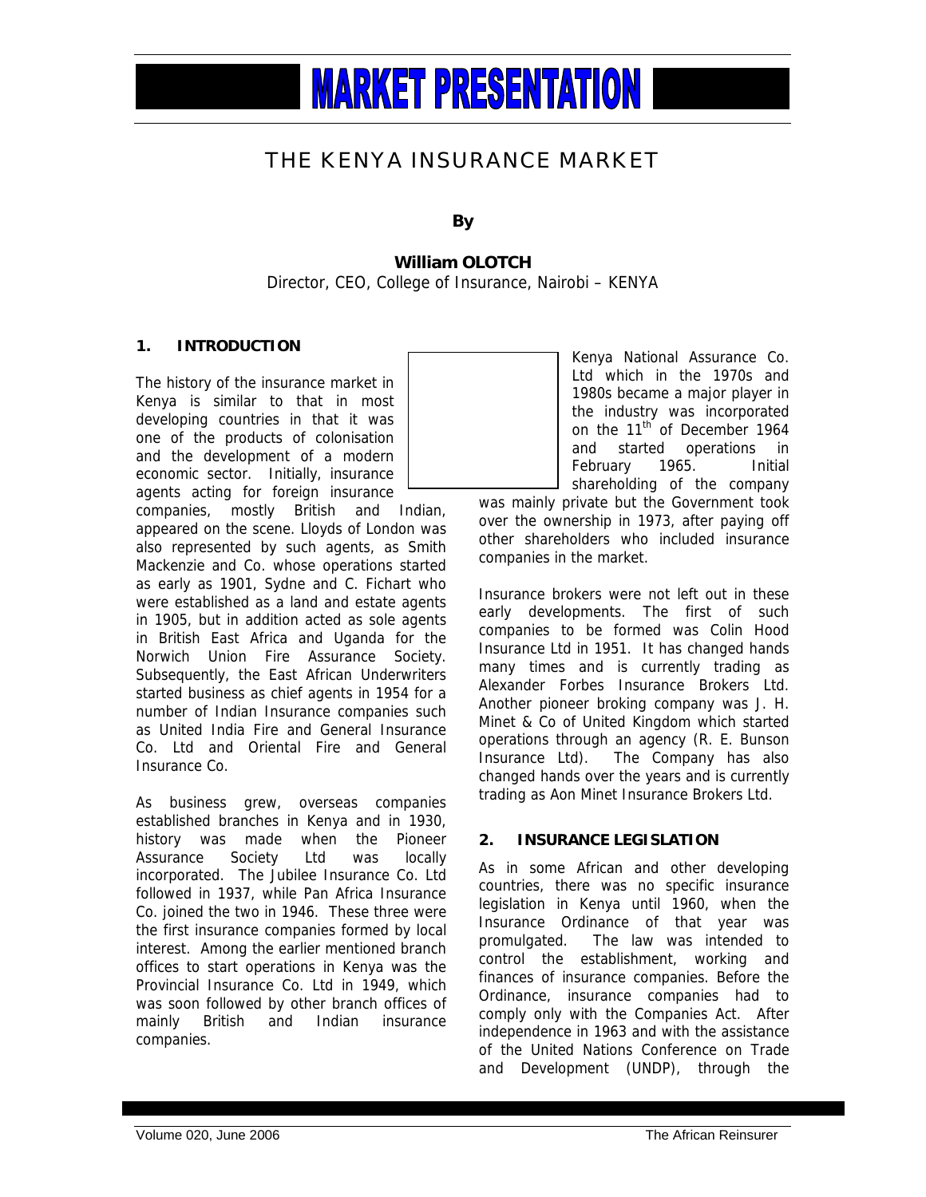# MARKET PRESENTATION

## THE KENYA INSURANCE MARKET

**By**

**William OLOTCH**
Director, CEO, College of Insurance, Nairobi – KENYA

### 1. INTRODUCTION

The history of the insurance market in Kenya is similar to that in most developing countries in that it was one of the products of colonisation and the development of a modern economic sector. Initially, insurance agents acting for foreign insurance companies, mostly British and Indian, appeared on the scene. Lloyds of London was also represented by such agents, as Smith Mackenzie and Co. whose operations started as early as 1901, Sydne and C. Fichart who were established as a land and estate agents in 1905, but in addition acted as sole agents in British East Africa and Uganda for the Norwich Union Fire Assurance Society. Subsequently, the East African Underwriters started business as chief agents in 1954 for a number of Indian Insurance companies such as United India Fire and General Insurance Co. Ltd and Oriental Fire and General Insurance Co.

As business grew, overseas companies established branches in Kenya and in 1930, history was made when the Pioneer Assurance Society Ltd was locally incorporated. The Jubilee Insurance Co. Ltd followed in 1937, while Pan Africa Insurance Co. joined the two in 1946. These three were the first insurance companies formed by local interest. Among the earlier mentioned branch offices to start operations in Kenya was the Provincial Insurance Co. Ltd in 1949, which was soon followed by other branch offices of mainly British and Indian insurance companies.

Kenya National Assurance Co. Ltd which in the 1970s and 1980s became a major player in the industry was incorporated on the 11th of December 1964 and started operations in February 1965. Initial shareholding of the company was mainly private but the Government took over the ownership in 1973, after paying off other shareholders who included insurance companies in the market.

Insurance brokers were not left out in these early developments. The first of such companies to be formed was Colin Hood Insurance Ltd in 1951. It has changed hands many times and is currently trading as Alexander Forbes Insurance Brokers Ltd. Another pioneer broking company was J. H. Minet & Co of United Kingdom which started operations through an agency (R. E. Bunson Insurance Ltd). The Company has also changed hands over the years and is currently trading as Aon Minet Insurance Brokers Ltd.

### 2. INSURANCE LEGISLATION

As in some African and other developing countries, there was no specific insurance legislation in Kenya until 1960, when the Insurance Ordinance of that year was promulgated. The law was intended to control the establishment, working and finances of insurance companies. Before the Ordinance, insurance companies had to comply only with the Companies Act. After independence in 1963 and with the assistance of the United Nations Conference on Trade and Development (UNDP), through the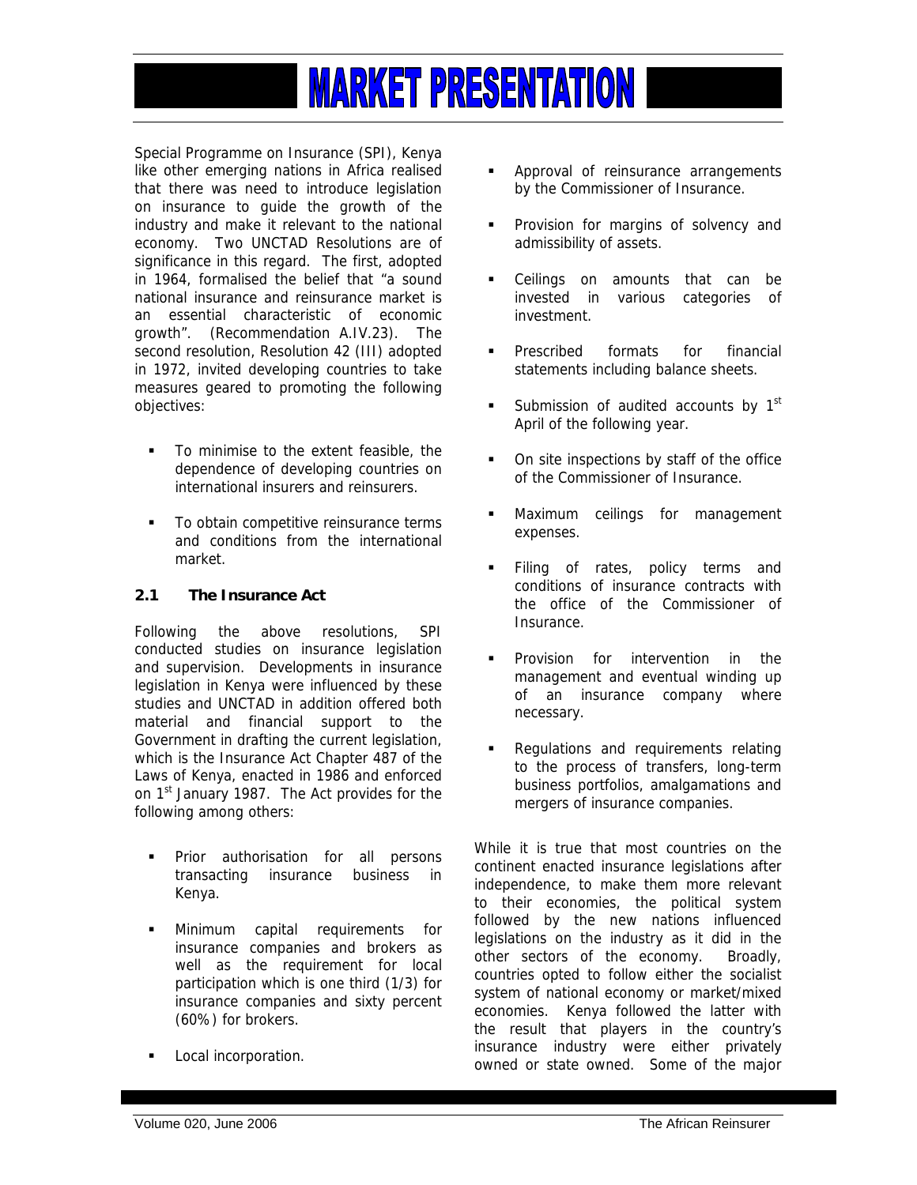Special Programme on Insurance (SPI), Kenya like other emerging nations in Africa realised that there was need to introduce legislation on insurance to guide the growth of the industry and make it relevant to the national economy. Two UNCTAD Resolutions are of significance in this regard. The first, adopted in 1964, formalised the belief that "a sound national insurance and reinsurance market is an essential characteristic of economic growth". (Recommendation A.IV.23). The second resolution, Resolution 42 (III) adopted in 1972, invited developing countries to take measures geared to promoting the following objectives:

- To minimise to the extent feasible, the dependence of developing countries on international insurers and reinsurers.
- To obtain competitive reinsurance terms and conditions from the international market.

### 2.1 The Insurance Act

Following the above resolutions, SPI conducted studies on insurance legislation and supervision. Developments in insurance legislation in Kenya were influenced by these studies and UNCTAD in addition offered both material and financial support to the Government in drafting the current legislation, which is the Insurance Act Chapter 487 of the Laws of Kenya, enacted in 1986 and enforced on 1st January 1987. The Act provides for the following among others:

- Prior authorisation for all persons transacting insurance business in Kenya.
- Minimum capital requirements for insurance companies and brokers as well as the requirement for local participation which is one third (1/3) for insurance companies and sixty percent (60%) for brokers.
- Local incorporation.
- Approval of reinsurance arrangements by the Commissioner of Insurance.
- Provision for margins of solvency and admissibility of assets.
- Ceilings on amounts that can be invested in various categories of investment.
- Prescribed formats for financial statements including balance sheets.
- Submission of audited accounts by 1st April of the following year.
- On site inspections by staff of the office of the Commissioner of Insurance.
- Maximum ceilings for management expenses.
- Filing of rates, policy terms and conditions of insurance contracts with the office of the Commissioner of Insurance.
- Provision for intervention in the management and eventual winding up of an insurance company where necessary.
- Regulations and requirements relating to the process of transfers, long-term business portfolios, amalgamations and mergers of insurance companies.

While it is true that most countries on the continent enacted insurance legislations after independence, to make them more relevant to their economies, the political system followed by the new nations influenced legislations on the industry as it did in the other sectors of the economy. Broadly, countries opted to follow either the socialist system of national economy or market/mixed economies. Kenya followed the latter with the result that players in the country's insurance industry were either privately owned or state owned. Some of the major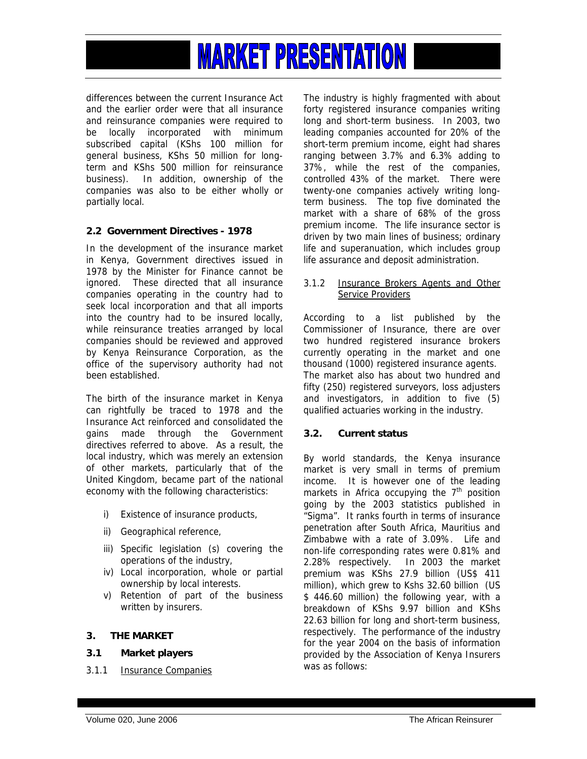differences between the current Insurance Act and the earlier order were that all insurance and reinsurance companies were required to be locally incorporated with minimum subscribed capital (KShs 100 million for general business, KShs 50 million for long-term and KShs 500 million for reinsurance business). In addition, ownership of the companies was also to be either wholly or partially local.

**2.2 Government Directives - 1978**

In the development of the insurance market in Kenya, Government directives issued in 1978 by the Minister for Finance cannot be ignored. These directed that all insurance companies operating in the country had to seek local incorporation and that all imports into the country had to be insured locally, while reinsurance treaties arranged by local companies should be reviewed and approved by Kenya Reinsurance Corporation, as the office of the supervisory authority had not been established.

The birth of the insurance market in Kenya can rightfully be traced to 1978 and the Insurance Act reinforced and consolidated the gains made through the Government directives referred to above. As a result, the local industry, which was merely an extension of other markets, particularly that of the United Kingdom, became part of the national economy with the following characteristics:

i) Existence of insurance products,
ii) Geographical reference,
iii) Specific legislation (s) covering the operations of the industry,
iv) Local incorporation, whole or partial ownership by local interests.
v) Retention of part of the business written by insurers.

**3. THE MARKET**

**3.1 Market players**

3.1.1 Insurance Companies

The industry is highly fragmented with about forty registered insurance companies writing long and short-term business. In 2003, two leading companies accounted for 20% of the short-term premium income, eight had shares ranging between 3.7% and 6.3% adding to 37%, while the rest of the companies, controlled 43% of the market. There were twenty-one companies actively writing long-term business. The top five dominated the market with a share of 68% of the gross premium income. The life insurance sector is driven by two main lines of business; ordinary life and superanuation, which includes group life assurance and deposit administration.

3.1.2 Insurance Brokers Agents and Other Service Providers

According to a list published by the Commissioner of Insurance, there are over two hundred registered insurance brokers currently operating in the market and one thousand (1000) registered insurance agents. The market also has about two hundred and fifty (250) registered surveyors, loss adjusters and investigators, in addition to five (5) qualified actuaries working in the industry.

**3.2. Current status**

By world standards, the Kenya insurance market is very small in terms of premium income. It is however one of the leading markets in Africa occupying the 7th position going by the 2003 statistics published in "Sigma". It ranks fourth in terms of insurance penetration after South Africa, Mauritius and Zimbabwe with a rate of 3.09%. Life and non-life corresponding rates were 0.81% and 2.28% respectively. In 2003 the market premium was KShs 27.9 billion (US$ 411 million), which grew to Kshs 32.60 billion (US $ 446.60 million) the following year, with a breakdown of KShs 9.97 billion and KShs 22.63 billion for long and short-term business, respectively. The performance of the industry for the year 2004 on the basis of information provided by the Association of Kenya Insurers was as follows: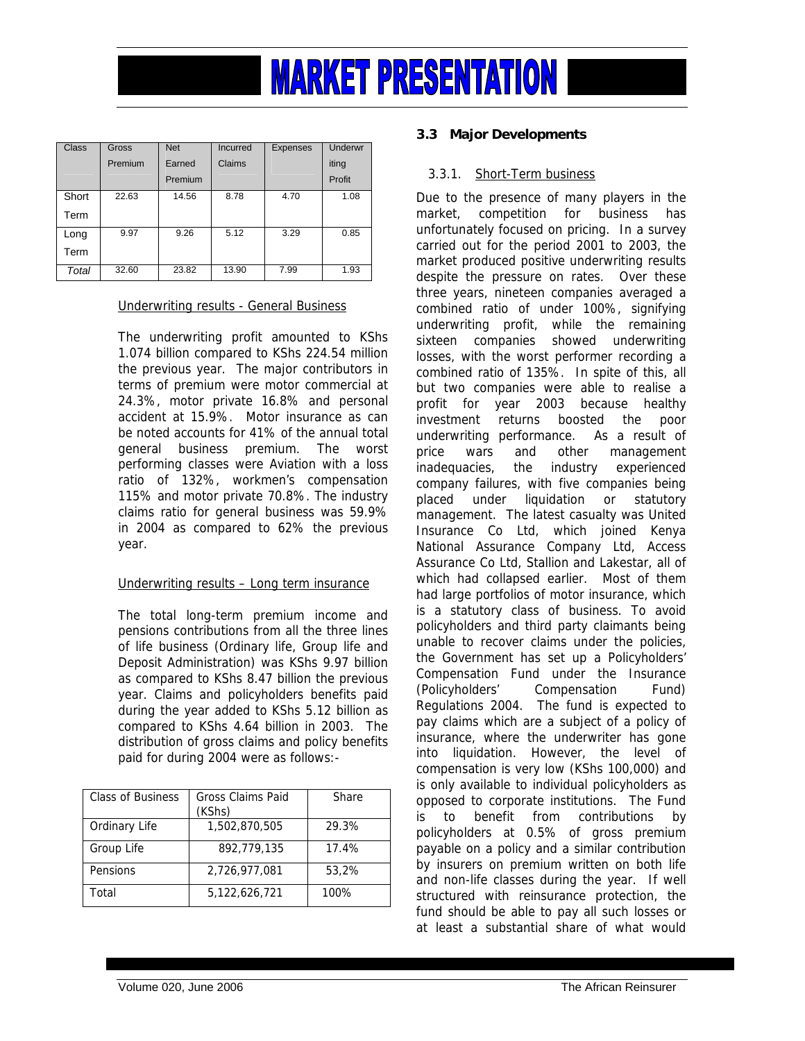| Class | Gross Premium | Net Earned Premium | Incurred Claims | Expenses | Underwriting Profit |
|---|---|---|---|---|---|
| Short Term | 22.63 | 14.56 | 8.78 | 4.70 | 1.08 |
| Long Term | 9.97 | 9.26 | 5.12 | 3.29 | 0.85 |
| *Total* | 32.60 | 23.82 | 13.90 | 7.99 | 1.93 |

Underwriting results - General Business

The underwriting profit amounted to KShs 1.074 billion compared to KShs 224.54 million the previous year. The major contributors in terms of premium were motor commercial at 24.3%, motor private 16.8% and personal accident at 15.9%. Motor insurance as can be noted accounts for 41% of the annual total general business premium. The worst performing classes were Aviation with a loss ratio of 132%, workmen's compensation 115% and motor private 70.8%. The industry claims ratio for general business was 59.9% in 2004 as compared to 62% the previous year.

Underwriting results – Long term insurance

The total long-term premium income and pensions contributions from all the three lines of life business (Ordinary life, Group life and Deposit Administration) was KShs 9.97 billion as compared to KShs 8.47 billion the previous year. Claims and policyholders benefits paid during the year added to KShs 5.12 billion as compared to KShs 4.64 billion in 2003. The distribution of gross claims and policy benefits paid for during 2004 were as follows:-

| Class of Business | Gross Claims Paid (KShs) | Share |
|---|---|---|
| Ordinary Life | 1,502,870,505 | 29.3% |
| Group Life | 892,779,135 | 17.4% |
| Pensions | 2,726,977,081 | 53,2% |
| Total | 5,122,626,721 | 100% |

### 3.3 Major Developments

#### 3.3.1. Short-Term business

Due to the presence of many players in the market, competition for business has unfortunately focused on pricing. In a survey carried out for the period 2001 to 2003, the market produced positive underwriting results despite the pressure on rates. Over these three years, nineteen companies averaged a combined ratio of under 100%, signifying underwriting profit, while the remaining sixteen companies showed underwriting losses, with the worst performer recording a combined ratio of 135%. In spite of this, all but two companies were able to realise a profit for year 2003 because healthy investment returns boosted the poor underwriting performance. As a result of price wars and other management inadequacies, the industry experienced company failures, with five companies being placed under liquidation or statutory management. The latest casualty was United Insurance Co Ltd, which joined Kenya National Assurance Company Ltd, Access Assurance Co Ltd, Stallion and Lakestar, all of which had collapsed earlier. Most of them had large portfolios of motor insurance, which is a statutory class of business. To avoid policyholders and third party claimants being unable to recover claims under the policies, the Government has set up a Policyholders' Compensation Fund under the Insurance (Policyholders' Compensation Fund) Regulations 2004. The fund is expected to pay claims which are a subject of a policy of insurance, where the underwriter has gone into liquidation. However, the level of compensation is very low (KShs 100,000) and is only available to individual policyholders as opposed to corporate institutions. The Fund is to benefit from contributions by policyholders at 0.5% of gross premium payable on a policy and a similar contribution by insurers on premium written on both life and non-life classes during the year. If well structured with reinsurance protection, the fund should be able to pay all such losses or at least a substantial share of what would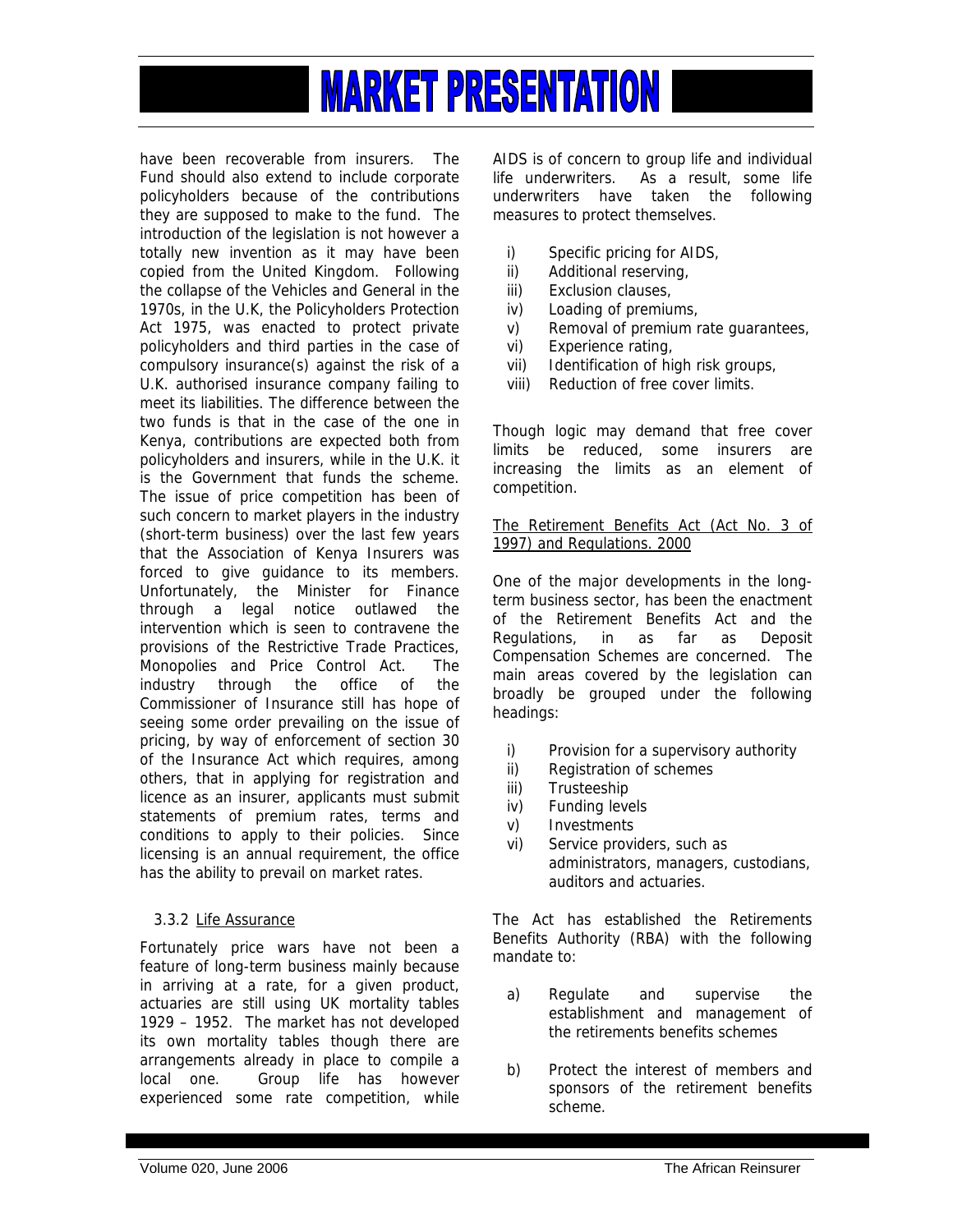have been recoverable from insurers. The Fund should also extend to include corporate policyholders because of the contributions they are supposed to make to the fund. The introduction of the legislation is not however a totally new invention as it may have been copied from the United Kingdom. Following the collapse of the Vehicles and General in the 1970s, in the U.K, the Policyholders Protection Act 1975, was enacted to protect private policyholders and third parties in the case of compulsory insurance(s) against the risk of a U.K. authorised insurance company failing to meet its liabilities. The difference between the two funds is that in the case of the one in Kenya, contributions are expected both from policyholders and insurers, while in the U.K. it is the Government that funds the scheme. The issue of price competition has been of such concern to market players in the industry (short-term business) over the last few years that the Association of Kenya Insurers was forced to give guidance to its members. Unfortunately, the Minister for Finance through a legal notice outlawed the intervention which is seen to contravene the provisions of the Restrictive Trade Practices, Monopolies and Price Control Act. The industry through the office of the Commissioner of Insurance still has hope of seeing some order prevailing on the issue of pricing, by way of enforcement of section 30 of the Insurance Act which requires, among others, that in applying for registration and licence as an insurer, applicants must submit statements of premium rates, terms and conditions to apply to their policies. Since licensing is an annual requirement, the office has the ability to prevail on market rates.

### 3.3.2 Life Assurance

Fortunately price wars have not been a feature of long-term business mainly because in arriving at a rate, for a given product, actuaries are still using UK mortality tables 1929 – 1952. The market has not developed its own mortality tables though there are arrangements already in place to compile a local one. Group life has however experienced some rate competition, while AIDS is of concern to group life and individual life underwriters. As a result, some life underwriters have taken the following measures to protect themselves.

- i) Specific pricing for AIDS,
- ii) Additional reserving,
- iii) Exclusion clauses,
- iv) Loading of premiums,
- v) Removal of premium rate guarantees,
- vi) Experience rating,
- vii) Identification of high risk groups,
- viii) Reduction of free cover limits.

Though logic may demand that free cover limits be reduced, some insurers are increasing the limits as an element of competition.

The Retirement Benefits Act (Act No. 3 of 1997) and Regulations. 2000

One of the major developments in the long-term business sector, has been the enactment of the Retirement Benefits Act and the Regulations, in as far as Deposit Compensation Schemes are concerned. The main areas covered by the legislation can broadly be grouped under the following headings:

- i) Provision for a supervisory authority
- ii) Registration of schemes
- iii) Trusteeship
- iv) Funding levels
- v) Investments
- vi) Service providers, such as administrators, managers, custodians, auditors and actuaries.

The Act has established the Retirements Benefits Authority (RBA) with the following mandate to:

- a) Regulate and supervise the establishment and management of the retirements benefits schemes
- b) Protect the interest of members and sponsors of the retirement benefits scheme.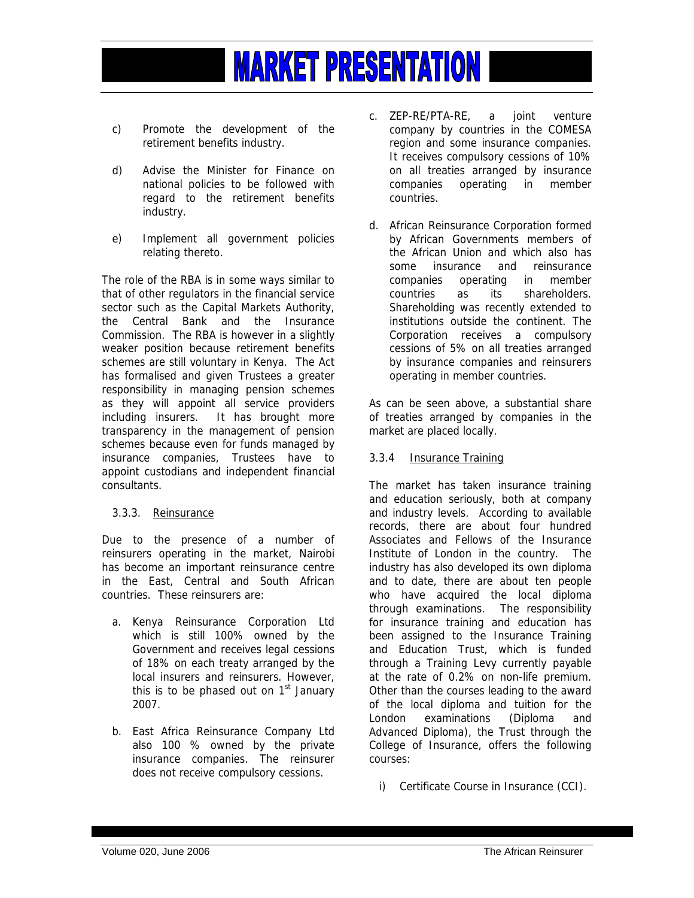c) Promote the development of the retirement benefits industry.

d) Advise the Minister for Finance on national policies to be followed with regard to the retirement benefits industry.

e) Implement all government policies relating thereto.

The role of the RBA is in some ways similar to that of other regulators in the financial service sector such as the Capital Markets Authority, the Central Bank and the Insurance Commission. The RBA is however in a slightly weaker position because retirement benefits schemes are still voluntary in Kenya. The Act has formalised and given Trustees a greater responsibility in managing pension schemes as they will appoint all service providers including insurers. It has brought more transparency in the management of pension schemes because even for funds managed by insurance companies, Trustees have to appoint custodians and independent financial consultants.

### 3.3.3. Reinsurance

Due to the presence of a number of reinsurers operating in the market, Nairobi has become an important reinsurance centre in the East, Central and South African countries. These reinsurers are:

a. Kenya Reinsurance Corporation Ltd which is still 100% owned by the Government and receives legal cessions of 18% on each treaty arranged by the local insurers and reinsurers. However, this is to be phased out on 1st January 2007.

b. East Africa Reinsurance Company Ltd also 100 % owned by the private insurance companies. The reinsurer does not receive compulsory cessions.

c. ZEP-RE/PTA-RE, a joint venture company by countries in the COMESA region and some insurance companies. It receives compulsory cessions of 10% on all treaties arranged by insurance companies operating in member countries.

d. African Reinsurance Corporation formed by African Governments members of the African Union and which also has some insurance and reinsurance companies operating in member countries as its shareholders. Shareholding was recently extended to institutions outside the continent. The Corporation receives a compulsory cessions of 5% on all treaties arranged by insurance companies and reinsurers operating in member countries.

As can be seen above, a substantial share of treaties arranged by companies in the market are placed locally.

### 3.3.4 Insurance Training

The market has taken insurance training and education seriously, both at company and industry levels. According to available records, there are about four hundred Associates and Fellows of the Insurance Institute of London in the country. The industry has also developed its own diploma and to date, there are about ten people who have acquired the local diploma through examinations. The responsibility for insurance training and education has been assigned to the Insurance Training and Education Trust, which is funded through a Training Levy currently payable at the rate of 0.2% on non-life premium. Other than the courses leading to the award of the local diploma and tuition for the London examinations (Diploma and Advanced Diploma), the Trust through the College of Insurance, offers the following courses:

i) Certificate Course in Insurance (CCI).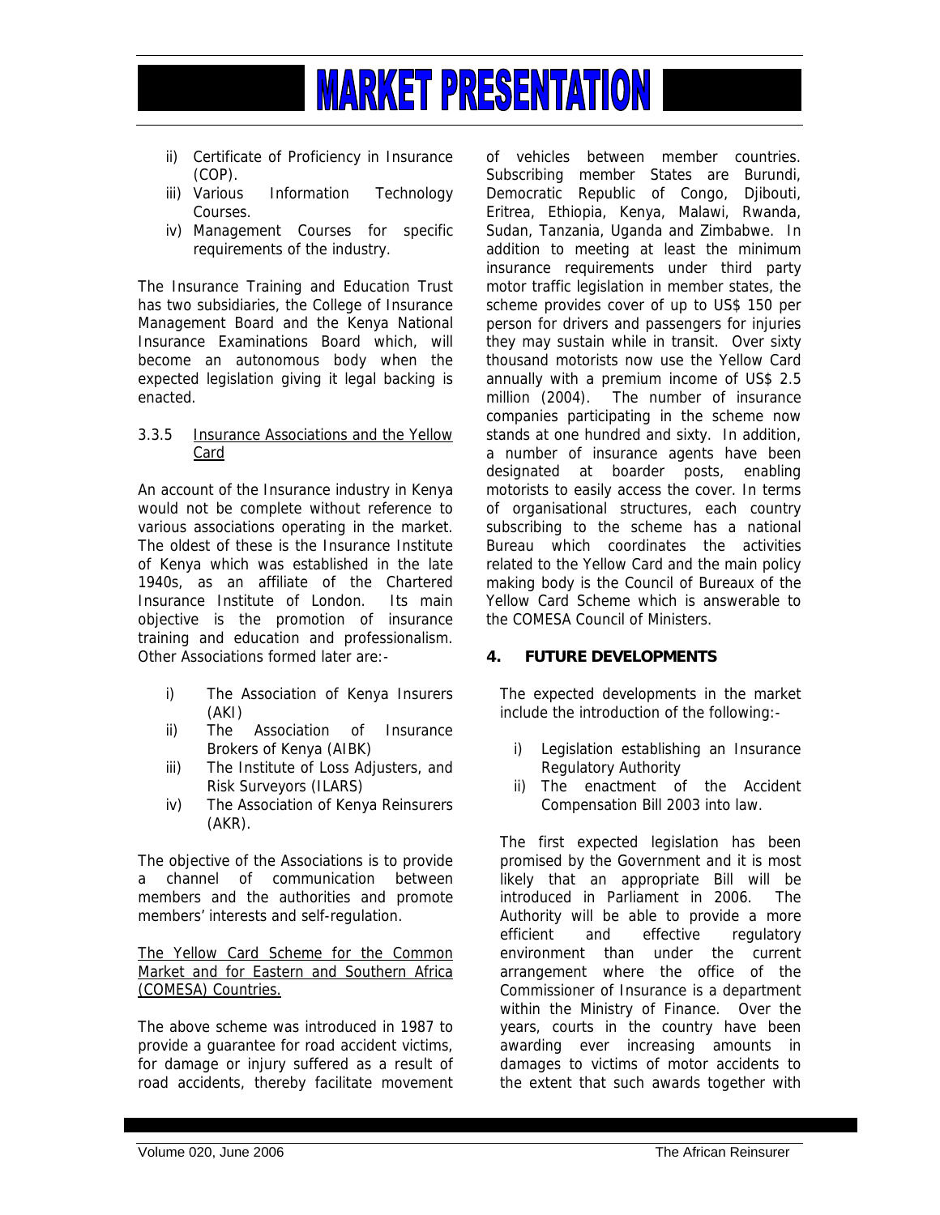ii) Certificate of Proficiency in Insurance (COP).
iii) Various Information Technology Courses.
iv) Management Courses for specific requirements of the industry.

The Insurance Training and Education Trust has two subsidiaries, the College of Insurance Management Board and the Kenya National Insurance Examinations Board which, will become an autonomous body when the expected legislation giving it legal backing is enacted.

### 3.3.5 Insurance Associations and the Yellow Card

An account of the Insurance industry in Kenya would not be complete without reference to various associations operating in the market. The oldest of these is the Insurance Institute of Kenya which was established in the late 1940s, as an affiliate of the Chartered Insurance Institute of London. Its main objective is the promotion of insurance training and education and professionalism. Other Associations formed later are:-

i) The Association of Kenya Insurers (AKI)
ii) The Association of Insurance Brokers of Kenya (AIBK)
iii) The Institute of Loss Adjusters, and Risk Surveyors (ILARS)
iv) The Association of Kenya Reinsurers (AKR).

The objective of the Associations is to provide a channel of communication between members and the authorities and promote members' interests and self-regulation.

The Yellow Card Scheme for the Common Market and for Eastern and Southern Africa (COMESA) Countries.

The above scheme was introduced in 1987 to provide a guarantee for road accident victims, for damage or injury suffered as a result of road accidents, thereby facilitate movement of vehicles between member countries. Subscribing member States are Burundi, Democratic Republic of Congo, Djibouti, Eritrea, Ethiopia, Kenya, Malawi, Rwanda, Sudan, Tanzania, Uganda and Zimbabwe. In addition to meeting at least the minimum insurance requirements under third party motor traffic legislation in member states, the scheme provides cover of up to US$ 150 per person for drivers and passengers for injuries they may sustain while in transit. Over sixty thousand motorists now use the Yellow Card annually with a premium income of US$ 2.5 million (2004). The number of insurance companies participating in the scheme now stands at one hundred and sixty. In addition, a number of insurance agents have been designated at boarder posts, enabling motorists to easily access the cover. In terms of organisational structures, each country subscribing to the scheme has a national Bureau which coordinates the activities related to the Yellow Card and the main policy making body is the Council of Bureaux of the Yellow Card Scheme which is answerable to the COMESA Council of Ministers.

## 4. FUTURE DEVELOPMENTS

The expected developments in the market include the introduction of the following:-

i) Legislation establishing an Insurance Regulatory Authority
ii) The enactment of the Accident Compensation Bill 2003 into law.

The first expected legislation has been promised by the Government and it is most likely that an appropriate Bill will be introduced in Parliament in 2006. The Authority will be able to provide a more efficient and effective regulatory environment than under the current arrangement where the office of the Commissioner of Insurance is a department within the Ministry of Finance. Over the years, courts in the country have been awarding ever increasing amounts in damages to victims of motor accidents to the extent that such awards together with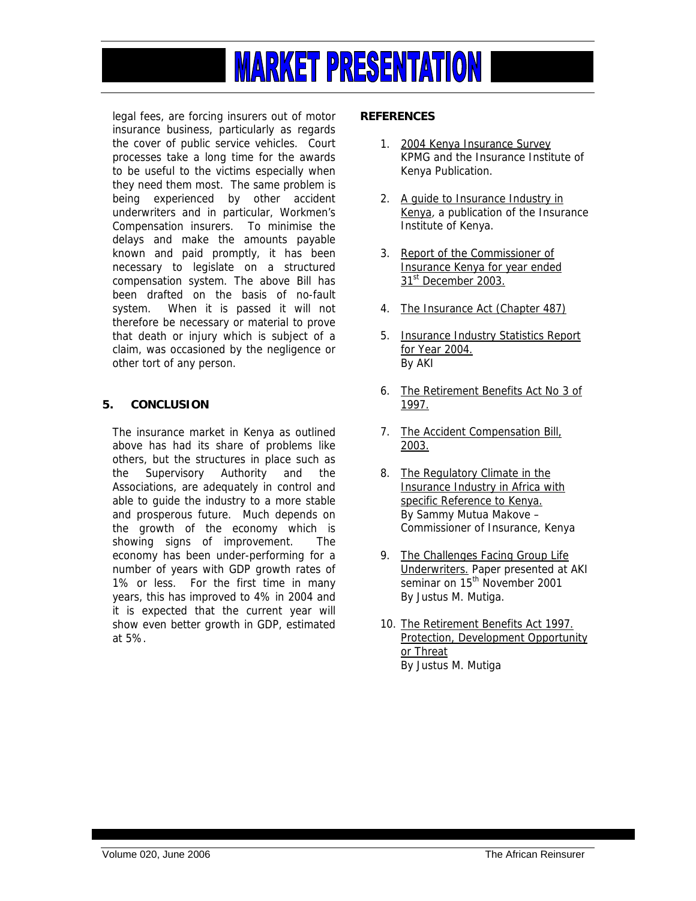legal fees, are forcing insurers out of motor insurance business, particularly as regards the cover of public service vehicles. Court processes take a long time for the awards to be useful to the victims especially when they need them most. The same problem is being experienced by other accident underwriters and in particular, Workmen's Compensation insurers. To minimise the delays and make the amounts payable known and paid promptly, it has been necessary to legislate on a structured compensation system. The above Bill has been drafted on the basis of no-fault system. When it is passed it will not therefore be necessary or material to prove that death or injury which is subject of a claim, was occasioned by the negligence or other tort of any person.

## 5. CONCLUSION

The insurance market in Kenya as outlined above has had its share of problems like others, but the structures in place such as the Supervisory Authority and the Associations, are adequately in control and able to guide the industry to a more stable and prosperous future. Much depends on the growth of the economy which is showing signs of improvement. The economy has been under-performing for a number of years with GDP growth rates of 1% or less. For the first time in many years, this has improved to 4% in 2004 and it is expected that the current year will show even better growth in GDP, estimated at 5%.

## REFERENCES

1. 2004 Kenya Insurance Survey
   KPMG and the Insurance Institute of Kenya Publication.
2. A guide to Insurance Industry in Kenya, a publication of the Insurance Institute of Kenya.
3. Report of the Commissioner of Insurance Kenya for year ended 31st December 2003.
4. The Insurance Act (Chapter 487)
5. Insurance Industry Statistics Report for Year 2004.
   By AKI
6. The Retirement Benefits Act No 3 of 1997.
7. The Accident Compensation Bill, 2003.
8. The Regulatory Climate in the Insurance Industry in Africa with specific Reference to Kenya.
   By Sammy Mutua Makove – Commissioner of Insurance, Kenya
9. The Challenges Facing Group Life Underwriters. Paper presented at AKI seminar on 15th November 2001
   By Justus M. Mutiga.
10. The Retirement Benefits Act 1997. Protection, Development Opportunity or Threat
    By Justus M. Mutiga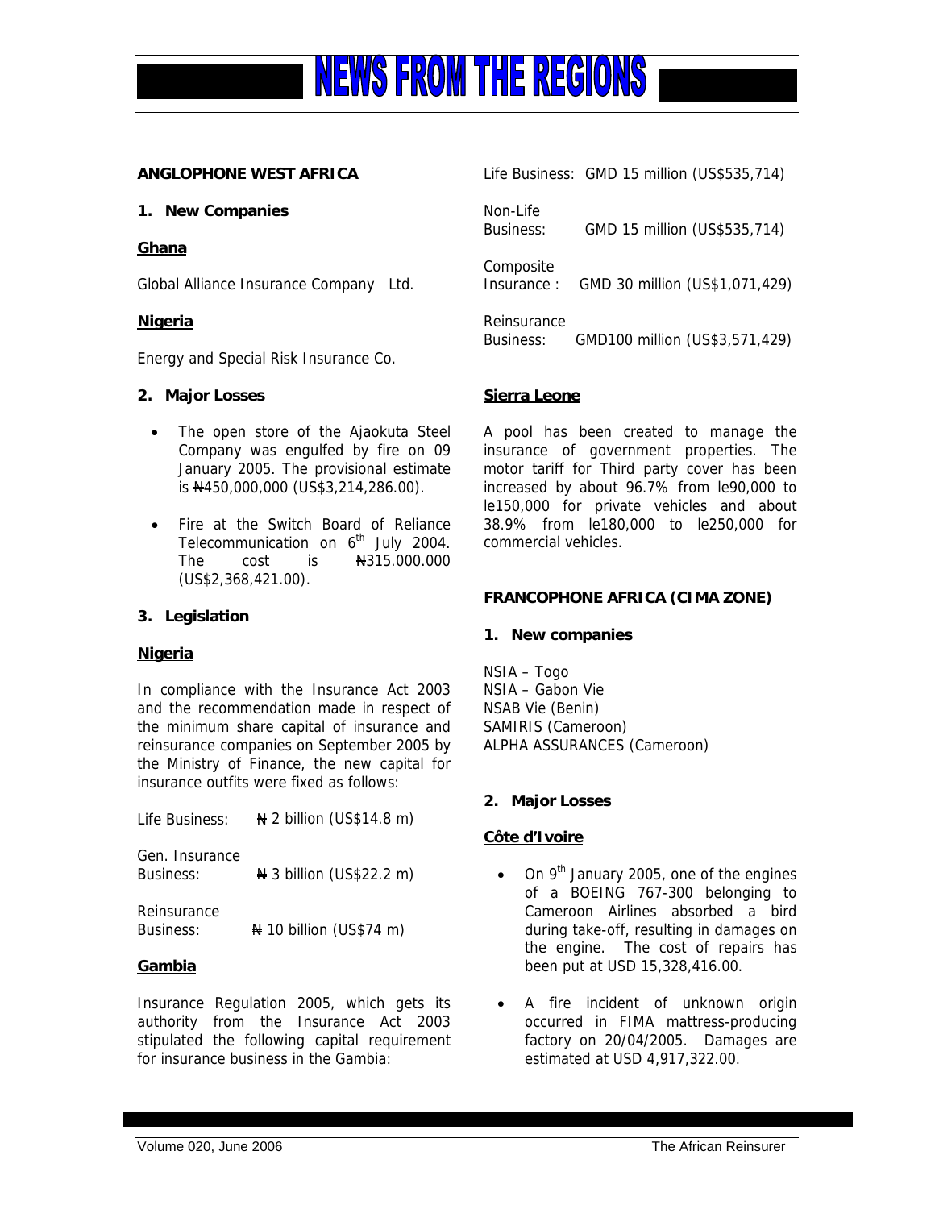# NEWS FROM THE REGIONS

**ANGLOPHONE WEST AFRICA**

**1. New Companies**

**Ghana**

Global Alliance Insurance Company Ltd.

**Nigeria**

Energy and Special Risk Insurance Co.

**2. Major Losses**

- The open store of the Ajaokuta Steel Company was engulfed by fire on 09 January 2005. The provisional estimate is ₦450,000,000 (US$3,214,286.00).
- Fire at the Switch Board of Reliance Telecommunication on 6th July 2004. The cost is ₦315.000.000 (US$2,368,421.00).

**3. Legislation**

**Nigeria**

In compliance with the Insurance Act 2003 and the recommendation made in respect of the minimum share capital of insurance and reinsurance companies on September 2005 by the Ministry of Finance, the new capital for insurance outfits were fixed as follows:

| | |
|---|---|
| Life Business: | ₦ 2 billion (US$14.8 m) |
| Gen. Insurance Business: | ₦ 3 billion (US$22.2 m) |
| Reinsurance Business: | ₦ 10 billion (US$74 m) |

**Gambia**

Insurance Regulation 2005, which gets its authority from the Insurance Act 2003 stipulated the following capital requirement for insurance business in the Gambia:

| | |
|---|---|
| Life Business: | GMD 15 million (US$535,714) |
| Non-Life Business: | GMD 15 million (US$535,714) |
| Composite Insurance : | GMD 30 million (US$1,071,429) |
| Reinsurance Business: | GMD100 million (US$3,571,429) |

**Sierra Leone**

A pool has been created to manage the insurance of government properties. The motor tariff for Third party cover has been increased by about 96.7% from le90,000 to le150,000 for private vehicles and about 38.9% from le180,000 to le250,000 for commercial vehicles.

**FRANCOPHONE AFRICA (CIMA ZONE)**

**1. New companies**

NSIA – Togo
NSIA – Gabon Vie
NSAB Vie (Benin)
SAMIRIS (Cameroon)
ALPHA ASSURANCES (Cameroon)

**2. Major Losses**

**Côte d'Ivoire**

- On 9th January 2005, one of the engines of a BOEING 767-300 belonging to Cameroon Airlines absorbed a bird during take-off, resulting in damages on the engine. The cost of repairs has been put at USD 15,328,416.00.
- A fire incident of unknown origin occurred in FIMA mattress-producing factory on 20/04/2005. Damages are estimated at USD 4,917,322.00.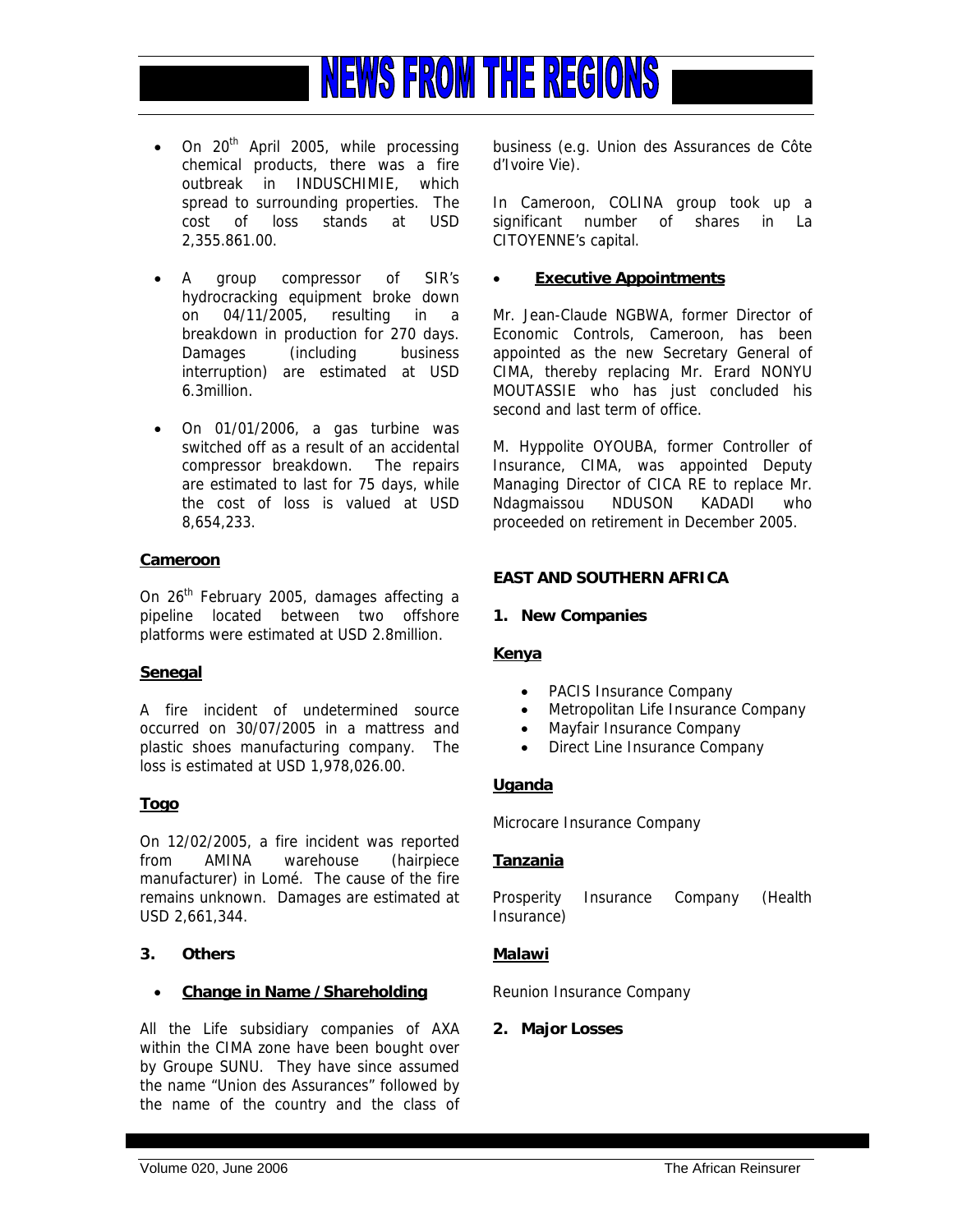- On 20th April 2005, while processing chemical products, there was a fire outbreak in INDUSCHIMIE, which spread to surrounding properties. The cost of loss stands at USD 2,355.861.00.
- A group compressor of SIR's hydrocracking equipment broke down on 04/11/2005, resulting in a breakdown in production for 270 days. Damages (including business interruption) are estimated at USD 6.3million.
- On 01/01/2006, a gas turbine was switched off as a result of an accidental compressor breakdown. The repairs are estimated to last for 75 days, while the cost of loss is valued at USD 8,654,233.

**Cameroon**

On 26th February 2005, damages affecting a pipeline located between two offshore platforms were estimated at USD 2.8million.

**Senegal**

A fire incident of undetermined source occurred on 30/07/2005 in a mattress and plastic shoes manufacturing company. The loss is estimated at USD 1,978,026.00.

**Togo**

On 12/02/2005, a fire incident was reported from AMINA warehouse (hairpiece manufacturer) in Lomé. The cause of the fire remains unknown. Damages are estimated at USD 2,661,344.

**3. Others**

- **Change in Name / Shareholding**

All the Life subsidiary companies of AXA within the CIMA zone have been bought over by Groupe SUNU. They have since assumed the name "Union des Assurances" followed by the name of the country and the class of business (e.g. Union des Assurances de Côte d'Ivoire Vie).

In Cameroon, COLINA group took up a significant number of shares in La CITOYENNE's capital.

- **Executive Appointments**

Mr. Jean-Claude NGBWA, former Director of Economic Controls, Cameroon, has been appointed as the new Secretary General of CIMA, thereby replacing Mr. Erard NONYU MOUTASSIE who has just concluded his second and last term of office.

M. Hyppolite OYOUBA, former Controller of Insurance, CIMA, was appointed Deputy Managing Director of CICA RE to replace Mr. Ndagmaissou NDUSON KADADI who proceeded on retirement in December 2005.

**EAST AND SOUTHERN AFRICA**

**1. New Companies**

**Kenya**

- PACIS Insurance Company
- Metropolitan Life Insurance Company
- Mayfair Insurance Company
- Direct Line Insurance Company

**Uganda**

Microcare Insurance Company

**Tanzania**

Prosperity Insurance Company (Health Insurance)

**Malawi**

Reunion Insurance Company

**2. Major Losses**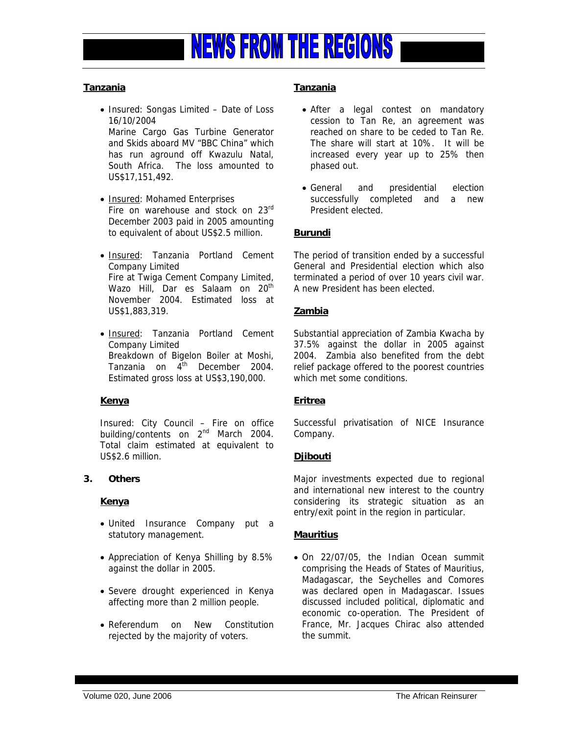# NEWS FROM THE REGIONS

**Tanzania**

- Insured: Songas Limited – Date of Loss 16/10/2004
  Marine Cargo Gas Turbine Generator and Skids aboard MV "BBC China" which has run aground off Kwazulu Natal, South Africa. The loss amounted to US$17,151,492.

- Insured: Mohamed Enterprises
  Fire on warehouse and stock on 23rd December 2003 paid in 2005 amounting to equivalent of about US$2.5 million.

- Insured: Tanzania Portland Cement Company Limited
  Fire at Twiga Cement Company Limited, Wazo Hill, Dar es Salaam on 20th November 2004. Estimated loss at US$1,883,319.

- Insured: Tanzania Portland Cement Company Limited
  Breakdown of Bigelon Boiler at Moshi, Tanzania on 4th December 2004. Estimated gross loss at US$3,190,000.

**Kenya**

Insured: City Council – Fire on office building/contents on 2nd March 2004. Total claim estimated at equivalent to US$2.6 million.

**3. Others**

**Kenya**

- United Insurance Company put a statutory management.
- Appreciation of Kenya Shilling by 8.5% against the dollar in 2005.
- Severe drought experienced in Kenya affecting more than 2 million people.
- Referendum on New Constitution rejected by the majority of voters.

**Tanzania**

- After a legal contest on mandatory cession to Tan Re, an agreement was reached on share to be ceded to Tan Re. The share will start at 10%. It will be increased every year up to 25% then phased out.
- General and presidential election successfully completed and a new President elected.

**Burundi**

The period of transition ended by a successful General and Presidential election which also terminated a period of over 10 years civil war. A new President has been elected.

**Zambia**

Substantial appreciation of Zambia Kwacha by 37.5% against the dollar in 2005 against 2004. Zambia also benefited from the debt relief package offered to the poorest countries which met some conditions.

**Eritrea**

Successful privatisation of NICE Insurance Company.

**Djibouti**

Major investments expected due to regional and international new interest to the country considering its strategic situation as an entry/exit point in the region in particular.

**Mauritius**

- On 22/07/05, the Indian Ocean summit comprising the Heads of States of Mauritius, Madagascar, the Seychelles and Comores was declared open in Madagascar. Issues discussed included political, diplomatic and economic co-operation. The President of France, Mr. Jacques Chirac also attended the summit.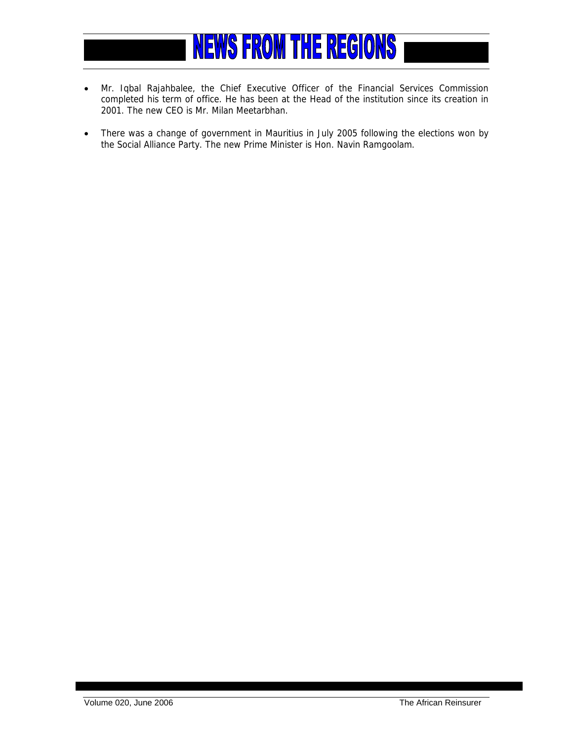# NEWS FROM THE REGIONS

- Mr. Iqbal Rajahbalee, the Chief Executive Officer of the Financial Services Commission completed his term of office. He has been at the Head of the institution since its creation in 2001. The new CEO is Mr. Milan Meetarbhan.
- There was a change of government in Mauritius in July 2005 following the elections won by the Social Alliance Party. The new Prime Minister is Hon. Navin Ramgoolam.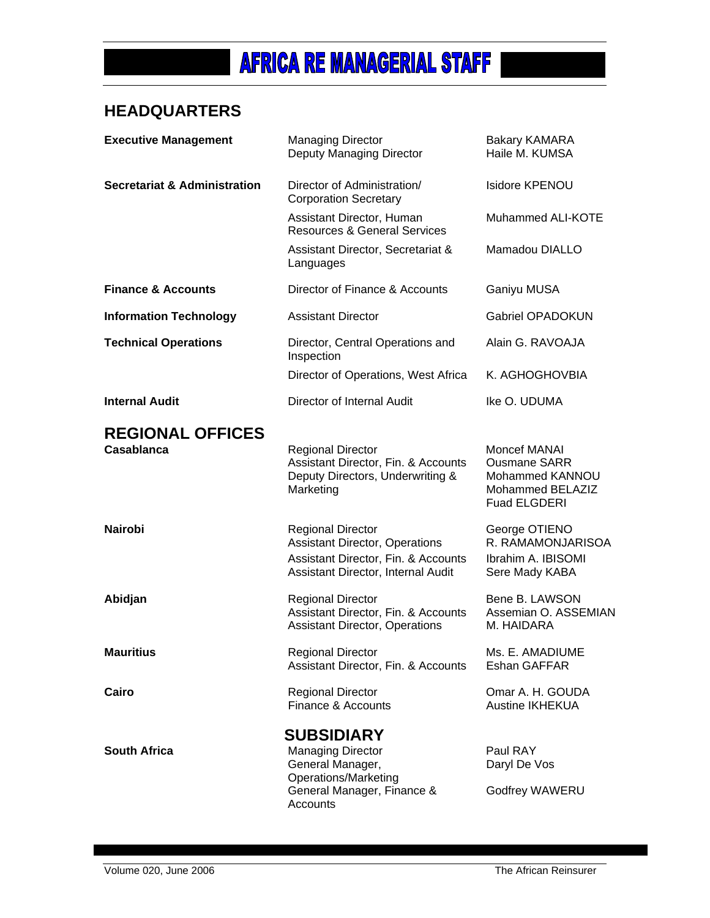# AFRICA RE MANAGERIAL STAFF

## HEADQUARTERS

| | | |
|---|---|---|
| **Executive Management** | Managing Director | Bakary KAMARA |
| | Deputy Managing Director | Haile M. KUMSA |
| **Secretariat & Administration** | Director of Administration/ Corporation Secretary | Isidore KPENOU |
| | Assistant Director, Human Resources & General Services | Muhammed ALI-KOTE |
| | Assistant Director, Secretariat & Languages | Mamadou DIALLO |
| **Finance & Accounts** | Director of Finance & Accounts | Ganiyu MUSA |
| **Information Technology** | Assistant Director | Gabriel OPADOKUN |
| **Technical Operations** | Director, Central Operations and Inspection | Alain G. RAVOAJA |
| | Director of Operations, West Africa | K. AGHOGHOVBIA |
| **Internal Audit** | Director of Internal Audit | Ike O. UDUMA |

## REGIONAL OFFICES

| | | |
|---|---|---|
| **Casablanca** | Regional Director | Moncef MANAI |
| | Assistant Director, Fin. & Accounts | Ousmane SARR |
| | Deputy Directors, Underwriting & Marketing | Mohammed KANNOU<br>Mohammed BELAZIZ<br>Fuad ELGDERI |
| **Nairobi** | Regional Director | George OTIENO |
| | Assistant Director, Operations | R. RAMAMONJARISOA |
| | Assistant Director, Fin. & Accounts | Ibrahim A. IBISOMI |
| | Assistant Director, Internal Audit | Sere Mady KABA |
| **Abidjan** | Regional Director | Bene B. LAWSON |
| | Assistant Director, Fin. & Accounts | Assemian O. ASSEMIAN |
| | Assistant Director, Operations | M. HAIDARA |
| **Mauritius** | Regional Director | Ms. E. AMADIUME |
| | Assistant Director, Fin. & Accounts | Eshan GAFFAR |
| **Cairo** | Regional Director | Omar A. H. GOUDA |
| | Finance & Accounts | Austine IKHEKUA |

## SUBSIDIARY

| | | |
|---|---|---|
| **South Africa** | Managing Director | Paul RAY |
| | General Manager, Operations/Marketing | Daryl De Vos |
| | General Manager, Finance & Accounts | Godfrey WAWERU |